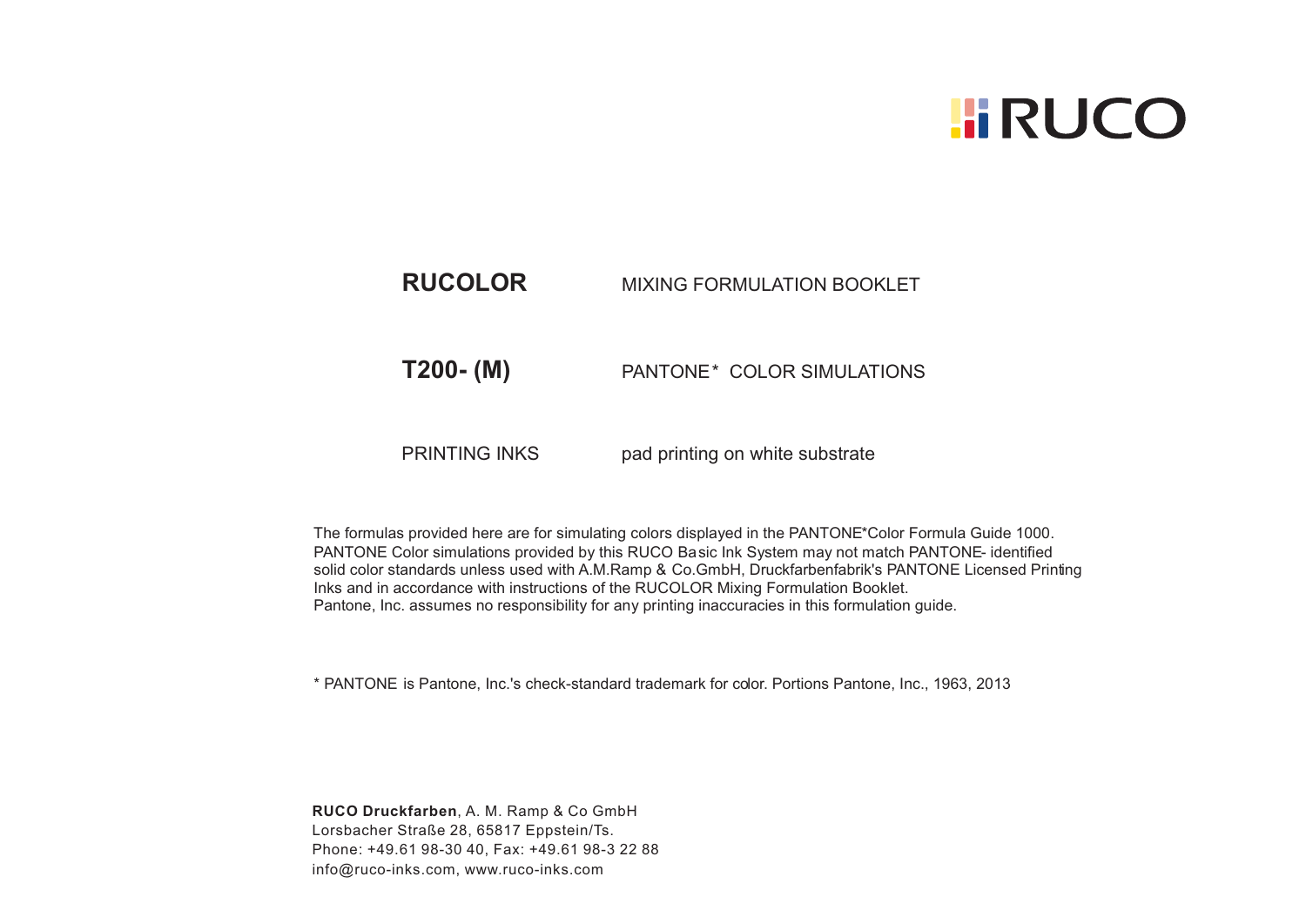RUCO

| | |
|---|---|
| **RUCOLOR** | MIXING FORMULATION BOOKLET |
| **T200- (M)** | PANTONE* COLOR SIMULATIONS |
| PRINTING INKS | pad printing on white substrate |

The formulas provided here are for simulating colors displayed in the PANTONE*Color Formula Guide 1000. PANTONE Color simulations provided by this RUCO Basic Ink System may not match PANTONE- identified solid color standards unless used with A.M.Ramp & Co.GmbH, Druckfarbenfabrik's PANTONE Licensed Printing Inks and in accordance with instructions of the RUCOLOR Mixing Formulation Booklet.
Pantone, Inc. assumes no responsibility for any printing inaccuracies in this formulation guide.

* PANTONE is Pantone, Inc.'s check-standard trademark for color. Portions Pantone, Inc., 1963, 2013

**RUCO Druckfarben**, A. M. Ramp & Co GmbH
Lorsbacher Straße 28, 65817 Eppstein/Ts.
Phone: +49.61 98-30 40, Fax: +49.61 98-3 22 88
info@ruco-inks.com, www.ruco-inks.com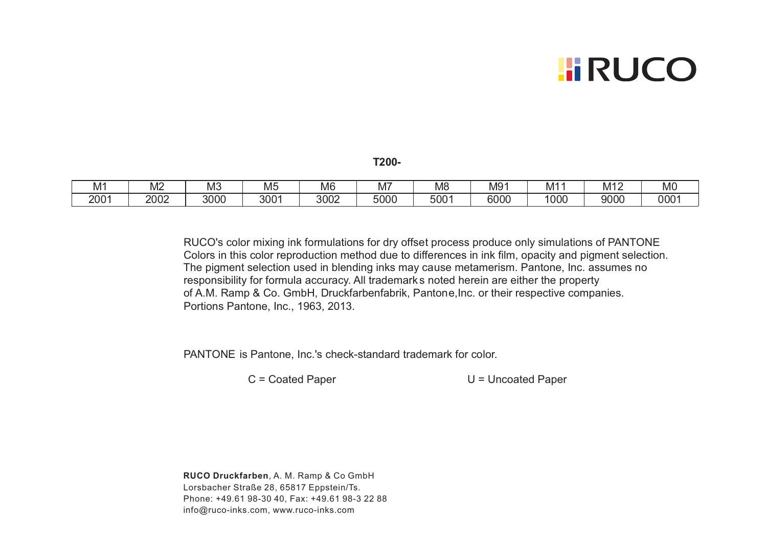RUCO

**T200-**

| M1 | M2 | M3 | M5 | M6 | M7 | M8 | M91 | M11 | M12 | M0 |
|---|---|---|---|---|---|---|---|---|---|---|
| 2001 | 2002 | 3000 | 3001 | 3002 | 5000 | 5001 | 6000 | 1000 | 9000 | 0001 |

RUCO's color mixing ink formulations for dry offset process produce only simulations of PANTONE Colors in this color reproduction method due to differences in ink film, opacity and pigment selection. The pigment selection used in blending inks may cause metamerism. Pantone, Inc. assumes no responsibility for formula accuracy. All trademarks noted herein are either the property of A.M. Ramp & Co. GmbH, Druckfarbenfabrik, Pantone,Inc. or their respective companies. Portions Pantone, Inc., 1963, 2013.

PANTONE is Pantone, Inc.'s check-standard trademark for color.

C = Coated Paper

U = Uncoated Paper

**RUCO Druckfarben**, A. M. Ramp & Co GmbH
Lorsbacher Straße 28, 65817 Eppstein/Ts.
Phone: +49.61 98-30 40, Fax: +49.61 98-3 22 88
info@ruco-inks.com, www.ruco-inks.com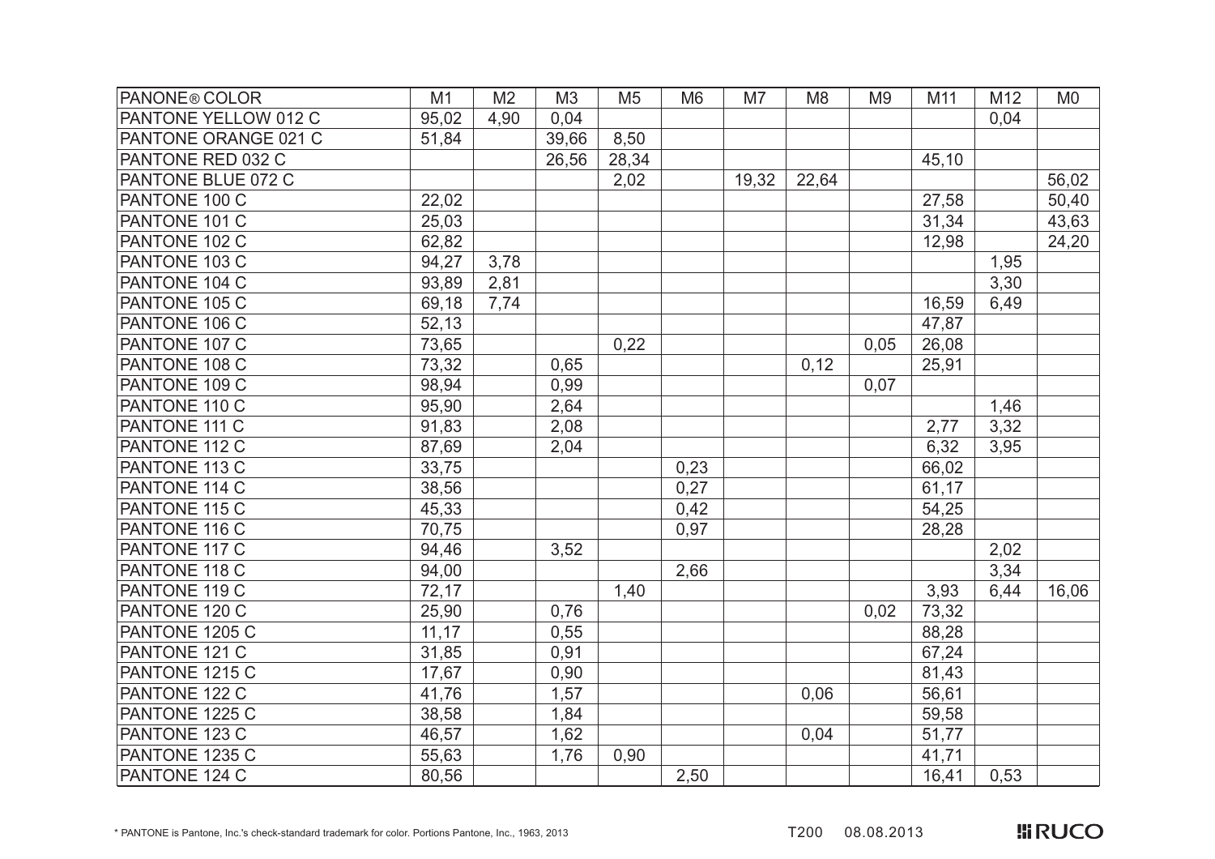| PANONE® COLOR | M1 | M2 | M3 | M5 | M6 | M7 | M8 | M9 | M11 | M12 | M0 |
|---|---|---|---|---|---|---|---|---|---|---|---|
| PANTONE YELLOW 012 C | 95,02 | 4,90 | 0,04 | | | | | | | 0,04 | |
| PANTONE ORANGE 021 C | 51,84 | | 39,66 | 8,50 | | | | | | | |
| PANTONE RED 032 C | | | 26,56 | 28,34 | | | | | 45,10 | | |
| PANTONE BLUE 072 C | | | | 2,02 | | 19,32 | 22,64 | | | | 56,02 |
| PANTONE 100 C | 22,02 | | | | | | | | 27,58 | | 50,40 |
| PANTONE 101 C | 25,03 | | | | | | | | 31,34 | | 43,63 |
| PANTONE 102 C | 62,82 | | | | | | | | 12,98 | | 24,20 |
| PANTONE 103 C | 94,27 | 3,78 | | | | | | | | 1,95 | |
| PANTONE 104 C | 93,89 | 2,81 | | | | | | | | 3,30 | |
| PANTONE 105 C | 69,18 | 7,74 | | | | | | | 16,59 | 6,49 | |
| PANTONE 106 C | 52,13 | | | | | | | | 47,87 | | |
| PANTONE 107 C | 73,65 | | | 0,22 | | | | 0,05 | 26,08 | | |
| PANTONE 108 C | 73,32 | | 0,65 | | | | 0,12 | | 25,91 | | |
| PANTONE 109 C | 98,94 | | 0,99 | | | | | 0,07 | | | |
| PANTONE 110 C | 95,90 | | 2,64 | | | | | | | 1,46 | |
| PANTONE 111 C | 91,83 | | 2,08 | | | | | | 2,77 | 3,32 | |
| PANTONE 112 C | 87,69 | | 2,04 | | | | | | 6,32 | 3,95 | |
| PANTONE 113 C | 33,75 | | | | 0,23 | | | | 66,02 | | |
| PANTONE 114 C | 38,56 | | | | 0,27 | | | | 61,17 | | |
| PANTONE 115 C | 45,33 | | | | 0,42 | | | | 54,25 | | |
| PANTONE 116 C | 70,75 | | | | 0,97 | | | | 28,28 | | |
| PANTONE 117 C | 94,46 | | 3,52 | | | | | | | 2,02 | |
| PANTONE 118 C | 94,00 | | | | 2,66 | | | | | 3,34 | |
| PANTONE 119 C | 72,17 | | | 1,40 | | | | | 3,93 | 6,44 | 16,06 |
| PANTONE 120 C | 25,90 | | 0,76 | | | | | 0,02 | 73,32 | | |
| PANTONE 1205 C | 11,17 | | 0,55 | | | | | | 88,28 | | |
| PANTONE 121 C | 31,85 | | 0,91 | | | | | | 67,24 | | |
| PANTONE 1215 C | 17,67 | | 0,90 | | | | | | 81,43 | | |
| PANTONE 122 C | 41,76 | | 1,57 | | | | 0,06 | | 56,61 | | |
| PANTONE 1225 C | 38,58 | | 1,84 | | | | | | 59,58 | | |
| PANTONE 123 C | 46,57 | | 1,62 | | | | 0,04 | | 51,77 | | |
| PANTONE 1235 C | 55,63 | | 1,76 | 0,90 | | | | | 41,71 | | |
| PANTONE 124 C | 80,56 | | | | 2,50 | | | | 16,41 | 0,53 | |

\* PANTONE is Pantone, Inc.'s check-standard trademark for color. Portions Pantone, Inc., 1963, 2013

T200 08.08.2013

RUCO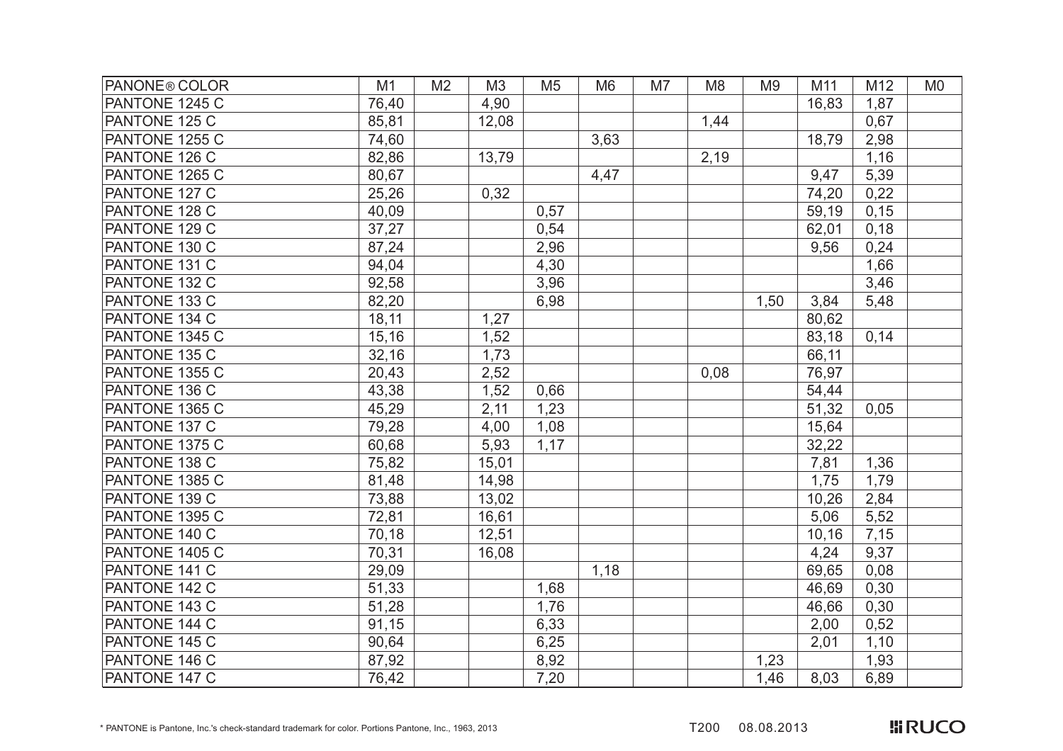| PANONE® COLOR | M1 | M2 | M3 | M5 | M6 | M7 | M8 | M9 | M11 | M12 | M0 |
|---|---|---|---|---|---|---|---|---|---|---|---|
| PANTONE 1245 C | 76,40 | | 4,90 | | | | | | 16,83 | 1,87 | |
| PANTONE 125 C | 85,81 | | 12,08 | | | | 1,44 | | | 0,67 | |
| PANTONE 1255 C | 74,60 | | | | 3,63 | | | | 18,79 | 2,98 | |
| PANTONE 126 C | 82,86 | | 13,79 | | | | 2,19 | | | 1,16 | |
| PANTONE 1265 C | 80,67 | | | | 4,47 | | | | 9,47 | 5,39 | |
| PANTONE 127 C | 25,26 | | 0,32 | | | | | | 74,20 | 0,22 | |
| PANTONE 128 C | 40,09 | | | 0,57 | | | | | 59,19 | 0,15 | |
| PANTONE 129 C | 37,27 | | | 0,54 | | | | | 62,01 | 0,18 | |
| PANTONE 130 C | 87,24 | | | 2,96 | | | | | 9,56 | 0,24 | |
| PANTONE 131 C | 94,04 | | | 4,30 | | | | | | 1,66 | |
| PANTONE 132 C | 92,58 | | | 3,96 | | | | | | 3,46 | |
| PANTONE 133 C | 82,20 | | | 6,98 | | | | 1,50 | 3,84 | 5,48 | |
| PANTONE 134 C | 18,11 | | 1,27 | | | | | | 80,62 | | |
| PANTONE 1345 C | 15,16 | | 1,52 | | | | | | 83,18 | 0,14 | |
| PANTONE 135 C | 32,16 | | 1,73 | | | | | | 66,11 | | |
| PANTONE 1355 C | 20,43 | | 2,52 | | | | 0,08 | | 76,97 | | |
| PANTONE 136 C | 43,38 | | 1,52 | 0,66 | | | | | 54,44 | | |
| PANTONE 1365 C | 45,29 | | 2,11 | 1,23 | | | | | 51,32 | 0,05 | |
| PANTONE 137 C | 79,28 | | 4,00 | 1,08 | | | | | 15,64 | | |
| PANTONE 1375 C | 60,68 | | 5,93 | 1,17 | | | | | 32,22 | | |
| PANTONE 138 C | 75,82 | | 15,01 | | | | | | 7,81 | 1,36 | |
| PANTONE 1385 C | 81,48 | | 14,98 | | | | | | 1,75 | 1,79 | |
| PANTONE 139 C | 73,88 | | 13,02 | | | | | | 10,26 | 2,84 | |
| PANTONE 1395 C | 72,81 | | 16,61 | | | | | | 5,06 | 5,52 | |
| PANTONE 140 C | 70,18 | | 12,51 | | | | | | 10,16 | 7,15 | |
| PANTONE 1405 C | 70,31 | | 16,08 | | | | | | 4,24 | 9,37 | |
| PANTONE 141 C | 29,09 | | | | 1,18 | | | | 69,65 | 0,08 | |
| PANTONE 142 C | 51,33 | | | 1,68 | | | | | 46,69 | 0,30 | |
| PANTONE 143 C | 51,28 | | | 1,76 | | | | | 46,66 | 0,30 | |
| PANTONE 144 C | 91,15 | | | 6,33 | | | | | 2,00 | 0,52 | |
| PANTONE 145 C | 90,64 | | | 6,25 | | | | | 2,01 | 1,10 | |
| PANTONE 146 C | 87,92 | | | 8,92 | | | | 1,23 | | 1,93 | |
| PANTONE 147 C | 76,42 | | | 7,20 | | | | 1,46 | 8,03 | 6,89 | |

\* PANTONE is Pantone, Inc.'s check-standard trademark for color. Portions Pantone, Inc., 1963, 2013

T200 08.08.2013

RUCO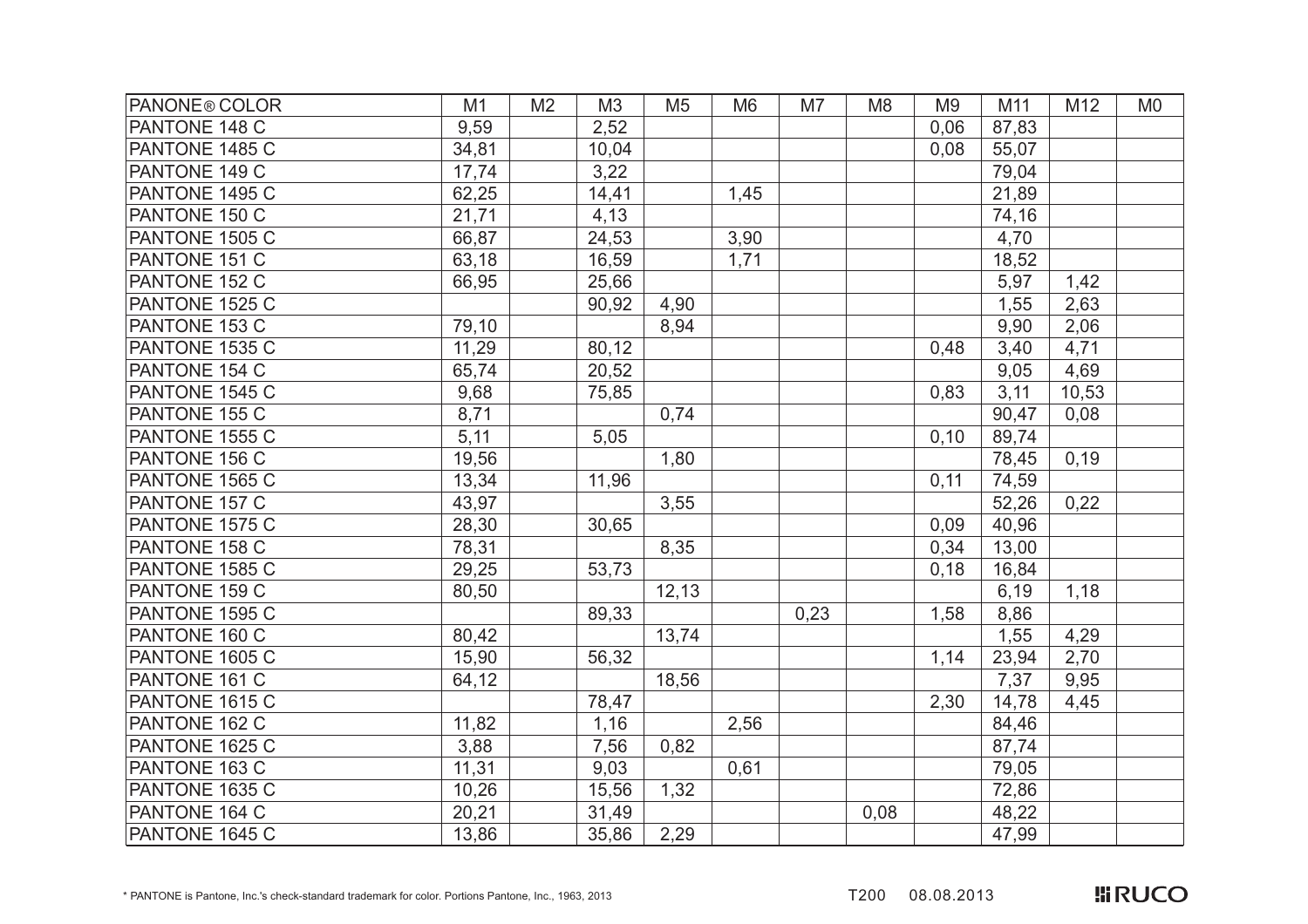| PANONE® COLOR | M1 | M2 | M3 | M5 | M6 | M7 | M8 | M9 | M11 | M12 | M0 |
|---|---|---|---|---|---|---|---|---|---|---|---|
| PANTONE 148 C | 9,59 | | 2,52 | | | | | 0,06 | 87,83 | | |
| PANTONE 1485 C | 34,81 | | 10,04 | | | | | 0,08 | 55,07 | | |
| PANTONE 149 C | 17,74 | | 3,22 | | | | | | 79,04 | | |
| PANTONE 1495 C | 62,25 | | 14,41 | | 1,45 | | | | 21,89 | | |
| PANTONE 150 C | 21,71 | | 4,13 | | | | | | 74,16 | | |
| PANTONE 1505 C | 66,87 | | 24,53 | | 3,90 | | | | 4,70 | | |
| PANTONE 151 C | 63,18 | | 16,59 | | 1,71 | | | | 18,52 | | |
| PANTONE 152 C | 66,95 | | 25,66 | | | | | | 5,97 | 1,42 | |
| PANTONE 1525 C | | | 90,92 | 4,90 | | | | | 1,55 | 2,63 | |
| PANTONE 153 C | 79,10 | | | 8,94 | | | | | 9,90 | 2,06 | |
| PANTONE 1535 C | 11,29 | | 80,12 | | | | | 0,48 | 3,40 | 4,71 | |
| PANTONE 154 C | 65,74 | | 20,52 | | | | | | 9,05 | 4,69 | |
| PANTONE 1545 C | 9,68 | | 75,85 | | | | | 0,83 | 3,11 | 10,53 | |
| PANTONE 155 C | 8,71 | | | 0,74 | | | | | 90,47 | 0,08 | |
| PANTONE 1555 C | 5,11 | | 5,05 | | | | | 0,10 | 89,74 | | |
| PANTONE 156 C | 19,56 | | | 1,80 | | | | | 78,45 | 0,19 | |
| PANTONE 1565 C | 13,34 | | 11,96 | | | | | 0,11 | 74,59 | | |
| PANTONE 157 C | 43,97 | | | 3,55 | | | | | 52,26 | 0,22 | |
| PANTONE 1575 C | 28,30 | | 30,65 | | | | | 0,09 | 40,96 | | |
| PANTONE 158 C | 78,31 | | | 8,35 | | | | 0,34 | 13,00 | | |
| PANTONE 1585 C | 29,25 | | 53,73 | | | | | 0,18 | 16,84 | | |
| PANTONE 159 C | 80,50 | | | 12,13 | | | | | 6,19 | 1,18 | |
| PANTONE 1595 C | | | 89,33 | | | 0,23 | | 1,58 | 8,86 | | |
| PANTONE 160 C | 80,42 | | | 13,74 | | | | | 1,55 | 4,29 | |
| PANTONE 1605 C | 15,90 | | 56,32 | | | | | 1,14 | 23,94 | 2,70 | |
| PANTONE 161 C | 64,12 | | | 18,56 | | | | | 7,37 | 9,95 | |
| PANTONE 1615 C | | | 78,47 | | | | | 2,30 | 14,78 | 4,45 | |
| PANTONE 162 C | 11,82 | | 1,16 | | 2,56 | | | | 84,46 | | |
| PANTONE 1625 C | 3,88 | | 7,56 | 0,82 | | | | | 87,74 | | |
| PANTONE 163 C | 11,31 | | 9,03 | | 0,61 | | | | 79,05 | | |
| PANTONE 1635 C | 10,26 | | 15,56 | 1,32 | | | | | 72,86 | | |
| PANTONE 164 C | 20,21 | | 31,49 | | | | 0,08 | | 48,22 | | |
| PANTONE 1645 C | 13,86 | | 35,86 | 2,29 | | | | | 47,99 | | |

\* PANTONE is Pantone, Inc.'s check-standard trademark for color. Portions Pantone, Inc., 1963, 2013

T200 08.08.2013

RUCO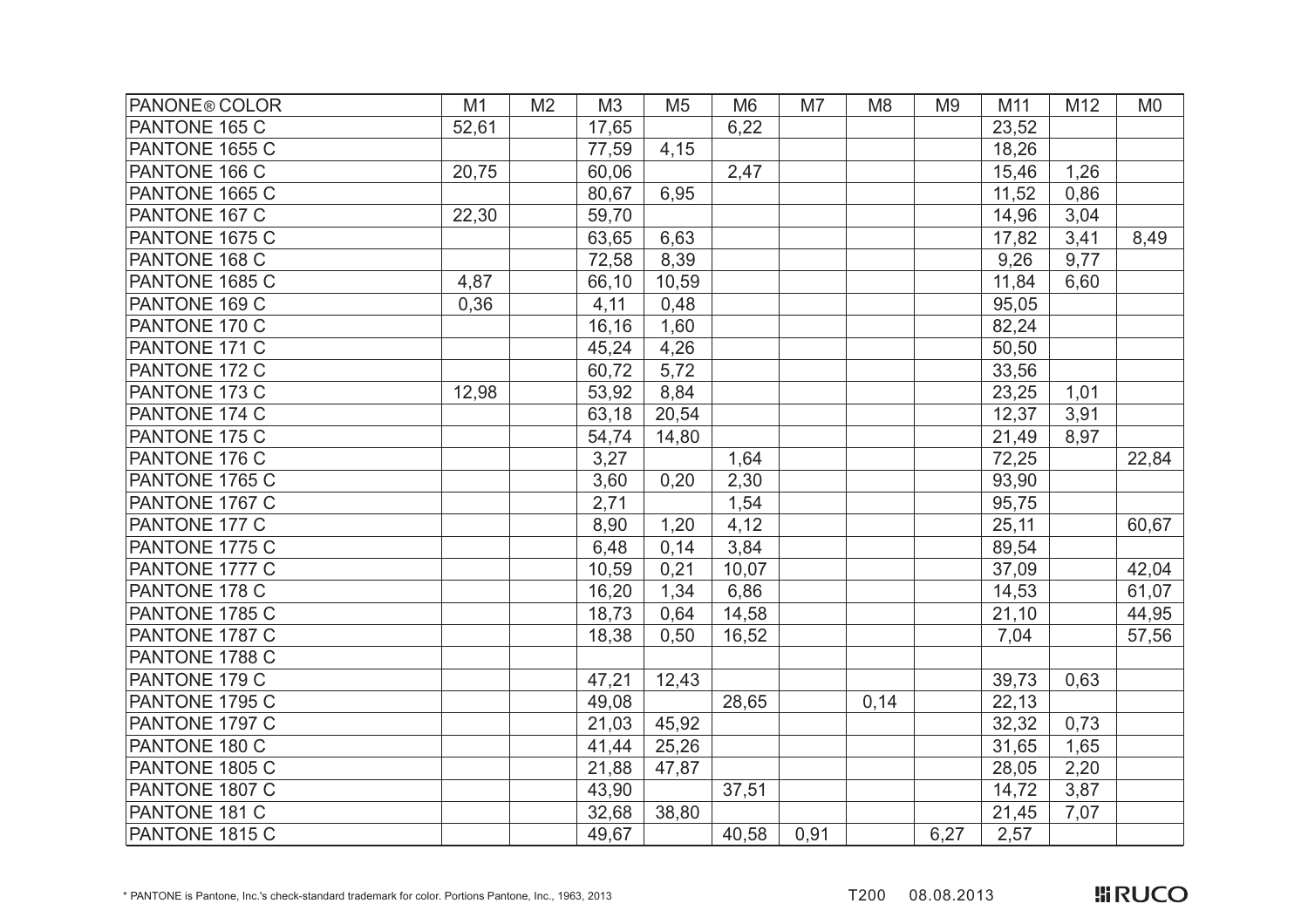| PANONE® COLOR | M1 | M2 | M3 | M5 | M6 | M7 | M8 | M9 | M11 | M12 | M0 |
|---|---|---|---|---|---|---|---|---|---|---|---|
| PANTONE 165 C | 52,61 | | 17,65 | | 6,22 | | | | 23,52 | | |
| PANTONE 1655 C | | | 77,59 | 4,15 | | | | | 18,26 | | |
| PANTONE 166 C | 20,75 | | 60,06 | | 2,47 | | | | 15,46 | 1,26 | |
| PANTONE 1665 C | | | 80,67 | 6,95 | | | | | 11,52 | 0,86 | |
| PANTONE 167 C | 22,30 | | 59,70 | | | | | | 14,96 | 3,04 | |
| PANTONE 1675 C | | | 63,65 | 6,63 | | | | | 17,82 | 3,41 | 8,49 |
| PANTONE 168 C | | | 72,58 | 8,39 | | | | | 9,26 | 9,77 | |
| PANTONE 1685 C | 4,87 | | 66,10 | 10,59 | | | | | 11,84 | 6,60 | |
| PANTONE 169 C | 0,36 | | 4,11 | 0,48 | | | | | 95,05 | | |
| PANTONE 170 C | | | 16,16 | 1,60 | | | | | 82,24 | | |
| PANTONE 171 C | | | 45,24 | 4,26 | | | | | 50,50 | | |
| PANTONE 172 C | | | 60,72 | 5,72 | | | | | 33,56 | | |
| PANTONE 173 C | 12,98 | | 53,92 | 8,84 | | | | | 23,25 | 1,01 | |
| PANTONE 174 C | | | 63,18 | 20,54 | | | | | 12,37 | 3,91 | |
| PANTONE 175 C | | | 54,74 | 14,80 | | | | | 21,49 | 8,97 | |
| PANTONE 176 C | | | 3,27 | | 1,64 | | | | 72,25 | | 22,84 |
| PANTONE 1765 C | | | 3,60 | 0,20 | 2,30 | | | | 93,90 | | |
| PANTONE 1767 C | | | 2,71 | | 1,54 | | | | 95,75 | | |
| PANTONE 177 C | | | 8,90 | 1,20 | 4,12 | | | | 25,11 | | 60,67 |
| PANTONE 1775 C | | | 6,48 | 0,14 | 3,84 | | | | 89,54 | | |
| PANTONE 1777 C | | | 10,59 | 0,21 | 10,07 | | | | 37,09 | | 42,04 |
| PANTONE 178 C | | | 16,20 | 1,34 | 6,86 | | | | 14,53 | | 61,07 |
| PANTONE 1785 C | | | 18,73 | 0,64 | 14,58 | | | | 21,10 | | 44,95 |
| PANTONE 1787 C | | | 18,38 | 0,50 | 16,52 | | | | 7,04 | | 57,56 |
| PANTONE 1788 C | | | | | | | | | | | |
| PANTONE 179 C | | | 47,21 | 12,43 | | | | | 39,73 | 0,63 | |
| PANTONE 1795 C | | | 49,08 | | 28,65 | | 0,14 | | 22,13 | | |
| PANTONE 1797 C | | | 21,03 | 45,92 | | | | | 32,32 | 0,73 | |
| PANTONE 180 C | | | 41,44 | 25,26 | | | | | 31,65 | 1,65 | |
| PANTONE 1805 C | | | 21,88 | 47,87 | | | | | 28,05 | 2,20 | |
| PANTONE 1807 C | | | 43,90 | | 37,51 | | | | 14,72 | 3,87 | |
| PANTONE 181 C | | | 32,68 | 38,80 | | | | | 21,45 | 7,07 | |
| PANTONE 1815 C | | | 49,67 | | 40,58 | 0,91 | | 6,27 | 2,57 | | |

* PANTONE is Pantone, Inc.'s check-standard trademark for color. Portions Pantone, Inc., 1963, 2013

T200 08.08.2013

RUCO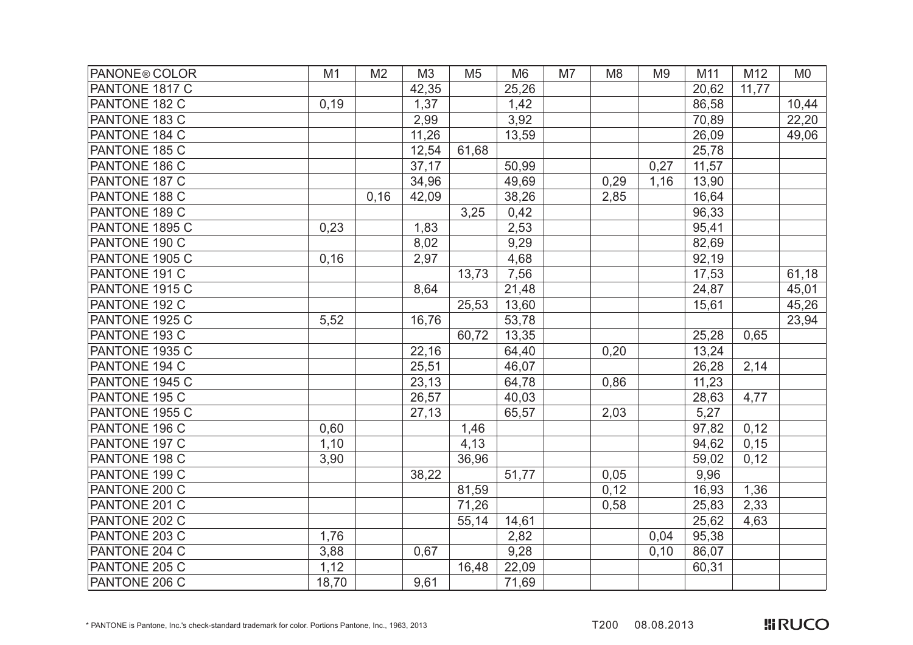| PANONE® COLOR | M1 | M2 | M3 | M5 | M6 | M7 | M8 | M9 | M11 | M12 | M0 |
|---|---|---|---|---|---|---|---|---|---|---|---|
| PANTONE 1817 C | | | 42,35 | | 25,26 | | | | 20,62 | 11,77 | |
| PANTONE 182 C | 0,19 | | 1,37 | | 1,42 | | | | 86,58 | | 10,44 |
| PANTONE 183 C | | | 2,99 | | 3,92 | | | | 70,89 | | 22,20 |
| PANTONE 184 C | | | 11,26 | | 13,59 | | | | 26,09 | | 49,06 |
| PANTONE 185 C | | | 12,54 | 61,68 | | | | | 25,78 | | |
| PANTONE 186 C | | | 37,17 | | 50,99 | | | 0,27 | 11,57 | | |
| PANTONE 187 C | | | 34,96 | | 49,69 | | 0,29 | 1,16 | 13,90 | | |
| PANTONE 188 C | | 0,16 | 42,09 | | 38,26 | | 2,85 | | 16,64 | | |
| PANTONE 189 C | | | | 3,25 | 0,42 | | | | 96,33 | | |
| PANTONE 1895 C | 0,23 | | 1,83 | | 2,53 | | | | 95,41 | | |
| PANTONE 190 C | | | 8,02 | | 9,29 | | | | 82,69 | | |
| PANTONE 1905 C | 0,16 | | 2,97 | | 4,68 | | | | 92,19 | | |
| PANTONE 191 C | | | | 13,73 | 7,56 | | | | 17,53 | | 61,18 |
| PANTONE 1915 C | | | 8,64 | | 21,48 | | | | 24,87 | | 45,01 |
| PANTONE 192 C | | | | 25,53 | 13,60 | | | | 15,61 | | 45,26 |
| PANTONE 1925 C | 5,52 | | 16,76 | | 53,78 | | | | | | 23,94 |
| PANTONE 193 C | | | | 60,72 | 13,35 | | | | 25,28 | 0,65 | |
| PANTONE 1935 C | | | 22,16 | | 64,40 | | 0,20 | | 13,24 | | |
| PANTONE 194 C | | | 25,51 | | 46,07 | | | | 26,28 | 2,14 | |
| PANTONE 1945 C | | | 23,13 | | 64,78 | | 0,86 | | 11,23 | | |
| PANTONE 195 C | | | 26,57 | | 40,03 | | | | 28,63 | 4,77 | |
| PANTONE 1955 C | | | 27,13 | | 65,57 | | 2,03 | | 5,27 | | |
| PANTONE 196 C | 0,60 | | | 1,46 | | | | | 97,82 | 0,12 | |
| PANTONE 197 C | 1,10 | | | 4,13 | | | | | 94,62 | 0,15 | |
| PANTONE 198 C | 3,90 | | | 36,96 | | | | | 59,02 | 0,12 | |
| PANTONE 199 C | | | 38,22 | | 51,77 | | 0,05 | | 9,96 | | |
| PANTONE 200 C | | | | 81,59 | | | 0,12 | | 16,93 | 1,36 | |
| PANTONE 201 C | | | | 71,26 | | | 0,58 | | 25,83 | 2,33 | |
| PANTONE 202 C | | | | 55,14 | 14,61 | | | | 25,62 | 4,63 | |
| PANTONE 203 C | 1,76 | | | | 2,82 | | | 0,04 | 95,38 | | |
| PANTONE 204 C | 3,88 | | 0,67 | | 9,28 | | | 0,10 | 86,07 | | |
| PANTONE 205 C | 1,12 | | | 16,48 | 22,09 | | | | 60,31 | | |
| PANTONE 206 C | 18,70 | | 9,61 | | 71,69 | | | | | | |

* PANTONE is Pantone, Inc.'s check-standard trademark for color. Portions Pantone, Inc., 1963, 2013

T200 08.08.2013

RUCO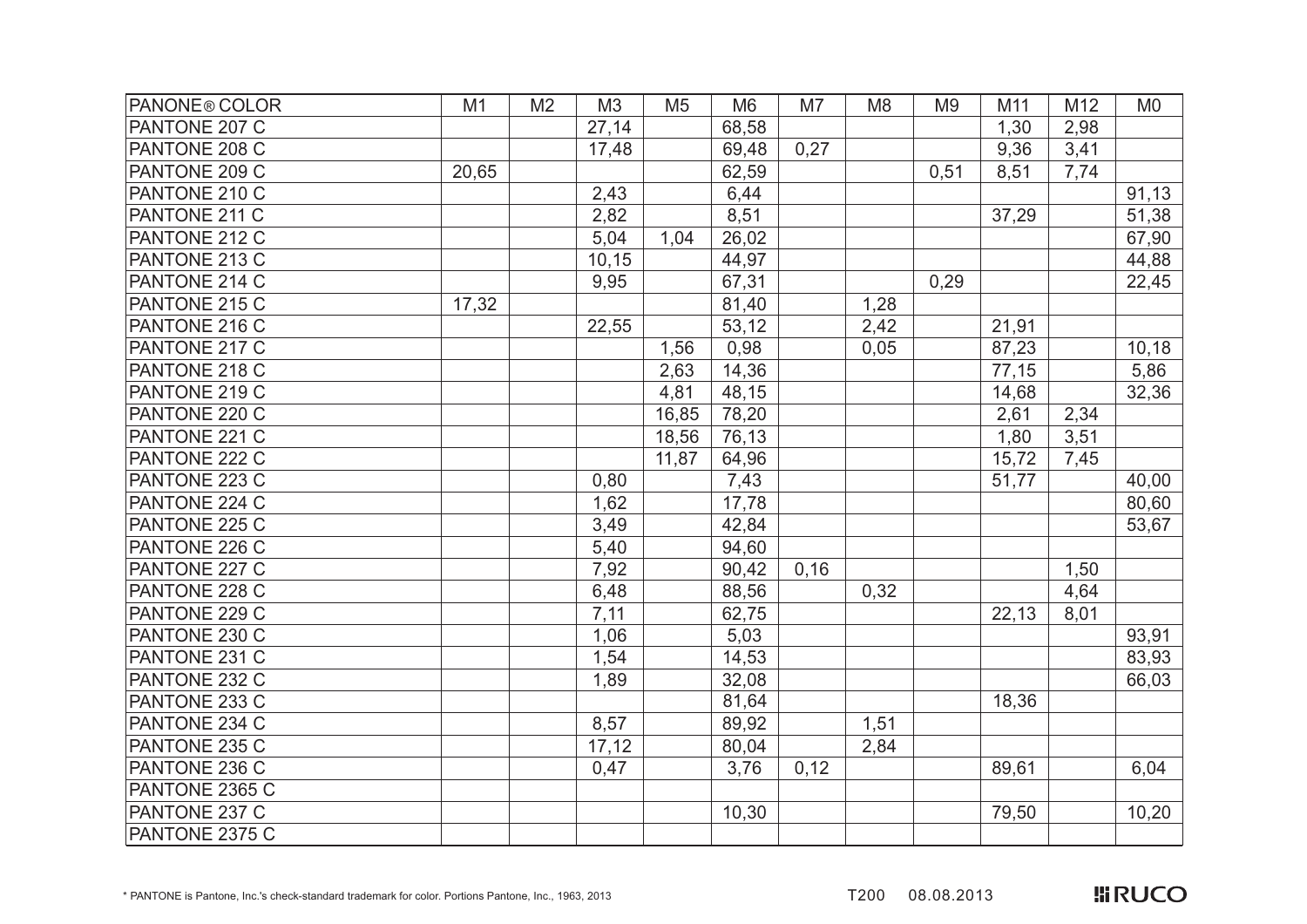| PANONE® COLOR | M1 | M2 | M3 | M5 | M6 | M7 | M8 | M9 | M11 | M12 | M0 |
|---|---|---|---|---|---|---|---|---|---|---|---|
| PANTONE 207 C | | | 27,14 | | 68,58 | | | | 1,30 | 2,98 | |
| PANTONE 208 C | | | 17,48 | | 69,48 | 0,27 | | | 9,36 | 3,41 | |
| PANTONE 209 C | 20,65 | | | | 62,59 | | | 0,51 | 8,51 | 7,74 | |
| PANTONE 210 C | | | 2,43 | | 6,44 | | | | | | 91,13 |
| PANTONE 211 C | | | 2,82 | | 8,51 | | | | 37,29 | | 51,38 |
| PANTONE 212 C | | | 5,04 | 1,04 | 26,02 | | | | | | 67,90 |
| PANTONE 213 C | | | 10,15 | | 44,97 | | | | | | 44,88 |
| PANTONE 214 C | | | 9,95 | | 67,31 | | | 0,29 | | | 22,45 |
| PANTONE 215 C | 17,32 | | | | 81,40 | | 1,28 | | | | |
| PANTONE 216 C | | | 22,55 | | 53,12 | | 2,42 | | 21,91 | | |
| PANTONE 217 C | | | | 1,56 | 0,98 | | 0,05 | | 87,23 | | 10,18 |
| PANTONE 218 C | | | | 2,63 | 14,36 | | | | 77,15 | | 5,86 |
| PANTONE 219 C | | | | 4,81 | 48,15 | | | | 14,68 | | 32,36 |
| PANTONE 220 C | | | | 16,85 | 78,20 | | | | 2,61 | 2,34 | |
| PANTONE 221 C | | | | 18,56 | 76,13 | | | | 1,80 | 3,51 | |
| PANTONE 222 C | | | | 11,87 | 64,96 | | | | 15,72 | 7,45 | |
| PANTONE 223 C | | | 0,80 | | 7,43 | | | | 51,77 | | 40,00 |
| PANTONE 224 C | | | 1,62 | | 17,78 | | | | | | 80,60 |
| PANTONE 225 C | | | 3,49 | | 42,84 | | | | | | 53,67 |
| PANTONE 226 C | | | 5,40 | | 94,60 | | | | | | |
| PANTONE 227 C | | | 7,92 | | 90,42 | 0,16 | | | | 1,50 | |
| PANTONE 228 C | | | 6,48 | | 88,56 | | 0,32 | | | 4,64 | |
| PANTONE 229 C | | | 7,11 | | 62,75 | | | | 22,13 | 8,01 | |
| PANTONE 230 C | | | 1,06 | | 5,03 | | | | | | 93,91 |
| PANTONE 231 C | | | 1,54 | | 14,53 | | | | | | 83,93 |
| PANTONE 232 C | | | 1,89 | | 32,08 | | | | | | 66,03 |
| PANTONE 233 C | | | | | 81,64 | | | | 18,36 | | |
| PANTONE 234 C | | | 8,57 | | 89,92 | | 1,51 | | | | |
| PANTONE 235 C | | | 17,12 | | 80,04 | | 2,84 | | | | |
| PANTONE 236 C | | | 0,47 | | 3,76 | 0,12 | | | 89,61 | | 6,04 |
| PANTONE 2365 C | | | | | | | | | | | |
| PANTONE 237 C | | | | | 10,30 | | | | 79,50 | | 10,20 |
| PANTONE 2375 C | | | | | | | | | | | |

* PANTONE is Pantone, Inc.'s check-standard trademark for color. Portions Pantone, Inc., 1963, 2013

T200 08.08.2013

RUCO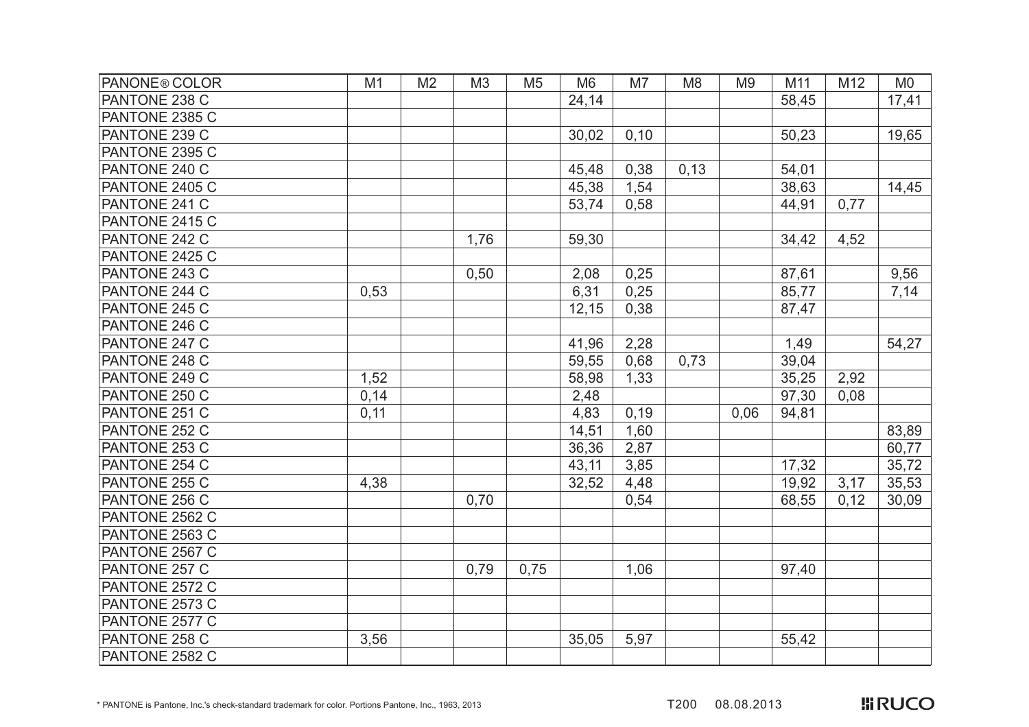| PANONE® COLOR | M1 | M2 | M3 | M5 | M6 | M7 | M8 | M9 | M11 | M12 | M0 |
|---|---|---|---|---|---|---|---|---|---|---|---|
| PANTONE 238 C | | | | | 24,14 | | | | 58,45 | | 17,41 |
| PANTONE 2385 C | | | | | | | | | | | |
| PANTONE 239 C | | | | | 30,02 | 0,10 | | | 50,23 | | 19,65 |
| PANTONE 2395 C | | | | | | | | | | | |
| PANTONE 240 C | | | | | 45,48 | 0,38 | 0,13 | | 54,01 | | |
| PANTONE 2405 C | | | | | 45,38 | 1,54 | | | 38,63 | | 14,45 |
| PANTONE 241 C | | | | | 53,74 | 0,58 | | | 44,91 | 0,77 | |
| PANTONE 2415 C | | | | | | | | | | | |
| PANTONE 242 C | | | 1,76 | | 59,30 | | | | 34,42 | 4,52 | |
| PANTONE 2425 C | | | | | | | | | | | |
| PANTONE 243 C | | | 0,50 | | 2,08 | 0,25 | | | 87,61 | | 9,56 |
| PANTONE 244 C | 0,53 | | | | 6,31 | 0,25 | | | 85,77 | | 7,14 |
| PANTONE 245 C | | | | | 12,15 | 0,38 | | | 87,47 | | |
| PANTONE 246 C | | | | | | | | | | | |
| PANTONE 247 C | | | | | 41,96 | 2,28 | | | 1,49 | | 54,27 |
| PANTONE 248 C | | | | | 59,55 | 0,68 | 0,73 | | 39,04 | | |
| PANTONE 249 C | 1,52 | | | | 58,98 | 1,33 | | | 35,25 | 2,92 | |
| PANTONE 250 C | 0,14 | | | | 2,48 | | | | 97,30 | 0,08 | |
| PANTONE 251 C | 0,11 | | | | 4,83 | 0,19 | | 0,06 | 94,81 | | |
| PANTONE 252 C | | | | | 14,51 | 1,60 | | | | | 83,89 |
| PANTONE 253 C | | | | | 36,36 | 2,87 | | | | | 60,77 |
| PANTONE 254 C | | | | | 43,11 | 3,85 | | | 17,32 | | 35,72 |
| PANTONE 255 C | 4,38 | | | | 32,52 | 4,48 | | | 19,92 | 3,17 | 35,53 |
| PANTONE 256 C | | | 0,70 | | | 0,54 | | | 68,55 | 0,12 | 30,09 |
| PANTONE 2562 C | | | | | | | | | | | |
| PANTONE 2563 C | | | | | | | | | | | |
| PANTONE 2567 C | | | | | | | | | | | |
| PANTONE 257 C | | | 0,79 | 0,75 | | 1,06 | | | 97,40 | | |
| PANTONE 2572 C | | | | | | | | | | | |
| PANTONE 2573 C | | | | | | | | | | | |
| PANTONE 2577 C | | | | | | | | | | | |
| PANTONE 258 C | 3,56 | | | | 35,05 | 5,97 | | | 55,42 | | |
| PANTONE 2582 C | | | | | | | | | | | |

* PANTONE is Pantone, Inc.'s check-standard trademark for color. Portions Pantone, Inc., 1963, 2013

T200 08.08.2013

RUCO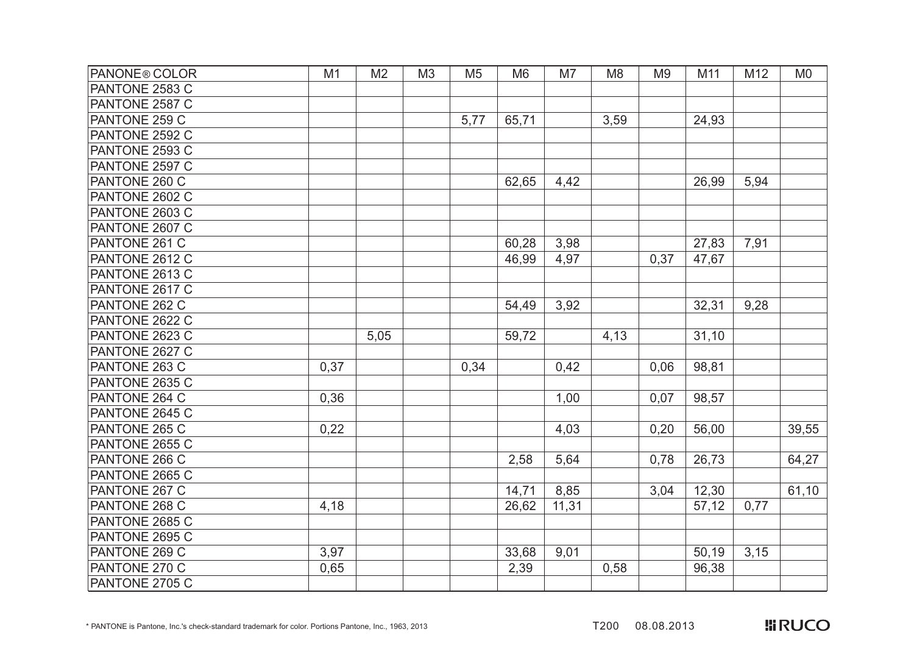| PANONE® COLOR | M1 | M2 | M3 | M5 | M6 | M7 | M8 | M9 | M11 | M12 | M0 |
|---|---|---|---|---|---|---|---|---|---|---|---|
| PANTONE 2583 C | | | | | | | | | | | |
| PANTONE 2587 C | | | | | | | | | | | |
| PANTONE 259 C | | | | 5,77 | 65,71 | | 3,59 | | 24,93 | | |
| PANTONE 2592 C | | | | | | | | | | | |
| PANTONE 2593 C | | | | | | | | | | | |
| PANTONE 2597 C | | | | | | | | | | | |
| PANTONE 260 C | | | | | 62,65 | 4,42 | | | 26,99 | 5,94 | |
| PANTONE 2602 C | | | | | | | | | | | |
| PANTONE 2603 C | | | | | | | | | | | |
| PANTONE 2607 C | | | | | | | | | | | |
| PANTONE 261 C | | | | | 60,28 | 3,98 | | | 27,83 | 7,91 | |
| PANTONE 2612 C | | | | | 46,99 | 4,97 | | 0,37 | 47,67 | | |
| PANTONE 2613 C | | | | | | | | | | | |
| PANTONE 2617 C | | | | | | | | | | | |
| PANTONE 262 C | | | | | 54,49 | 3,92 | | | 32,31 | 9,28 | |
| PANTONE 2622 C | | | | | | | | | | | |
| PANTONE 2623 C | | 5,05 | | | 59,72 | | 4,13 | | 31,10 | | |
| PANTONE 2627 C | | | | | | | | | | | |
| PANTONE 263 C | 0,37 | | | 0,34 | | 0,42 | | 0,06 | 98,81 | | |
| PANTONE 2635 C | | | | | | | | | | | |
| PANTONE 264 C | 0,36 | | | | | 1,00 | | 0,07 | 98,57 | | |
| PANTONE 2645 C | | | | | | | | | | | |
| PANTONE 265 C | 0,22 | | | | | 4,03 | | 0,20 | 56,00 | | 39,55 |
| PANTONE 2655 C | | | | | | | | | | | |
| PANTONE 266 C | | | | | 2,58 | 5,64 | | 0,78 | 26,73 | | 64,27 |
| PANTONE 2665 C | | | | | | | | | | | |
| PANTONE 267 C | | | | | 14,71 | 8,85 | | 3,04 | 12,30 | | 61,10 |
| PANTONE 268 C | 4,18 | | | | 26,62 | 11,31 | | | 57,12 | 0,77 | |
| PANTONE 2685 C | | | | | | | | | | | |
| PANTONE 2695 C | | | | | | | | | | | |
| PANTONE 269 C | 3,97 | | | | 33,68 | 9,01 | | | 50,19 | 3,15 | |
| PANTONE 270 C | 0,65 | | | | 2,39 | | 0,58 | | 96,38 | | |
| PANTONE 2705 C | | | | | | | | | | | |

* PANTONE is Pantone, Inc.'s check-standard trademark for color. Portions Pantone, Inc., 1963, 2013

T200 08.08.2013

RUCO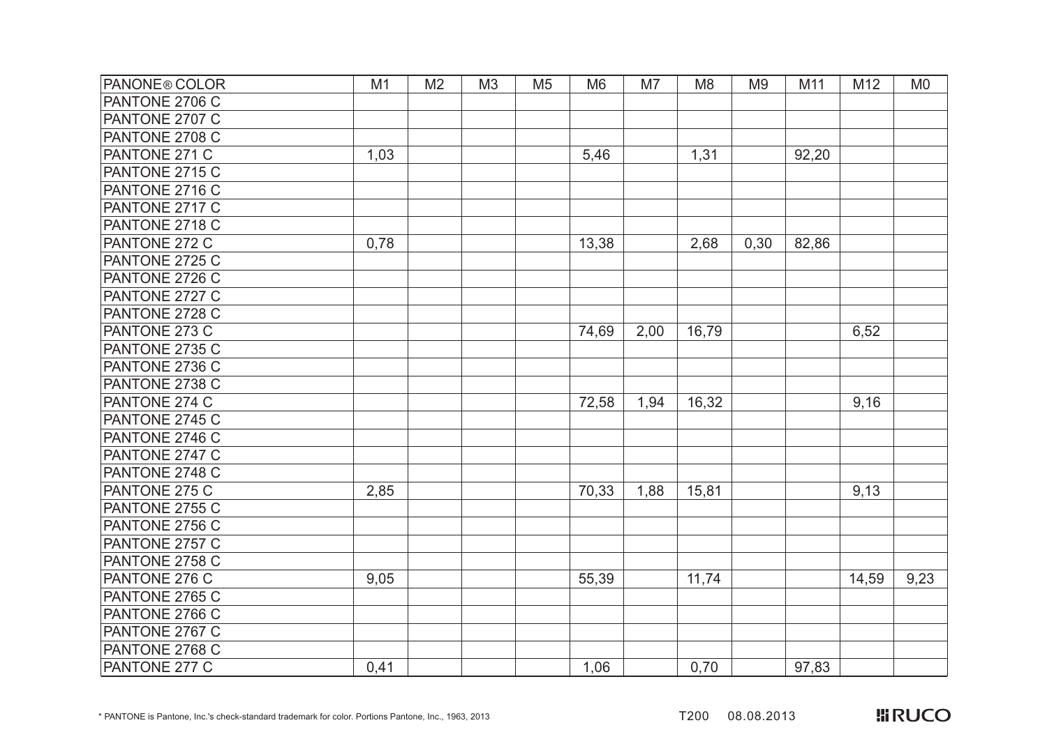| PANONE® COLOR | M1 | M2 | M3 | M5 | M6 | M7 | M8 | M9 | M11 | M12 | M0 |
|---|---|---|---|---|---|---|---|---|---|---|---|
| PANTONE 2706 C | | | | | | | | | | | |
| PANTONE 2707 C | | | | | | | | | | | |
| PANTONE 2708 C | | | | | | | | | | | |
| PANTONE 271 C | 1,03 | | | | 5,46 | | 1,31 | | 92,20 | | |
| PANTONE 2715 C | | | | | | | | | | | |
| PANTONE 2716 C | | | | | | | | | | | |
| PANTONE 2717 C | | | | | | | | | | | |
| PANTONE 2718 C | | | | | | | | | | | |
| PANTONE 272 C | 0,78 | | | | 13,38 | | 2,68 | 0,30 | 82,86 | | |
| PANTONE 2725 C | | | | | | | | | | | |
| PANTONE 2726 C | | | | | | | | | | | |
| PANTONE 2727 C | | | | | | | | | | | |
| PANTONE 2728 C | | | | | | | | | | | |
| PANTONE 273 C | | | | | 74,69 | 2,00 | 16,79 | | | 6,52 | |
| PANTONE 2735 C | | | | | | | | | | | |
| PANTONE 2736 C | | | | | | | | | | | |
| PANTONE 2738 C | | | | | | | | | | | |
| PANTONE 274 C | | | | | 72,58 | 1,94 | 16,32 | | | 9,16 | |
| PANTONE 2745 C | | | | | | | | | | | |
| PANTONE 2746 C | | | | | | | | | | | |
| PANTONE 2747 C | | | | | | | | | | | |
| PANTONE 2748 C | | | | | | | | | | | |
| PANTONE 275 C | 2,85 | | | | 70,33 | 1,88 | 15,81 | | | 9,13 | |
| PANTONE 2755 C | | | | | | | | | | | |
| PANTONE 2756 C | | | | | | | | | | | |
| PANTONE 2757 C | | | | | | | | | | | |
| PANTONE 2758 C | | | | | | | | | | | |
| PANTONE 276 C | 9,05 | | | | 55,39 | | 11,74 | | | 14,59 | 9,23 |
| PANTONE 2765 C | | | | | | | | | | | |
| PANTONE 2766 C | | | | | | | | | | | |
| PANTONE 2767 C | | | | | | | | | | | |
| PANTONE 2768 C | | | | | | | | | | | |
| PANTONE 277 C | 0,41 | | | | 1,06 | | 0,70 | | 97,83 | | |

* PANTONE is Pantone, Inc.'s check-standard trademark for color. Portions Pantone, Inc., 1963, 2013

T200 08.08.2013

RUCO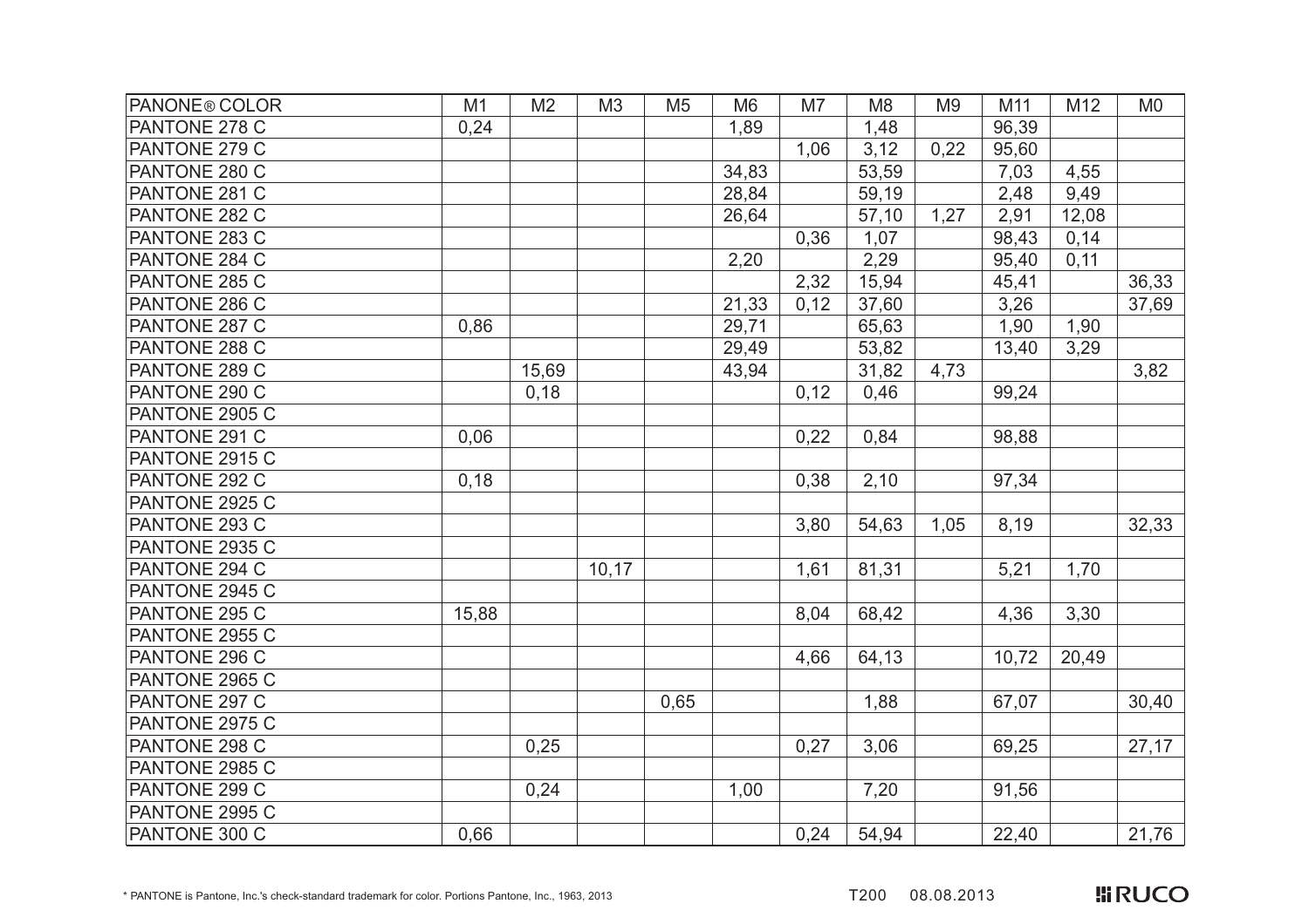| PANONE® COLOR | M1 | M2 | M3 | M5 | M6 | M7 | M8 | M9 | M11 | M12 | M0 |
|---|---|---|---|---|---|---|---|---|---|---|---|
| PANTONE 278 C | 0,24 | | | | 1,89 | | 1,48 | | 96,39 | | |
| PANTONE 279 C | | | | | | 1,06 | 3,12 | 0,22 | 95,60 | | |
| PANTONE 280 C | | | | | 34,83 | | 53,59 | | 7,03 | 4,55 | |
| PANTONE 281 C | | | | | 28,84 | | 59,19 | | 2,48 | 9,49 | |
| PANTONE 282 C | | | | | 26,64 | | 57,10 | 1,27 | 2,91 | 12,08 | |
| PANTONE 283 C | | | | | | 0,36 | 1,07 | | 98,43 | 0,14 | |
| PANTONE 284 C | | | | | 2,20 | | 2,29 | | 95,40 | 0,11 | |
| PANTONE 285 C | | | | | | 2,32 | 15,94 | | 45,41 | | 36,33 |
| PANTONE 286 C | | | | | 21,33 | 0,12 | 37,60 | | 3,26 | | 37,69 |
| PANTONE 287 C | 0,86 | | | | 29,71 | | 65,63 | | 1,90 | 1,90 | |
| PANTONE 288 C | | | | | 29,49 | | 53,82 | | 13,40 | 3,29 | |
| PANTONE 289 C | | 15,69 | | | 43,94 | | 31,82 | 4,73 | | | 3,82 |
| PANTONE 290 C | | 0,18 | | | | 0,12 | 0,46 | | 99,24 | | |
| PANTONE 2905 C | | | | | | | | | | | |
| PANTONE 291 C | 0,06 | | | | | 0,22 | 0,84 | | 98,88 | | |
| PANTONE 2915 C | | | | | | | | | | | |
| PANTONE 292 C | 0,18 | | | | | 0,38 | 2,10 | | 97,34 | | |
| PANTONE 2925 C | | | | | | | | | | | |
| PANTONE 293 C | | | | | | 3,80 | 54,63 | 1,05 | 8,19 | | 32,33 |
| PANTONE 2935 C | | | | | | | | | | | |
| PANTONE 294 C | | | 10,17 | | | 1,61 | 81,31 | | 5,21 | 1,70 | |
| PANTONE 2945 C | | | | | | | | | | | |
| PANTONE 295 C | 15,88 | | | | | 8,04 | 68,42 | | 4,36 | 3,30 | |
| PANTONE 2955 C | | | | | | | | | | | |
| PANTONE 296 C | | | | | | 4,66 | 64,13 | | 10,72 | 20,49 | |
| PANTONE 2965 C | | | | | | | | | | | |
| PANTONE 297 C | | | | 0,65 | | | 1,88 | | 67,07 | | 30,40 |
| PANTONE 2975 C | | | | | | | | | | | |
| PANTONE 298 C | | 0,25 | | | | 0,27 | 3,06 | | 69,25 | | 27,17 |
| PANTONE 2985 C | | | | | | | | | | | |
| PANTONE 299 C | | 0,24 | | | 1,00 | | 7,20 | | 91,56 | | |
| PANTONE 2995 C | | | | | | | | | | | |
| PANTONE 300 C | 0,66 | | | | | 0,24 | 54,94 | | 22,40 | | 21,76 |

* PANTONE is Pantone, Inc.'s check-standard trademark for color. Portions Pantone, Inc., 1963, 2013

T200 08.08.2013

RUCO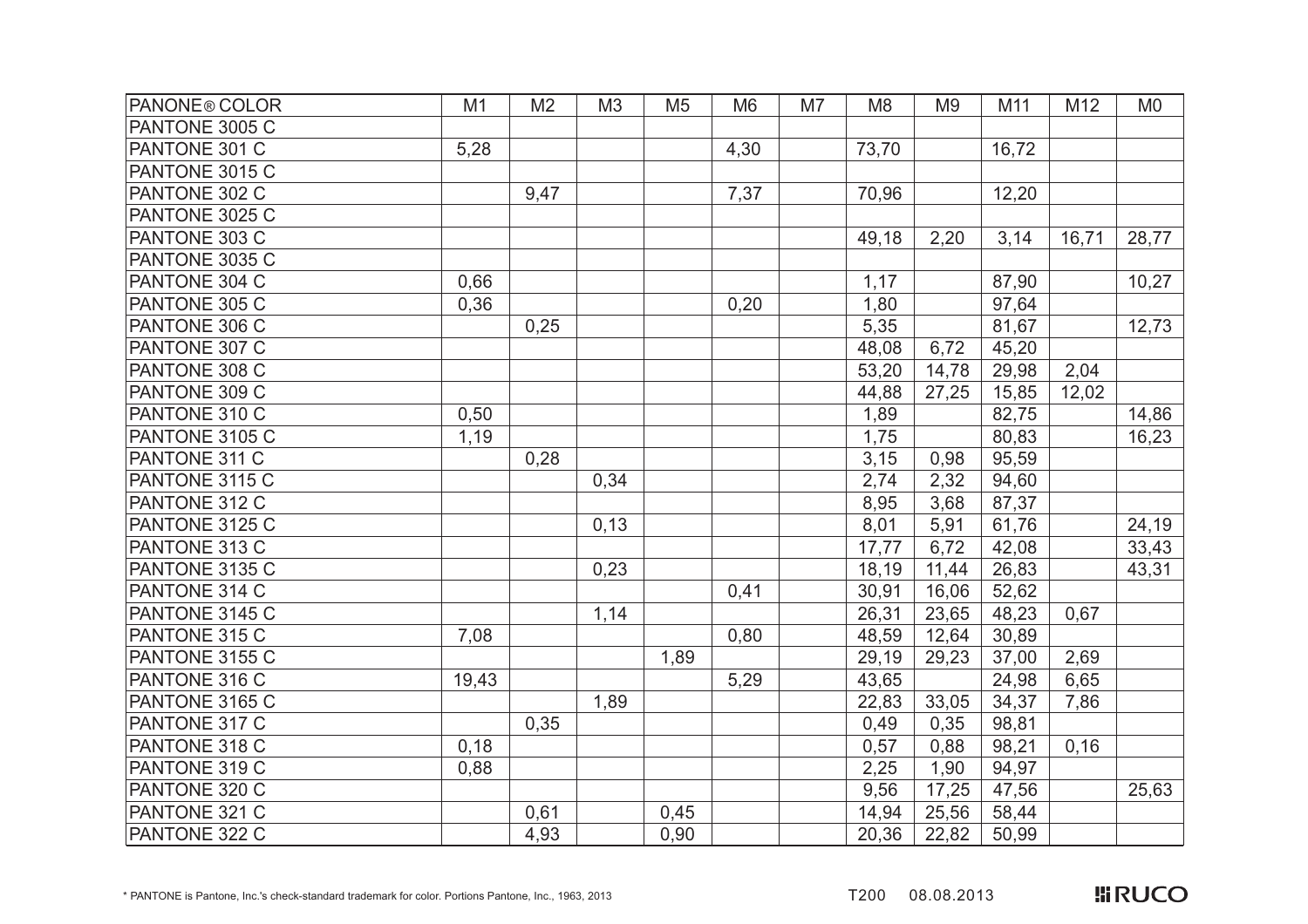| PANONE® COLOR | M1 | M2 | M3 | M5 | M6 | M7 | M8 | M9 | M11 | M12 | M0 |
|---|---|---|---|---|---|---|---|---|---|---|---|
| PANTONE 3005 C | | | | | | | | | | | |
| PANTONE 301 C | 5,28 | | | | 4,30 | | 73,70 | | 16,72 | | |
| PANTONE 3015 C | | | | | | | | | | | |
| PANTONE 302 C | | 9,47 | | | 7,37 | | 70,96 | | 12,20 | | |
| PANTONE 3025 C | | | | | | | | | | | |
| PANTONE 303 C | | | | | | | 49,18 | 2,20 | 3,14 | 16,71 | 28,77 |
| PANTONE 3035 C | | | | | | | | | | | |
| PANTONE 304 C | 0,66 | | | | | | 1,17 | | 87,90 | | 10,27 |
| PANTONE 305 C | 0,36 | | | | 0,20 | | 1,80 | | 97,64 | | |
| PANTONE 306 C | | 0,25 | | | | | 5,35 | | 81,67 | | 12,73 |
| PANTONE 307 C | | | | | | | 48,08 | 6,72 | 45,20 | | |
| PANTONE 308 C | | | | | | | 53,20 | 14,78 | 29,98 | 2,04 | |
| PANTONE 309 C | | | | | | | 44,88 | 27,25 | 15,85 | 12,02 | |
| PANTONE 310 C | 0,50 | | | | | | 1,89 | | 82,75 | | 14,86 |
| PANTONE 3105 C | 1,19 | | | | | | 1,75 | | 80,83 | | 16,23 |
| PANTONE 311 C | | 0,28 | | | | | 3,15 | 0,98 | 95,59 | | |
| PANTONE 3115 C | | | 0,34 | | | | 2,74 | 2,32 | 94,60 | | |
| PANTONE 312 C | | | | | | | 8,95 | 3,68 | 87,37 | | |
| PANTONE 3125 C | | | 0,13 | | | | 8,01 | 5,91 | 61,76 | | 24,19 |
| PANTONE 313 C | | | | | | | 17,77 | 6,72 | 42,08 | | 33,43 |
| PANTONE 3135 C | | | 0,23 | | | | 18,19 | 11,44 | 26,83 | | 43,31 |
| PANTONE 314 C | | | | | 0,41 | | 30,91 | 16,06 | 52,62 | | |
| PANTONE 3145 C | | | 1,14 | | | | 26,31 | 23,65 | 48,23 | 0,67 | |
| PANTONE 315 C | 7,08 | | | | 0,80 | | 48,59 | 12,64 | 30,89 | | |
| PANTONE 3155 C | | | | 1,89 | | | 29,19 | 29,23 | 37,00 | 2,69 | |
| PANTONE 316 C | 19,43 | | | | 5,29 | | 43,65 | | 24,98 | 6,65 | |
| PANTONE 3165 C | | | 1,89 | | | | 22,83 | 33,05 | 34,37 | 7,86 | |
| PANTONE 317 C | | 0,35 | | | | | 0,49 | 0,35 | 98,81 | | |
| PANTONE 318 C | 0,18 | | | | | | 0,57 | 0,88 | 98,21 | 0,16 | |
| PANTONE 319 C | 0,88 | | | | | | 2,25 | 1,90 | 94,97 | | |
| PANTONE 320 C | | | | | | | 9,56 | 17,25 | 47,56 | | 25,63 |
| PANTONE 321 C | | 0,61 | | 0,45 | | | 14,94 | 25,56 | 58,44 | | |
| PANTONE 322 C | | 4,93 | | 0,90 | | | 20,36 | 22,82 | 50,99 | | |

* PANTONE is Pantone, Inc.'s check-standard trademark for color. Portions Pantone, Inc., 1963, 2013

T200 08.08.2013

RUCO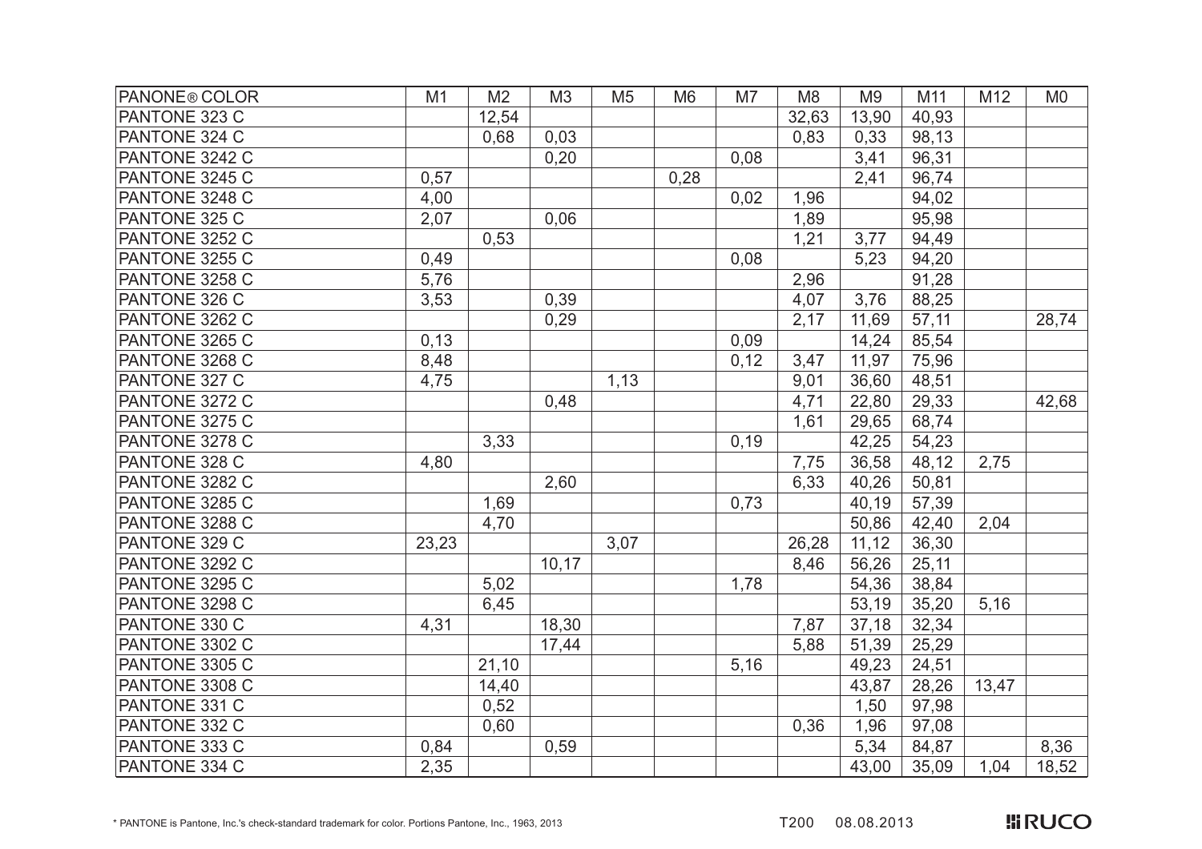| PANONE® COLOR | M1 | M2 | M3 | M5 | M6 | M7 | M8 | M9 | M11 | M12 | M0 |
|---|---|---|---|---|---|---|---|---|---|---|---|
| PANTONE 323 C | | 12,54 | | | | | 32,63 | 13,90 | 40,93 | | |
| PANTONE 324 C | | 0,68 | 0,03 | | | | 0,83 | 0,33 | 98,13 | | |
| PANTONE 3242 C | | | 0,20 | | | 0,08 | | 3,41 | 96,31 | | |
| PANTONE 3245 C | 0,57 | | | | 0,28 | | | 2,41 | 96,74 | | |
| PANTONE 3248 C | 4,00 | | | | | 0,02 | 1,96 | | 94,02 | | |
| PANTONE 325 C | 2,07 | | 0,06 | | | | 1,89 | | 95,98 | | |
| PANTONE 3252 C | | 0,53 | | | | | 1,21 | 3,77 | 94,49 | | |
| PANTONE 3255 C | 0,49 | | | | | 0,08 | | 5,23 | 94,20 | | |
| PANTONE 3258 C | 5,76 | | | | | | 2,96 | | 91,28 | | |
| PANTONE 326 C | 3,53 | | 0,39 | | | | 4,07 | 3,76 | 88,25 | | |
| PANTONE 3262 C | | | 0,29 | | | | 2,17 | 11,69 | 57,11 | | 28,74 |
| PANTONE 3265 C | 0,13 | | | | | 0,09 | | 14,24 | 85,54 | | |
| PANTONE 3268 C | 8,48 | | | | | 0,12 | 3,47 | 11,97 | 75,96 | | |
| PANTONE 327 C | 4,75 | | | 1,13 | | | 9,01 | 36,60 | 48,51 | | |
| PANTONE 3272 C | | | 0,48 | | | | 4,71 | 22,80 | 29,33 | | 42,68 |
| PANTONE 3275 C | | | | | | | 1,61 | 29,65 | 68,74 | | |
| PANTONE 3278 C | | 3,33 | | | | 0,19 | | 42,25 | 54,23 | | |
| PANTONE 328 C | 4,80 | | | | | | 7,75 | 36,58 | 48,12 | 2,75 | |
| PANTONE 3282 C | | | 2,60 | | | | 6,33 | 40,26 | 50,81 | | |
| PANTONE 3285 C | | 1,69 | | | | 0,73 | | 40,19 | 57,39 | | |
| PANTONE 3288 C | | 4,70 | | | | | | 50,86 | 42,40 | 2,04 | |
| PANTONE 329 C | 23,23 | | | 3,07 | | | 26,28 | 11,12 | 36,30 | | |
| PANTONE 3292 C | | | 10,17 | | | | 8,46 | 56,26 | 25,11 | | |
| PANTONE 3295 C | | 5,02 | | | | 1,78 | | 54,36 | 38,84 | | |
| PANTONE 3298 C | | 6,45 | | | | | | 53,19 | 35,20 | 5,16 | |
| PANTONE 330 C | 4,31 | | 18,30 | | | | 7,87 | 37,18 | 32,34 | | |
| PANTONE 3302 C | | | 17,44 | | | | 5,88 | 51,39 | 25,29 | | |
| PANTONE 3305 C | | 21,10 | | | | 5,16 | | 49,23 | 24,51 | | |
| PANTONE 3308 C | | 14,40 | | | | | | 43,87 | 28,26 | 13,47 | |
| PANTONE 331 C | | 0,52 | | | | | | 1,50 | 97,98 | | |
| PANTONE 332 C | | 0,60 | | | | | 0,36 | 1,96 | 97,08 | | |
| PANTONE 333 C | 0,84 | | 0,59 | | | | | 5,34 | 84,87 | | 8,36 |
| PANTONE 334 C | 2,35 | | | | | | | 43,00 | 35,09 | 1,04 | 18,52 |

* PANTONE is Pantone, Inc.'s check-standard trademark for color. Portions Pantone, Inc., 1963, 2013

T200 08.08.2013

RUCO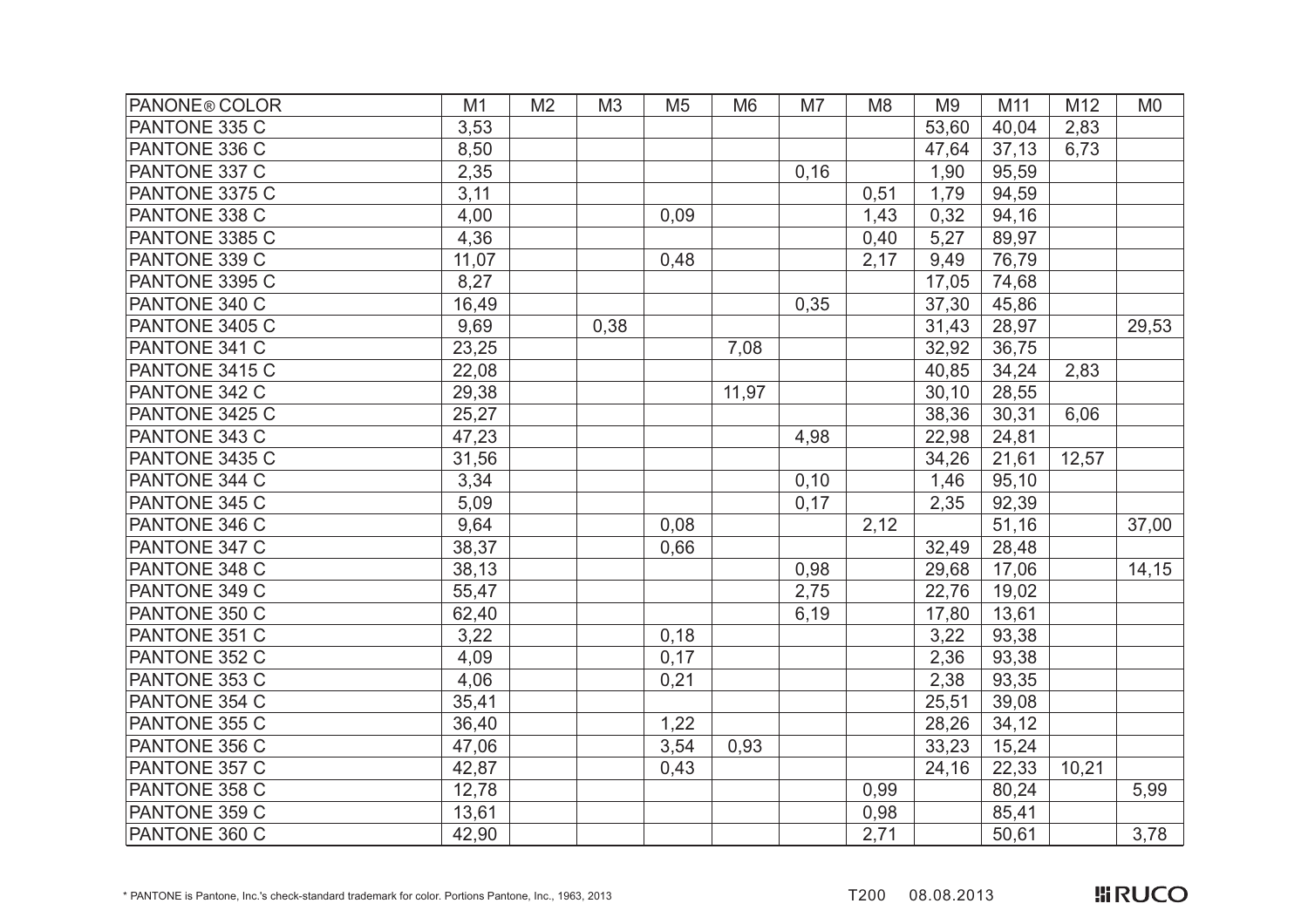| PANONE® COLOR | M1 | M2 | M3 | M5 | M6 | M7 | M8 | M9 | M11 | M12 | M0 |
|---|---|---|---|---|---|---|---|---|---|---|---|
| PANTONE 335 C | 3,53 | | | | | | | 53,60 | 40,04 | 2,83 | |
| PANTONE 336 C | 8,50 | | | | | | | 47,64 | 37,13 | 6,73 | |
| PANTONE 337 C | 2,35 | | | | | 0,16 | | 1,90 | 95,59 | | |
| PANTONE 3375 C | 3,11 | | | | | | 0,51 | 1,79 | 94,59 | | |
| PANTONE 338 C | 4,00 | | | 0,09 | | | 1,43 | 0,32 | 94,16 | | |
| PANTONE 3385 C | 4,36 | | | | | | 0,40 | 5,27 | 89,97 | | |
| PANTONE 339 C | 11,07 | | | 0,48 | | | 2,17 | 9,49 | 76,79 | | |
| PANTONE 3395 C | 8,27 | | | | | | | 17,05 | 74,68 | | |
| PANTONE 340 C | 16,49 | | | | | 0,35 | | 37,30 | 45,86 | | |
| PANTONE 3405 C | 9,69 | | 0,38 | | | | | 31,43 | 28,97 | | 29,53 |
| PANTONE 341 C | 23,25 | | | | 7,08 | | | 32,92 | 36,75 | | |
| PANTONE 3415 C | 22,08 | | | | | | | 40,85 | 34,24 | 2,83 | |
| PANTONE 342 C | 29,38 | | | | 11,97 | | | 30,10 | 28,55 | | |
| PANTONE 3425 C | 25,27 | | | | | | | 38,36 | 30,31 | 6,06 | |
| PANTONE 343 C | 47,23 | | | | | 4,98 | | 22,98 | 24,81 | | |
| PANTONE 3435 C | 31,56 | | | | | | | 34,26 | 21,61 | 12,57 | |
| PANTONE 344 C | 3,34 | | | | | 0,10 | | 1,46 | 95,10 | | |
| PANTONE 345 C | 5,09 | | | | | 0,17 | | 2,35 | 92,39 | | |
| PANTONE 346 C | 9,64 | | | 0,08 | | | 2,12 | | 51,16 | | 37,00 |
| PANTONE 347 C | 38,37 | | | 0,66 | | | | 32,49 | 28,48 | | |
| PANTONE 348 C | 38,13 | | | | | 0,98 | | 29,68 | 17,06 | | 14,15 |
| PANTONE 349 C | 55,47 | | | | | 2,75 | | 22,76 | 19,02 | | |
| PANTONE 350 C | 62,40 | | | | | 6,19 | | 17,80 | 13,61 | | |
| PANTONE 351 C | 3,22 | | | 0,18 | | | | 3,22 | 93,38 | | |
| PANTONE 352 C | 4,09 | | | 0,17 | | | | 2,36 | 93,38 | | |
| PANTONE 353 C | 4,06 | | | 0,21 | | | | 2,38 | 93,35 | | |
| PANTONE 354 C | 35,41 | | | | | | | 25,51 | 39,08 | | |
| PANTONE 355 C | 36,40 | | | 1,22 | | | | 28,26 | 34,12 | | |
| PANTONE 356 C | 47,06 | | | 3,54 | 0,93 | | | 33,23 | 15,24 | | |
| PANTONE 357 C | 42,87 | | | 0,43 | | | | 24,16 | 22,33 | 10,21 | |
| PANTONE 358 C | 12,78 | | | | | | 0,99 | | 80,24 | | 5,99 |
| PANTONE 359 C | 13,61 | | | | | | 0,98 | | 85,41 | | |
| PANTONE 360 C | 42,90 | | | | | | 2,71 | | 50,61 | | 3,78 |

\* PANTONE is Pantone, Inc.'s check-standard trademark for color. Portions Pantone, Inc., 1963, 2013

T200 08.08.2013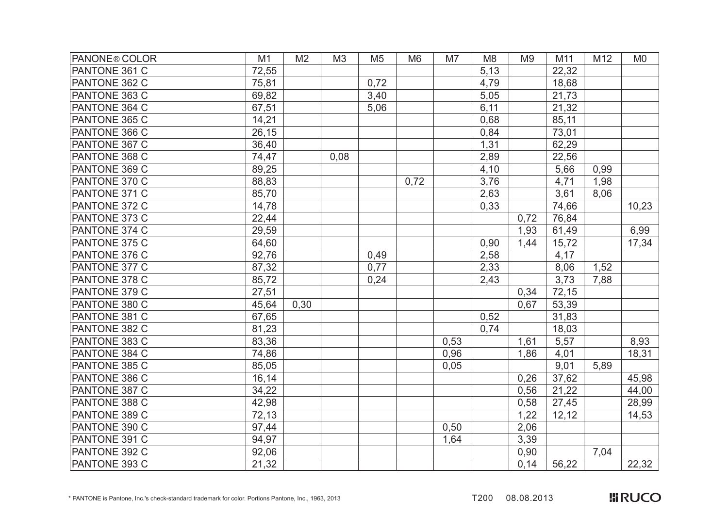| PANONE® COLOR | M1 | M2 | M3 | M5 | M6 | M7 | M8 | M9 | M11 | M12 | M0 |
|---|---|---|---|---|---|---|---|---|---|---|---|
| PANTONE 361 C | 72,55 | | | | | | 5,13 | | 22,32 | | |
| PANTONE 362 C | 75,81 | | | 0,72 | | | 4,79 | | 18,68 | | |
| PANTONE 363 C | 69,82 | | | 3,40 | | | 5,05 | | 21,73 | | |
| PANTONE 364 C | 67,51 | | | 5,06 | | | 6,11 | | 21,32 | | |
| PANTONE 365 C | 14,21 | | | | | | 0,68 | | 85,11 | | |
| PANTONE 366 C | 26,15 | | | | | | 0,84 | | 73,01 | | |
| PANTONE 367 C | 36,40 | | | | | | 1,31 | | 62,29 | | |
| PANTONE 368 C | 74,47 | | 0,08 | | | | 2,89 | | 22,56 | | |
| PANTONE 369 C | 89,25 | | | | | | 4,10 | | 5,66 | 0,99 | |
| PANTONE 370 C | 88,83 | | | | 0,72 | | 3,76 | | 4,71 | 1,98 | |
| PANTONE 371 C | 85,70 | | | | | | 2,63 | | 3,61 | 8,06 | |
| PANTONE 372 C | 14,78 | | | | | | 0,33 | | 74,66 | | 10,23 |
| PANTONE 373 C | 22,44 | | | | | | | 0,72 | 76,84 | | |
| PANTONE 374 C | 29,59 | | | | | | | 1,93 | 61,49 | | 6,99 |
| PANTONE 375 C | 64,60 | | | | | | 0,90 | 1,44 | 15,72 | | 17,34 |
| PANTONE 376 C | 92,76 | | | 0,49 | | | 2,58 | | 4,17 | | |
| PANTONE 377 C | 87,32 | | | 0,77 | | | 2,33 | | 8,06 | 1,52 | |
| PANTONE 378 C | 85,72 | | | 0,24 | | | 2,43 | | 3,73 | 7,88 | |
| PANTONE 379 C | 27,51 | | | | | | | 0,34 | 72,15 | | |
| PANTONE 380 C | 45,64 | 0,30 | | | | | | 0,67 | 53,39 | | |
| PANTONE 381 C | 67,65 | | | | | | 0,52 | | 31,83 | | |
| PANTONE 382 C | 81,23 | | | | | | 0,74 | | 18,03 | | |
| PANTONE 383 C | 83,36 | | | | | 0,53 | | 1,61 | 5,57 | | 8,93 |
| PANTONE 384 C | 74,86 | | | | | 0,96 | | 1,86 | 4,01 | | 18,31 |
| PANTONE 385 C | 85,05 | | | | | 0,05 | | | 9,01 | 5,89 | |
| PANTONE 386 C | 16,14 | | | | | | | 0,26 | 37,62 | | 45,98 |
| PANTONE 387 C | 34,22 | | | | | | | 0,56 | 21,22 | | 44,00 |
| PANTONE 388 C | 42,98 | | | | | | | 0,58 | 27,45 | | 28,99 |
| PANTONE 389 C | 72,13 | | | | | | | 1,22 | 12,12 | | 14,53 |
| PANTONE 390 C | 97,44 | | | | | 0,50 | | 2,06 | | | |
| PANTONE 391 C | 94,97 | | | | | 1,64 | | 3,39 | | | |
| PANTONE 392 C | 92,06 | | | | | | | 0,90 | | 7,04 | |
| PANTONE 393 C | 21,32 | | | | | | | 0,14 | 56,22 | | 22,32 |

* PANTONE is Pantone, Inc.'s check-standard trademark for color. Portions Pantone, Inc., 1963, 2013

T200 08.08.2013

RUCO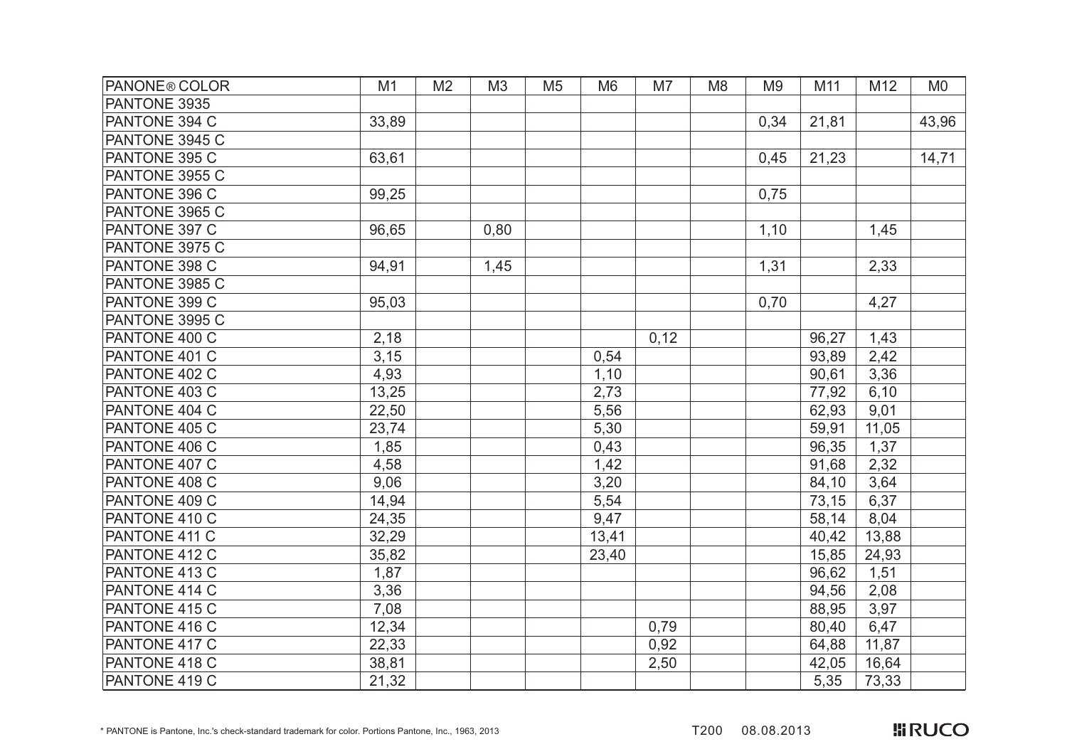| PANONE® COLOR | M1 | M2 | M3 | M5 | M6 | M7 | M8 | M9 | M11 | M12 | M0 |
|---|---|---|---|---|---|---|---|---|---|---|---|
| PANTONE 3935 | | | | | | | | | | | |
| PANTONE 394 C | 33,89 | | | | | | | 0,34 | 21,81 | | 43,96 |
| PANTONE 3945 C | | | | | | | | | | | |
| PANTONE 395 C | 63,61 | | | | | | | 0,45 | 21,23 | | 14,71 |
| PANTONE 3955 C | | | | | | | | | | | |
| PANTONE 396 C | 99,25 | | | | | | | 0,75 | | | |
| PANTONE 3965 C | | | | | | | | | | | |
| PANTONE 397 C | 96,65 | | 0,80 | | | | | 1,10 | | 1,45 | |
| PANTONE 3975 C | | | | | | | | | | | |
| PANTONE 398 C | 94,91 | | 1,45 | | | | | 1,31 | | 2,33 | |
| PANTONE 3985 C | | | | | | | | | | | |
| PANTONE 399 C | 95,03 | | | | | | | 0,70 | | 4,27 | |
| PANTONE 3995 C | | | | | | | | | | | |
| PANTONE 400 C | 2,18 | | | | | 0,12 | | | 96,27 | 1,43 | |
| PANTONE 401 C | 3,15 | | | | 0,54 | | | | 93,89 | 2,42 | |
| PANTONE 402 C | 4,93 | | | | 1,10 | | | | 90,61 | 3,36 | |
| PANTONE 403 C | 13,25 | | | | 2,73 | | | | 77,92 | 6,10 | |
| PANTONE 404 C | 22,50 | | | | 5,56 | | | | 62,93 | 9,01 | |
| PANTONE 405 C | 23,74 | | | | 5,30 | | | | 59,91 | 11,05 | |
| PANTONE 406 C | 1,85 | | | | 0,43 | | | | 96,35 | 1,37 | |
| PANTONE 407 C | 4,58 | | | | 1,42 | | | | 91,68 | 2,32 | |
| PANTONE 408 C | 9,06 | | | | 3,20 | | | | 84,10 | 3,64 | |
| PANTONE 409 C | 14,94 | | | | 5,54 | | | | 73,15 | 6,37 | |
| PANTONE 410 C | 24,35 | | | | 9,47 | | | | 58,14 | 8,04 | |
| PANTONE 411 C | 32,29 | | | | 13,41 | | | | 40,42 | 13,88 | |
| PANTONE 412 C | 35,82 | | | | 23,40 | | | | 15,85 | 24,93 | |
| PANTONE 413 C | 1,87 | | | | | | | | 96,62 | 1,51 | |
| PANTONE 414 C | 3,36 | | | | | | | | 94,56 | 2,08 | |
| PANTONE 415 C | 7,08 | | | | | | | | 88,95 | 3,97 | |
| PANTONE 416 C | 12,34 | | | | | 0,79 | | | 80,40 | 6,47 | |
| PANTONE 417 C | 22,33 | | | | | 0,92 | | | 64,88 | 11,87 | |
| PANTONE 418 C | 38,81 | | | | | 2,50 | | | 42,05 | 16,64 | |
| PANTONE 419 C | 21,32 | | | | | | | | 5,35 | 73,33 | |

\* PANTONE is Pantone, Inc.'s check-standard trademark for color. Portions Pantone, Inc., 1963, 2013

T200 08.08.2013

RUCO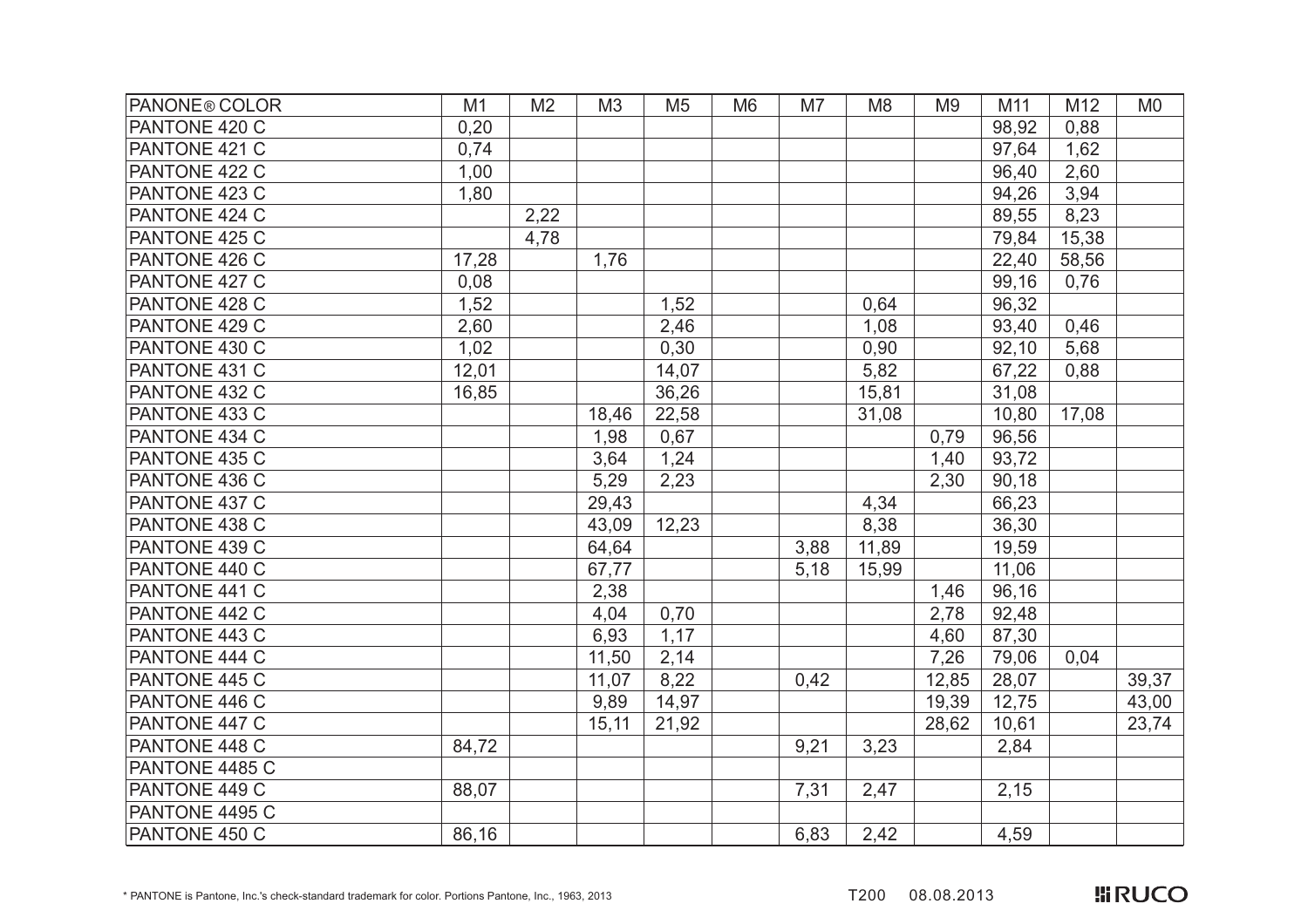| PANONE® COLOR | M1 | M2 | M3 | M5 | M6 | M7 | M8 | M9 | M11 | M12 | M0 |
|---|---|---|---|---|---|---|---|---|---|---|---|
| PANTONE 420 C | 0,20 | | | | | | | | 98,92 | 0,88 | |
| PANTONE 421 C | 0,74 | | | | | | | | 97,64 | 1,62 | |
| PANTONE 422 C | 1,00 | | | | | | | | 96,40 | 2,60 | |
| PANTONE 423 C | 1,80 | | | | | | | | 94,26 | 3,94 | |
| PANTONE 424 C | | 2,22 | | | | | | | 89,55 | 8,23 | |
| PANTONE 425 C | | 4,78 | | | | | | | 79,84 | 15,38 | |
| PANTONE 426 C | 17,28 | | 1,76 | | | | | | 22,40 | 58,56 | |
| PANTONE 427 C | 0,08 | | | | | | | | 99,16 | 0,76 | |
| PANTONE 428 C | 1,52 | | | 1,52 | | | 0,64 | | 96,32 | | |
| PANTONE 429 C | 2,60 | | | 2,46 | | | 1,08 | | 93,40 | 0,46 | |
| PANTONE 430 C | 1,02 | | | 0,30 | | | 0,90 | | 92,10 | 5,68 | |
| PANTONE 431 C | 12,01 | | | 14,07 | | | 5,82 | | 67,22 | 0,88 | |
| PANTONE 432 C | 16,85 | | | 36,26 | | | 15,81 | | 31,08 | | |
| PANTONE 433 C | | | 18,46 | 22,58 | | | 31,08 | | 10,80 | 17,08 | |
| PANTONE 434 C | | | 1,98 | 0,67 | | | | 0,79 | 96,56 | | |
| PANTONE 435 C | | | 3,64 | 1,24 | | | | 1,40 | 93,72 | | |
| PANTONE 436 C | | | 5,29 | 2,23 | | | | 2,30 | 90,18 | | |
| PANTONE 437 C | | | 29,43 | | | | 4,34 | | 66,23 | | |
| PANTONE 438 C | | | 43,09 | 12,23 | | | 8,38 | | 36,30 | | |
| PANTONE 439 C | | | 64,64 | | | 3,88 | 11,89 | | 19,59 | | |
| PANTONE 440 C | | | 67,77 | | | 5,18 | 15,99 | | 11,06 | | |
| PANTONE 441 C | | | 2,38 | | | | | 1,46 | 96,16 | | |
| PANTONE 442 C | | | 4,04 | 0,70 | | | | 2,78 | 92,48 | | |
| PANTONE 443 C | | | 6,93 | 1,17 | | | | 4,60 | 87,30 | | |
| PANTONE 444 C | | | 11,50 | 2,14 | | | | 7,26 | 79,06 | 0,04 | |
| PANTONE 445 C | | | 11,07 | 8,22 | | 0,42 | | 12,85 | 28,07 | | 39,37 |
| PANTONE 446 C | | | 9,89 | 14,97 | | | | 19,39 | 12,75 | | 43,00 |
| PANTONE 447 C | | | 15,11 | 21,92 | | | | 28,62 | 10,61 | | 23,74 |
| PANTONE 448 C | 84,72 | | | | | 9,21 | 3,23 | | 2,84 | | |
| PANTONE 4485 C | | | | | | | | | | | |
| PANTONE 449 C | 88,07 | | | | | 7,31 | 2,47 | | 2,15 | | |
| PANTONE 4495 C | | | | | | | | | | | |
| PANTONE 450 C | 86,16 | | | | | 6,83 | 2,42 | | 4,59 | | |

\* PANTONE is Pantone, Inc.'s check-standard trademark for color. Portions Pantone, Inc., 1963, 2013

T200 08.08.2013

RUCO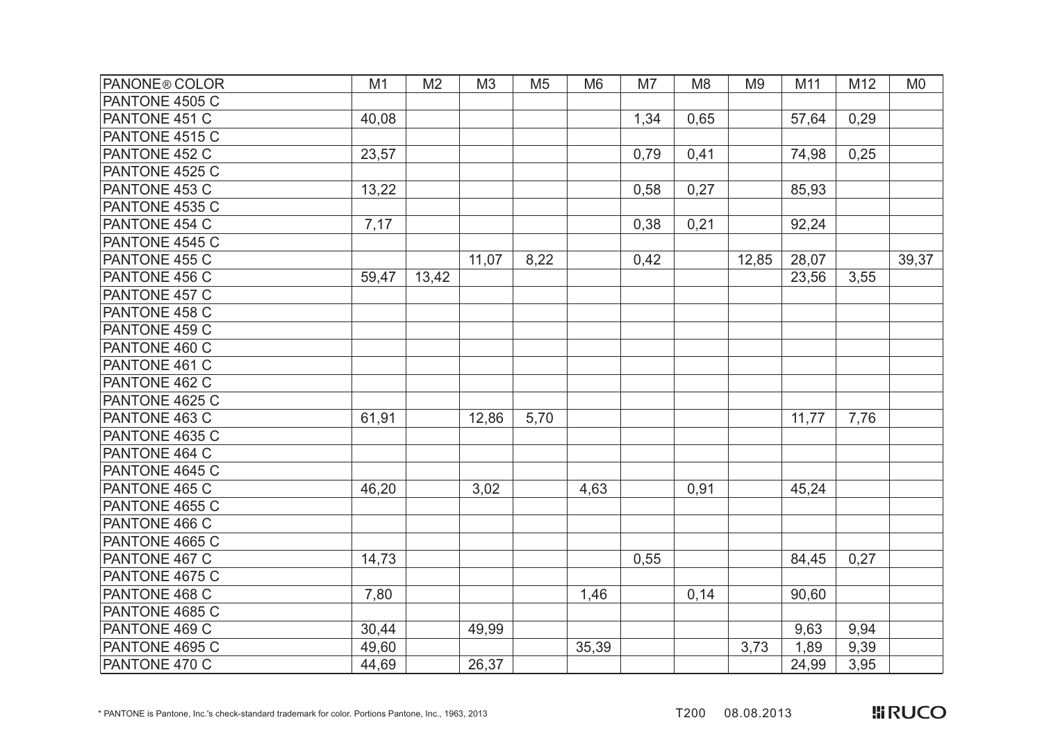| PANONE® COLOR | M1 | M2 | M3 | M5 | M6 | M7 | M8 | M9 | M11 | M12 | M0 |
|---|---|---|---|---|---|---|---|---|---|---|---|
| PANTONE 4505 C | | | | | | | | | | | |
| PANTONE 451 C | 40,08 | | | | | 1,34 | 0,65 | | 57,64 | 0,29 | |
| PANTONE 4515 C | | | | | | | | | | | |
| PANTONE 452 C | 23,57 | | | | | 0,79 | 0,41 | | 74,98 | 0,25 | |
| PANTONE 4525 C | | | | | | | | | | | |
| PANTONE 453 C | 13,22 | | | | | 0,58 | 0,27 | | 85,93 | | |
| PANTONE 4535 C | | | | | | | | | | | |
| PANTONE 454 C | 7,17 | | | | | 0,38 | 0,21 | | 92,24 | | |
| PANTONE 4545 C | | | | | | | | | | | |
| PANTONE 455 C | | | 11,07 | 8,22 | | 0,42 | | 12,85 | 28,07 | | 39,37 |
| PANTONE 456 C | 59,47 | 13,42 | | | | | | | 23,56 | 3,55 | |
| PANTONE 457 C | | | | | | | | | | | |
| PANTONE 458 C | | | | | | | | | | | |
| PANTONE 459 C | | | | | | | | | | | |
| PANTONE 460 C | | | | | | | | | | | |
| PANTONE 461 C | | | | | | | | | | | |
| PANTONE 462 C | | | | | | | | | | | |
| PANTONE 4625 C | | | | | | | | | | | |
| PANTONE 463 C | 61,91 | | 12,86 | 5,70 | | | | | 11,77 | 7,76 | |
| PANTONE 4635 C | | | | | | | | | | | |
| PANTONE 464 C | | | | | | | | | | | |
| PANTONE 4645 C | | | | | | | | | | | |
| PANTONE 465 C | 46,20 | | 3,02 | | 4,63 | | 0,91 | | 45,24 | | |
| PANTONE 4655 C | | | | | | | | | | | |
| PANTONE 466 C | | | | | | | | | | | |
| PANTONE 4665 C | | | | | | | | | | | |
| PANTONE 467 C | 14,73 | | | | | 0,55 | | | 84,45 | 0,27 | |
| PANTONE 4675 C | | | | | | | | | | | |
| PANTONE 468 C | 7,80 | | | | 1,46 | | 0,14 | | 90,60 | | |
| PANTONE 4685 C | | | | | | | | | | | |
| PANTONE 469 C | 30,44 | | 49,99 | | | | | | 9,63 | 9,94 | |
| PANTONE 4695 C | 49,60 | | | | 35,39 | | | 3,73 | 1,89 | 9,39 | |
| PANTONE 470 C | 44,69 | | 26,37 | | | | | | 24,99 | 3,95 | |

\* PANTONE is Pantone, Inc.'s check-standard trademark for color. Portions Pantone, Inc., 1963, 2013

T200 08.08.2013

RUCO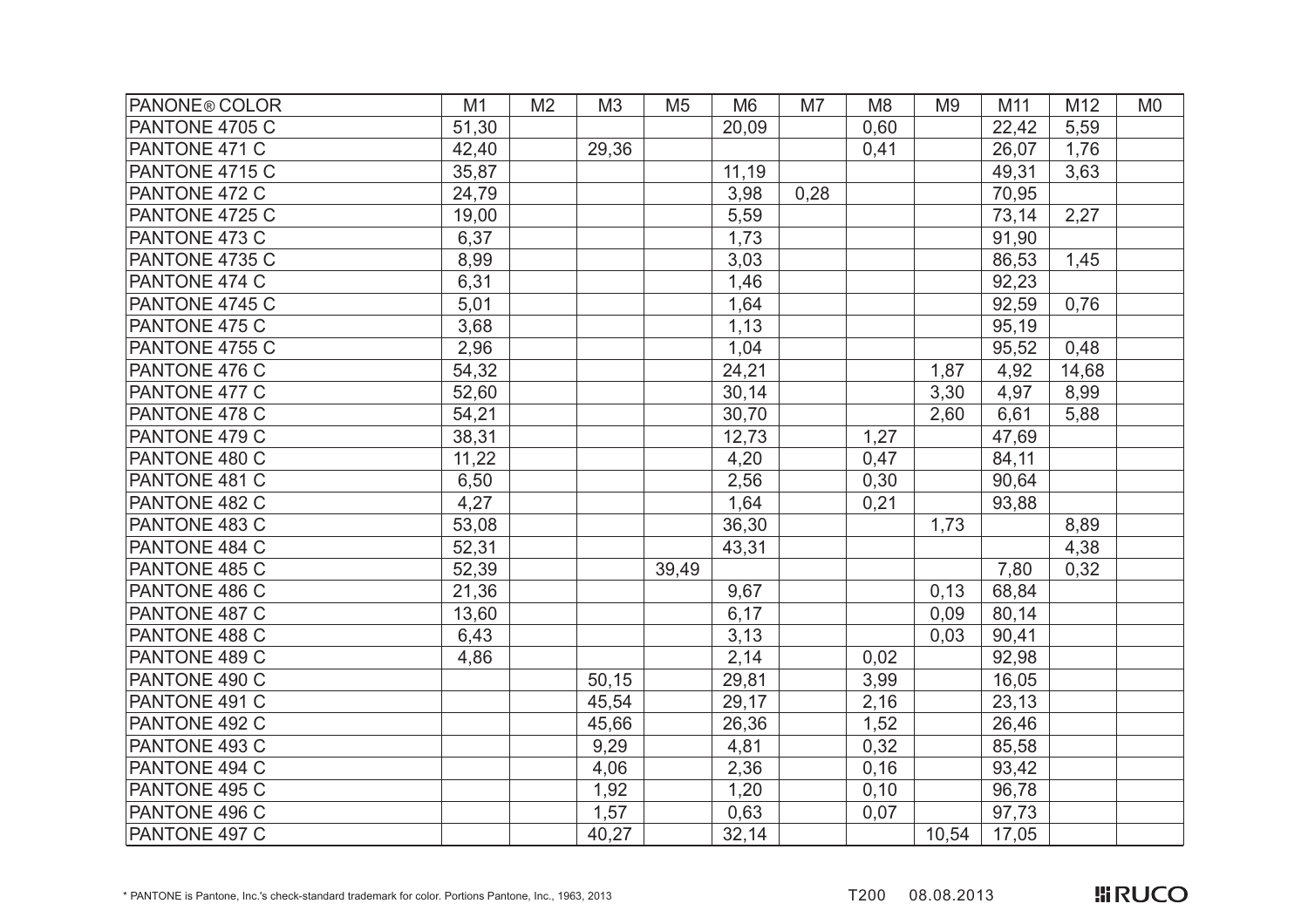| PANONE® COLOR | M1 | M2 | M3 | M5 | M6 | M7 | M8 | M9 | M11 | M12 | M0 |
|---|---|---|---|---|---|---|---|---|---|---|---|
| PANTONE 4705 C | 51,30 | | | | 20,09 | | 0,60 | | 22,42 | 5,59 | |
| PANTONE 471 C | 42,40 | | 29,36 | | | | 0,41 | | 26,07 | 1,76 | |
| PANTONE 4715 C | 35,87 | | | | 11,19 | | | | 49,31 | 3,63 | |
| PANTONE 472 C | 24,79 | | | | 3,98 | 0,28 | | | 70,95 | | |
| PANTONE 4725 C | 19,00 | | | | 5,59 | | | | 73,14 | 2,27 | |
| PANTONE 473 C | 6,37 | | | | 1,73 | | | | 91,90 | | |
| PANTONE 4735 C | 8,99 | | | | 3,03 | | | | 86,53 | 1,45 | |
| PANTONE 474 C | 6,31 | | | | 1,46 | | | | 92,23 | | |
| PANTONE 4745 C | 5,01 | | | | 1,64 | | | | 92,59 | 0,76 | |
| PANTONE 475 C | 3,68 | | | | 1,13 | | | | 95,19 | | |
| PANTONE 4755 C | 2,96 | | | | 1,04 | | | | 95,52 | 0,48 | |
| PANTONE 476 C | 54,32 | | | | 24,21 | | | 1,87 | 4,92 | 14,68 | |
| PANTONE 477 C | 52,60 | | | | 30,14 | | | 3,30 | 4,97 | 8,99 | |
| PANTONE 478 C | 54,21 | | | | 30,70 | | | 2,60 | 6,61 | 5,88 | |
| PANTONE 479 C | 38,31 | | | | 12,73 | | 1,27 | | 47,69 | | |
| PANTONE 480 C | 11,22 | | | | 4,20 | | 0,47 | | 84,11 | | |
| PANTONE 481 C | 6,50 | | | | 2,56 | | 0,30 | | 90,64 | | |
| PANTONE 482 C | 4,27 | | | | 1,64 | | 0,21 | | 93,88 | | |
| PANTONE 483 C | 53,08 | | | | 36,30 | | | 1,73 | | 8,89 | |
| PANTONE 484 C | 52,31 | | | | 43,31 | | | | | 4,38 | |
| PANTONE 485 C | 52,39 | | | 39,49 | | | | | 7,80 | 0,32 | |
| PANTONE 486 C | 21,36 | | | | 9,67 | | | 0,13 | 68,84 | | |
| PANTONE 487 C | 13,60 | | | | 6,17 | | | 0,09 | 80,14 | | |
| PANTONE 488 C | 6,43 | | | | 3,13 | | | 0,03 | 90,41 | | |
| PANTONE 489 C | 4,86 | | | | 2,14 | | 0,02 | | 92,98 | | |
| PANTONE 490 C | | | 50,15 | | 29,81 | | 3,99 | | 16,05 | | |
| PANTONE 491 C | | | 45,54 | | 29,17 | | 2,16 | | 23,13 | | |
| PANTONE 492 C | | | 45,66 | | 26,36 | | 1,52 | | 26,46 | | |
| PANTONE 493 C | | | 9,29 | | 4,81 | | 0,32 | | 85,58 | | |
| PANTONE 494 C | | | 4,06 | | 2,36 | | 0,16 | | 93,42 | | |
| PANTONE 495 C | | | 1,92 | | 1,20 | | 0,10 | | 96,78 | | |
| PANTONE 496 C | | | 1,57 | | 0,63 | | 0,07 | | 97,73 | | |
| PANTONE 497 C | | | 40,27 | | 32,14 | | | 10,54 | 17,05 | | |

* PANTONE is Pantone, Inc.'s check-standard trademark for color. Portions Pantone, Inc., 1963, 2013

T200 08.08.2013

RUCO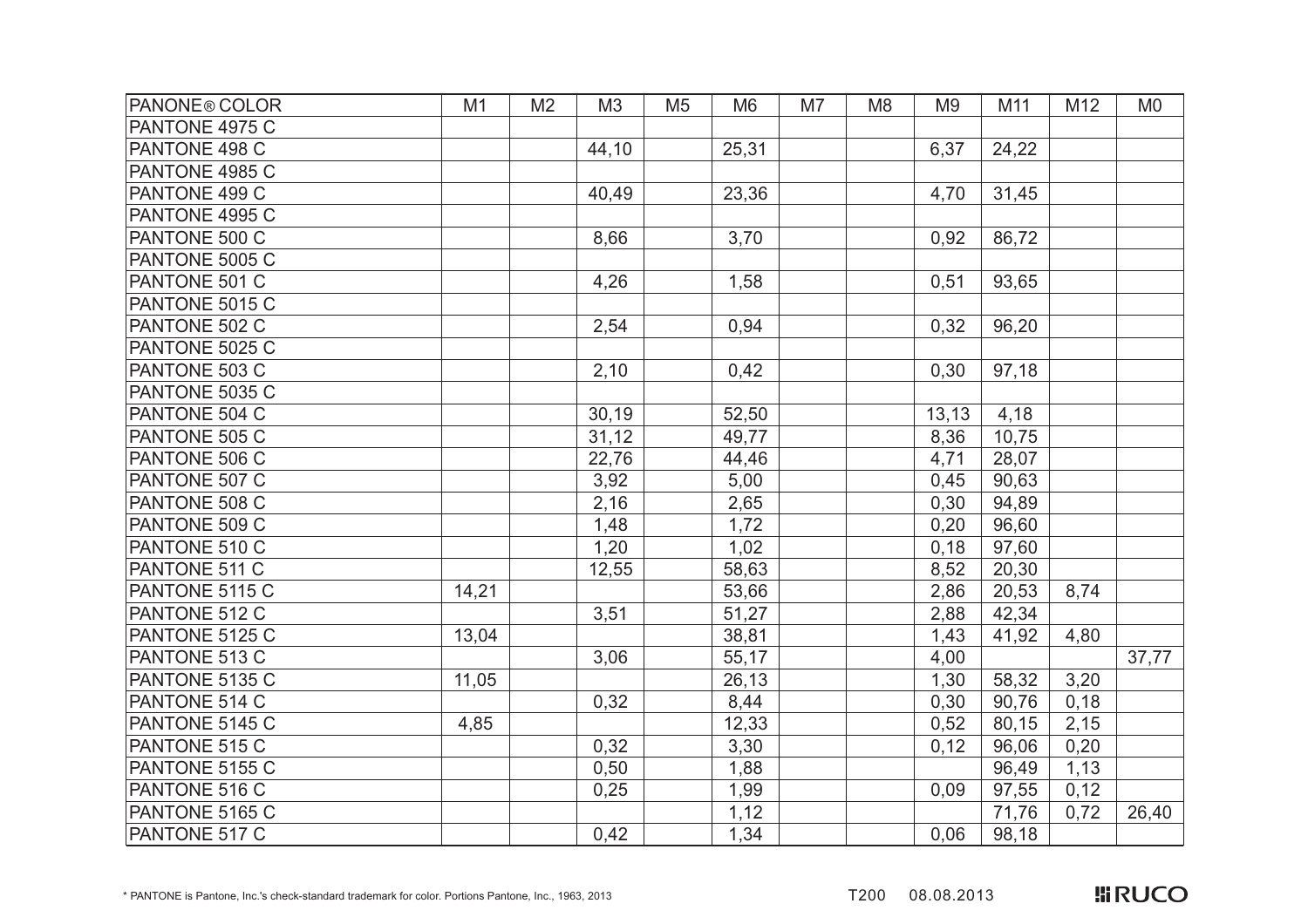| PANONE® COLOR | M1 | M2 | M3 | M5 | M6 | M7 | M8 | M9 | M11 | M12 | M0 |
|---|---|---|---|---|---|---|---|---|---|---|---|
| PANTONE 4975 C | | | | | | | | | | | |
| PANTONE 498 C | | | 44,10 | | 25,31 | | | 6,37 | 24,22 | | |
| PANTONE 4985 C | | | | | | | | | | | |
| PANTONE 499 C | | | 40,49 | | 23,36 | | | 4,70 | 31,45 | | |
| PANTONE 4995 C | | | | | | | | | | | |
| PANTONE 500 C | | | 8,66 | | 3,70 | | | 0,92 | 86,72 | | |
| PANTONE 5005 C | | | | | | | | | | | |
| PANTONE 501 C | | | 4,26 | | 1,58 | | | 0,51 | 93,65 | | |
| PANTONE 5015 C | | | | | | | | | | | |
| PANTONE 502 C | | | 2,54 | | 0,94 | | | 0,32 | 96,20 | | |
| PANTONE 5025 C | | | | | | | | | | | |
| PANTONE 503 C | | | 2,10 | | 0,42 | | | 0,30 | 97,18 | | |
| PANTONE 5035 C | | | | | | | | | | | |
| PANTONE 504 C | | | 30,19 | | 52,50 | | | 13,13 | 4,18 | | |
| PANTONE 505 C | | | 31,12 | | 49,77 | | | 8,36 | 10,75 | | |
| PANTONE 506 C | | | 22,76 | | 44,46 | | | 4,71 | 28,07 | | |
| PANTONE 507 C | | | 3,92 | | 5,00 | | | 0,45 | 90,63 | | |
| PANTONE 508 C | | | 2,16 | | 2,65 | | | 0,30 | 94,89 | | |
| PANTONE 509 C | | | 1,48 | | 1,72 | | | 0,20 | 96,60 | | |
| PANTONE 510 C | | | 1,20 | | 1,02 | | | 0,18 | 97,60 | | |
| PANTONE 511 C | | | 12,55 | | 58,63 | | | 8,52 | 20,30 | | |
| PANTONE 5115 C | 14,21 | | | | 53,66 | | | 2,86 | 20,53 | 8,74 | |
| PANTONE 512 C | | | 3,51 | | 51,27 | | | 2,88 | 42,34 | | |
| PANTONE 5125 C | 13,04 | | | | 38,81 | | | 1,43 | 41,92 | 4,80 | |
| PANTONE 513 C | | | 3,06 | | 55,17 | | | 4,00 | | | 37,77 |
| PANTONE 5135 C | 11,05 | | | | 26,13 | | | 1,30 | 58,32 | 3,20 | |
| PANTONE 514 C | | | 0,32 | | 8,44 | | | 0,30 | 90,76 | 0,18 | |
| PANTONE 5145 C | 4,85 | | | | 12,33 | | | 0,52 | 80,15 | 2,15 | |
| PANTONE 515 C | | | 0,32 | | 3,30 | | | 0,12 | 96,06 | 0,20 | |
| PANTONE 5155 C | | | 0,50 | | 1,88 | | | | 96,49 | 1,13 | |
| PANTONE 516 C | | | 0,25 | | 1,99 | | | 0,09 | 97,55 | 0,12 | |
| PANTONE 5165 C | | | | | 1,12 | | | | 71,76 | 0,72 | 26,40 |
| PANTONE 517 C | | | 0,42 | | 1,34 | | | 0,06 | 98,18 | | |

* PANTONE is Pantone, Inc.'s check-standard trademark for color. Portions Pantone, Inc., 1963, 2013

T200 08.08.2013

RUCO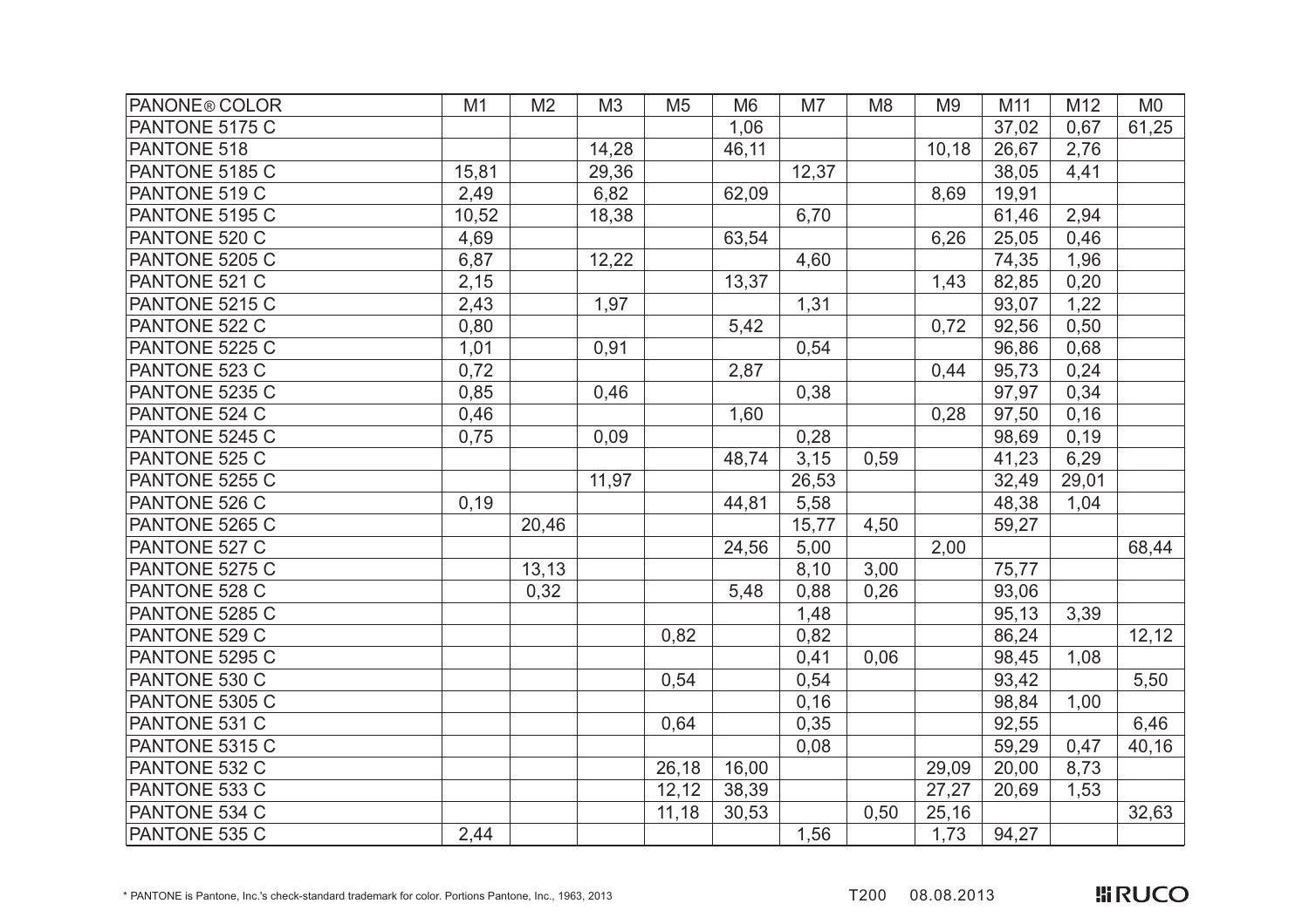| PANONE® COLOR | M1 | M2 | M3 | M5 | M6 | M7 | M8 | M9 | M11 | M12 | M0 |
|---|---|---|---|---|---|---|---|---|---|---|---|
| PANTONE 5175 C | | | | | 1,06 | | | | 37,02 | 0,67 | 61,25 |
| PANTONE 518 | | | 14,28 | | 46,11 | | | 10,18 | 26,67 | 2,76 | |
| PANTONE 5185 C | 15,81 | | 29,36 | | | 12,37 | | | 38,05 | 4,41 | |
| PANTONE 519 C | 2,49 | | 6,82 | | 62,09 | | | 8,69 | 19,91 | | |
| PANTONE 5195 C | 10,52 | | 18,38 | | | 6,70 | | | 61,46 | 2,94 | |
| PANTONE 520 C | 4,69 | | | | 63,54 | | | 6,26 | 25,05 | 0,46 | |
| PANTONE 5205 C | 6,87 | | 12,22 | | | 4,60 | | | 74,35 | 1,96 | |
| PANTONE 521 C | 2,15 | | | | 13,37 | | | 1,43 | 82,85 | 0,20 | |
| PANTONE 5215 C | 2,43 | | 1,97 | | | 1,31 | | | 93,07 | 1,22 | |
| PANTONE 522 C | 0,80 | | | | 5,42 | | | 0,72 | 92,56 | 0,50 | |
| PANTONE 5225 C | 1,01 | | 0,91 | | | 0,54 | | | 96,86 | 0,68 | |
| PANTONE 523 C | 0,72 | | | | 2,87 | | | 0,44 | 95,73 | 0,24 | |
| PANTONE 5235 C | 0,85 | | 0,46 | | | 0,38 | | | 97,97 | 0,34 | |
| PANTONE 524 C | 0,46 | | | | 1,60 | | | 0,28 | 97,50 | 0,16 | |
| PANTONE 5245 C | 0,75 | | 0,09 | | | 0,28 | | | 98,69 | 0,19 | |
| PANTONE 525 C | | | | | 48,74 | 3,15 | 0,59 | | 41,23 | 6,29 | |
| PANTONE 5255 C | | | 11,97 | | | 26,53 | | | 32,49 | 29,01 | |
| PANTONE 526 C | 0,19 | | | | 44,81 | 5,58 | | | 48,38 | 1,04 | |
| PANTONE 5265 C | | 20,46 | | | | 15,77 | 4,50 | | 59,27 | | |
| PANTONE 527 C | | | | | 24,56 | 5,00 | | 2,00 | | | 68,44 |
| PANTONE 5275 C | | 13,13 | | | | 8,10 | 3,00 | | 75,77 | | |
| PANTONE 528 C | | 0,32 | | | 5,48 | 0,88 | 0,26 | | 93,06 | | |
| PANTONE 5285 C | | | | | | 1,48 | | | 95,13 | 3,39 | |
| PANTONE 529 C | | | | 0,82 | | 0,82 | | | 86,24 | | 12,12 |
| PANTONE 5295 C | | | | | | 0,41 | 0,06 | | 98,45 | 1,08 | |
| PANTONE 530 C | | | | 0,54 | | 0,54 | | | 93,42 | | 5,50 |
| PANTONE 5305 C | | | | | | 0,16 | | | 98,84 | 1,00 | |
| PANTONE 531 C | | | | 0,64 | | 0,35 | | | 92,55 | | 6,46 |
| PANTONE 5315 C | | | | | | 0,08 | | | 59,29 | 0,47 | 40,16 |
| PANTONE 532 C | | | | 26,18 | 16,00 | | | 29,09 | 20,00 | 8,73 | |
| PANTONE 533 C | | | | 12,12 | 38,39 | | | 27,27 | 20,69 | 1,53 | |
| PANTONE 534 C | | | | 11,18 | 30,53 | | 0,50 | 25,16 | | | 32,63 |
| PANTONE 535 C | 2,44 | | | | | 1,56 | | 1,73 | 94,27 | | |

* PANTONE is Pantone, Inc.'s check-standard trademark for color. Portions Pantone, Inc., 1963, 2013

T200 08.08.2013

RUCO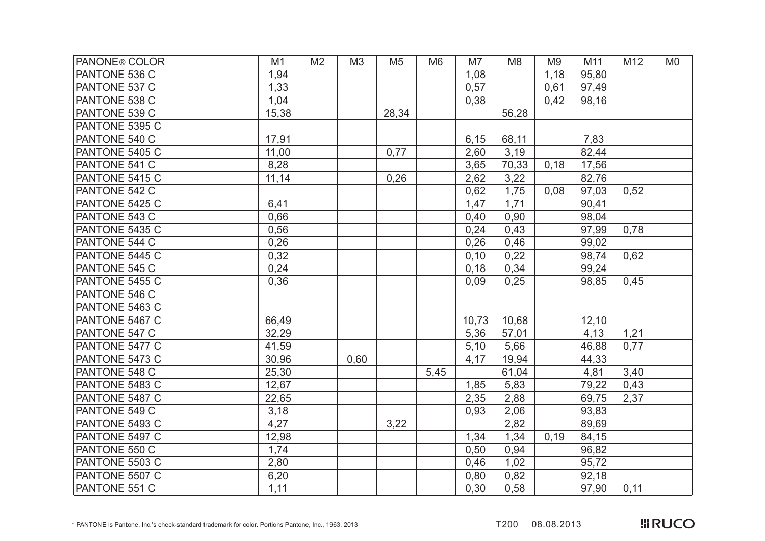| PANONE® COLOR | M1 | M2 | M3 | M5 | M6 | M7 | M8 | M9 | M11 | M12 | M0 |
|---|---|---|---|---|---|---|---|---|---|---|---|
| PANTONE 536 C | 1,94 | | | | | 1,08 | | 1,18 | 95,80 | | |
| PANTONE 537 C | 1,33 | | | | | 0,57 | | 0,61 | 97,49 | | |
| PANTONE 538 C | 1,04 | | | | | 0,38 | | 0,42 | 98,16 | | |
| PANTONE 539 C | 15,38 | | | 28,34 | | | 56,28 | | | | |
| PANTONE 5395 C | | | | | | | | | | | |
| PANTONE 540 C | 17,91 | | | | | 6,15 | 68,11 | | 7,83 | | |
| PANTONE 5405 C | 11,00 | | | 0,77 | | 2,60 | 3,19 | | 82,44 | | |
| PANTONE 541 C | 8,28 | | | | | 3,65 | 70,33 | 0,18 | 17,56 | | |
| PANTONE 5415 C | 11,14 | | | 0,26 | | 2,62 | 3,22 | | 82,76 | | |
| PANTONE 542 C | | | | | | 0,62 | 1,75 | 0,08 | 97,03 | 0,52 | |
| PANTONE 5425 C | 6,41 | | | | | 1,47 | 1,71 | | 90,41 | | |
| PANTONE 543 C | 0,66 | | | | | 0,40 | 0,90 | | 98,04 | | |
| PANTONE 5435 C | 0,56 | | | | | 0,24 | 0,43 | | 97,99 | 0,78 | |
| PANTONE 544 C | 0,26 | | | | | 0,26 | 0,46 | | 99,02 | | |
| PANTONE 5445 C | 0,32 | | | | | 0,10 | 0,22 | | 98,74 | 0,62 | |
| PANTONE 545 C | 0,24 | | | | | 0,18 | 0,34 | | 99,24 | | |
| PANTONE 5455 C | 0,36 | | | | | 0,09 | 0,25 | | 98,85 | 0,45 | |
| PANTONE 546 C | | | | | | | | | | | |
| PANTONE 5463 C | | | | | | | | | | | |
| PANTONE 5467 C | 66,49 | | | | | 10,73 | 10,68 | | 12,10 | | |
| PANTONE 547 C | 32,29 | | | | | 5,36 | 57,01 | | 4,13 | 1,21 | |
| PANTONE 5477 C | 41,59 | | | | | 5,10 | 5,66 | | 46,88 | 0,77 | |
| PANTONE 5473 C | 30,96 | | 0,60 | | | 4,17 | 19,94 | | 44,33 | | |
| PANTONE 548 C | 25,30 | | | | 5,45 | | 61,04 | | 4,81 | 3,40 | |
| PANTONE 5483 C | 12,67 | | | | | 1,85 | 5,83 | | 79,22 | 0,43 | |
| PANTONE 5487 C | 22,65 | | | | | 2,35 | 2,88 | | 69,75 | 2,37 | |
| PANTONE 549 C | 3,18 | | | | | 0,93 | 2,06 | | 93,83 | | |
| PANTONE 5493 C | 4,27 | | | 3,22 | | | 2,82 | | 89,69 | | |
| PANTONE 5497 C | 12,98 | | | | | 1,34 | 1,34 | 0,19 | 84,15 | | |
| PANTONE 550 C | 1,74 | | | | | 0,50 | 0,94 | | 96,82 | | |
| PANTONE 5503 C | 2,80 | | | | | 0,46 | 1,02 | | 95,72 | | |
| PANTONE 5507 C | 6,20 | | | | | 0,80 | 0,82 | | 92,18 | | |
| PANTONE 551 C | 1,11 | | | | | 0,30 | 0,58 | | 97,90 | 0,11 | |

* PANTONE is Pantone, Inc.'s check-standard trademark for color. Portions Pantone, Inc., 1963, 2013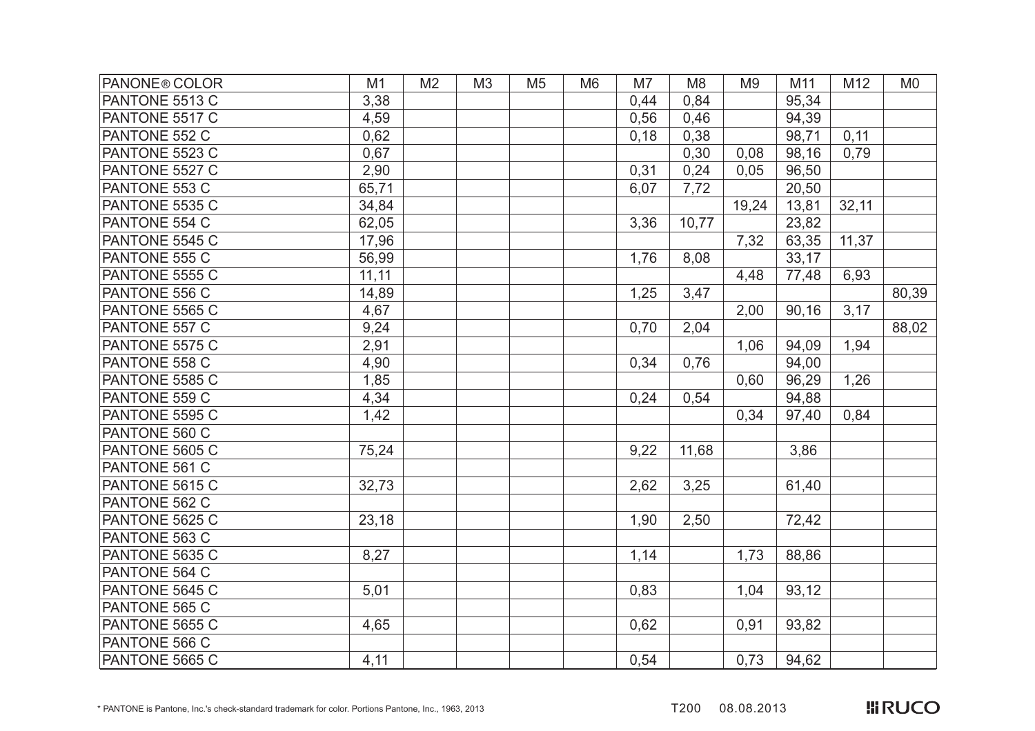| PANONE® COLOR | M1 | M2 | M3 | M5 | M6 | M7 | M8 | M9 | M11 | M12 | M0 |
|---|---|---|---|---|---|---|---|---|---|---|---|
| PANTONE 5513 C | 3,38 | | | | | 0,44 | 0,84 | | 95,34 | | |
| PANTONE 5517 C | 4,59 | | | | | 0,56 | 0,46 | | 94,39 | | |
| PANTONE 552 C | 0,62 | | | | | 0,18 | 0,38 | | 98,71 | 0,11 | |
| PANTONE 5523 C | 0,67 | | | | | | 0,30 | 0,08 | 98,16 | 0,79 | |
| PANTONE 5527 C | 2,90 | | | | | 0,31 | 0,24 | 0,05 | 96,50 | | |
| PANTONE 553 C | 65,71 | | | | | 6,07 | 7,72 | | 20,50 | | |
| PANTONE 5535 C | 34,84 | | | | | | | 19,24 | 13,81 | 32,11 | |
| PANTONE 554 C | 62,05 | | | | | 3,36 | 10,77 | | 23,82 | | |
| PANTONE 5545 C | 17,96 | | | | | | | 7,32 | 63,35 | 11,37 | |
| PANTONE 555 C | 56,99 | | | | | 1,76 | 8,08 | | 33,17 | | |
| PANTONE 5555 C | 11,11 | | | | | | | 4,48 | 77,48 | 6,93 | |
| PANTONE 556 C | 14,89 | | | | | 1,25 | 3,47 | | | | 80,39 |
| PANTONE 5565 C | 4,67 | | | | | | | 2,00 | 90,16 | 3,17 | |
| PANTONE 557 C | 9,24 | | | | | 0,70 | 2,04 | | | | 88,02 |
| PANTONE 5575 C | 2,91 | | | | | | | 1,06 | 94,09 | 1,94 | |
| PANTONE 558 C | 4,90 | | | | | 0,34 | 0,76 | | 94,00 | | |
| PANTONE 5585 C | 1,85 | | | | | | | 0,60 | 96,29 | 1,26 | |
| PANTONE 559 C | 4,34 | | | | | 0,24 | 0,54 | | 94,88 | | |
| PANTONE 5595 C | 1,42 | | | | | | | 0,34 | 97,40 | 0,84 | |
| PANTONE 560 C | | | | | | | | | | | |
| PANTONE 5605 C | 75,24 | | | | | 9,22 | 11,68 | | 3,86 | | |
| PANTONE 561 C | | | | | | | | | | | |
| PANTONE 5615 C | 32,73 | | | | | 2,62 | 3,25 | | 61,40 | | |
| PANTONE 562 C | | | | | | | | | | | |
| PANTONE 5625 C | 23,18 | | | | | 1,90 | 2,50 | | 72,42 | | |
| PANTONE 563 C | | | | | | | | | | | |
| PANTONE 5635 C | 8,27 | | | | | 1,14 | | 1,73 | 88,86 | | |
| PANTONE 564 C | | | | | | | | | | | |
| PANTONE 5645 C | 5,01 | | | | | 0,83 | | 1,04 | 93,12 | | |
| PANTONE 565 C | | | | | | | | | | | |
| PANTONE 5655 C | 4,65 | | | | | 0,62 | | 0,91 | 93,82 | | |
| PANTONE 566 C | | | | | | | | | | | |
| PANTONE 5665 C | 4,11 | | | | | 0,54 | | 0,73 | 94,62 | | |

* PANTONE is Pantone, Inc.'s check-standard trademark for color. Portions Pantone, Inc., 1963, 2013

T200 08.08.2013

RUCO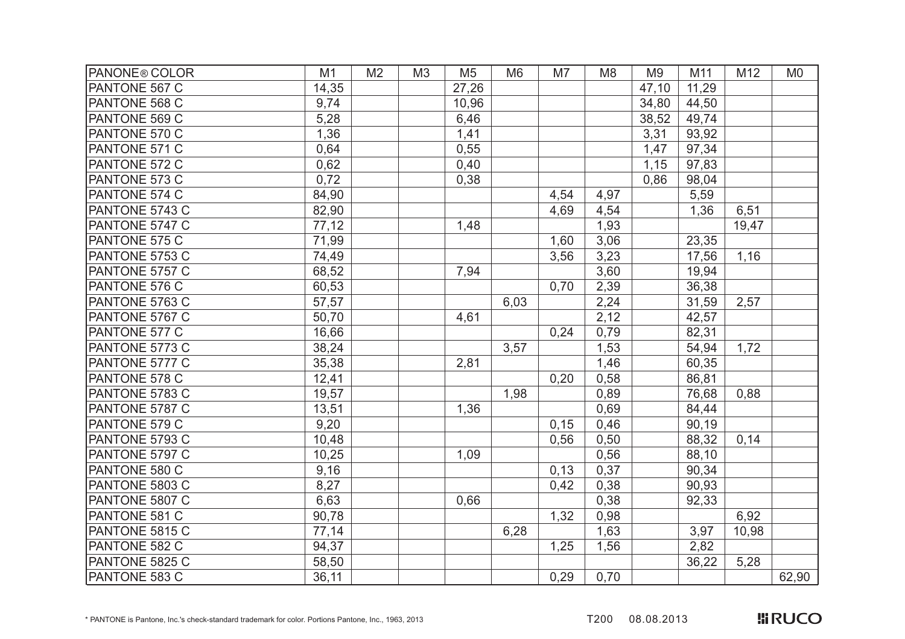| PANONE® COLOR | M1 | M2 | M3 | M5 | M6 | M7 | M8 | M9 | M11 | M12 | M0 |
|---|---|---|---|---|---|---|---|---|---|---|---|
| PANTONE 567 C | 14,35 | | | 27,26 | | | | 47,10 | 11,29 | | |
| PANTONE 568 C | 9,74 | | | 10,96 | | | | 34,80 | 44,50 | | |
| PANTONE 569 C | 5,28 | | | 6,46 | | | | 38,52 | 49,74 | | |
| PANTONE 570 C | 1,36 | | | 1,41 | | | | 3,31 | 93,92 | | |
| PANTONE 571 C | 0,64 | | | 0,55 | | | | 1,47 | 97,34 | | |
| PANTONE 572 C | 0,62 | | | 0,40 | | | | 1,15 | 97,83 | | |
| PANTONE 573 C | 0,72 | | | 0,38 | | | | 0,86 | 98,04 | | |
| PANTONE 574 C | 84,90 | | | | | 4,54 | 4,97 | | 5,59 | | |
| PANTONE 5743 C | 82,90 | | | | | 4,69 | 4,54 | | 1,36 | 6,51 | |
| PANTONE 5747 C | 77,12 | | | 1,48 | | | 1,93 | | | 19,47 | |
| PANTONE 575 C | 71,99 | | | | | 1,60 | 3,06 | | 23,35 | | |
| PANTONE 5753 C | 74,49 | | | | | 3,56 | 3,23 | | 17,56 | 1,16 | |
| PANTONE 5757 C | 68,52 | | | 7,94 | | | 3,60 | | 19,94 | | |
| PANTONE 576 C | 60,53 | | | | | 0,70 | 2,39 | | 36,38 | | |
| PANTONE 5763 C | 57,57 | | | | 6,03 | | 2,24 | | 31,59 | 2,57 | |
| PANTONE 5767 C | 50,70 | | | 4,61 | | | 2,12 | | 42,57 | | |
| PANTONE 577 C | 16,66 | | | | | 0,24 | 0,79 | | 82,31 | | |
| PANTONE 5773 C | 38,24 | | | | 3,57 | | 1,53 | | 54,94 | 1,72 | |
| PANTONE 5777 C | 35,38 | | | 2,81 | | | 1,46 | | 60,35 | | |
| PANTONE 578 C | 12,41 | | | | | 0,20 | 0,58 | | 86,81 | | |
| PANTONE 5783 C | 19,57 | | | | 1,98 | | 0,89 | | 76,68 | 0,88 | |
| PANTONE 5787 C | 13,51 | | | 1,36 | | | 0,69 | | 84,44 | | |
| PANTONE 579 C | 9,20 | | | | | 0,15 | 0,46 | | 90,19 | | |
| PANTONE 5793 C | 10,48 | | | | | 0,56 | 0,50 | | 88,32 | 0,14 | |
| PANTONE 5797 C | 10,25 | | | 1,09 | | | 0,56 | | 88,10 | | |
| PANTONE 580 C | 9,16 | | | | | 0,13 | 0,37 | | 90,34 | | |
| PANTONE 5803 C | 8,27 | | | | | 0,42 | 0,38 | | 90,93 | | |
| PANTONE 5807 C | 6,63 | | | 0,66 | | | 0,38 | | 92,33 | | |
| PANTONE 581 C | 90,78 | | | | | 1,32 | 0,98 | | | 6,92 | |
| PANTONE 5815 C | 77,14 | | | | 6,28 | | 1,63 | | 3,97 | 10,98 | |
| PANTONE 582 C | 94,37 | | | | | 1,25 | 1,56 | | 2,82 | | |
| PANTONE 5825 C | 58,50 | | | | | | | | 36,22 | 5,28 | |
| PANTONE 583 C | 36,11 | | | | | 0,29 | 0,70 | | | | 62,90 |

* PANTONE is Pantone, Inc.'s check-standard trademark for color. Portions Pantone, Inc., 1963, 2013

T200 08.08.2013

RUCO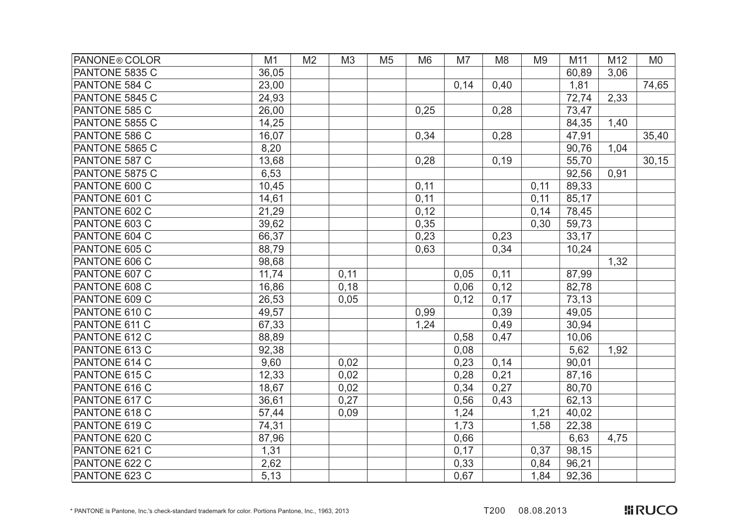| PANONE® COLOR | M1 | M2 | M3 | M5 | M6 | M7 | M8 | M9 | M11 | M12 | M0 |
|---|---|---|---|---|---|---|---|---|---|---|---|
| PANTONE 5835 C | 36,05 | | | | | | | | 60,89 | 3,06 | |
| PANTONE 584 C | 23,00 | | | | | 0,14 | 0,40 | | 1,81 | | 74,65 |
| PANTONE 5845 C | 24,93 | | | | | | | | 72,74 | 2,33 | |
| PANTONE 585 C | 26,00 | | | | 0,25 | | 0,28 | | 73,47 | | |
| PANTONE 5855 C | 14,25 | | | | | | | | 84,35 | 1,40 | |
| PANTONE 586 C | 16,07 | | | | 0,34 | | 0,28 | | 47,91 | | 35,40 |
| PANTONE 5865 C | 8,20 | | | | | | | | 90,76 | 1,04 | |
| PANTONE 587 C | 13,68 | | | | 0,28 | | 0,19 | | 55,70 | | 30,15 |
| PANTONE 5875 C | 6,53 | | | | | | | | 92,56 | 0,91 | |
| PANTONE 600 C | 10,45 | | | | 0,11 | | | 0,11 | 89,33 | | |
| PANTONE 601 C | 14,61 | | | | 0,11 | | | 0,11 | 85,17 | | |
| PANTONE 602 C | 21,29 | | | | 0,12 | | | 0,14 | 78,45 | | |
| PANTONE 603 C | 39,62 | | | | 0,35 | | | 0,30 | 59,73 | | |
| PANTONE 604 C | 66,37 | | | | 0,23 | | 0,23 | | 33,17 | | |
| PANTONE 605 C | 88,79 | | | | 0,63 | | 0,34 | | 10,24 | | |
| PANTONE 606 C | 98,68 | | | | | | | | | 1,32 | |
| PANTONE 607 C | 11,74 | | 0,11 | | | 0,05 | 0,11 | | 87,99 | | |
| PANTONE 608 C | 16,86 | | 0,18 | | | 0,06 | 0,12 | | 82,78 | | |
| PANTONE 609 C | 26,53 | | 0,05 | | | 0,12 | 0,17 | | 73,13 | | |
| PANTONE 610 C | 49,57 | | | | 0,99 | | 0,39 | | 49,05 | | |
| PANTONE 611 C | 67,33 | | | | 1,24 | | 0,49 | | 30,94 | | |
| PANTONE 612 C | 88,89 | | | | | 0,58 | 0,47 | | 10,06 | | |
| PANTONE 613 C | 92,38 | | | | | 0,08 | | | 5,62 | 1,92 | |
| PANTONE 614 C | 9,60 | | 0,02 | | | 0,23 | 0,14 | | 90,01 | | |
| PANTONE 615 C | 12,33 | | 0,02 | | | 0,28 | 0,21 | | 87,16 | | |
| PANTONE 616 C | 18,67 | | 0,02 | | | 0,34 | 0,27 | | 80,70 | | |
| PANTONE 617 C | 36,61 | | 0,27 | | | 0,56 | 0,43 | | 62,13 | | |
| PANTONE 618 C | 57,44 | | 0,09 | | | 1,24 | | 1,21 | 40,02 | | |
| PANTONE 619 C | 74,31 | | | | | 1,73 | | 1,58 | 22,38 | | |
| PANTONE 620 C | 87,96 | | | | | 0,66 | | | 6,63 | 4,75 | |
| PANTONE 621 C | 1,31 | | | | | 0,17 | | 0,37 | 98,15 | | |
| PANTONE 622 C | 2,62 | | | | | 0,33 | | 0,84 | 96,21 | | |
| PANTONE 623 C | 5,13 | | | | | 0,67 | | 1,84 | 92,36 | | |

* PANTONE is Pantone, Inc.'s check-standard trademark for color. Portions Pantone, Inc., 1963, 2013

T200 08.08.2013

RUCO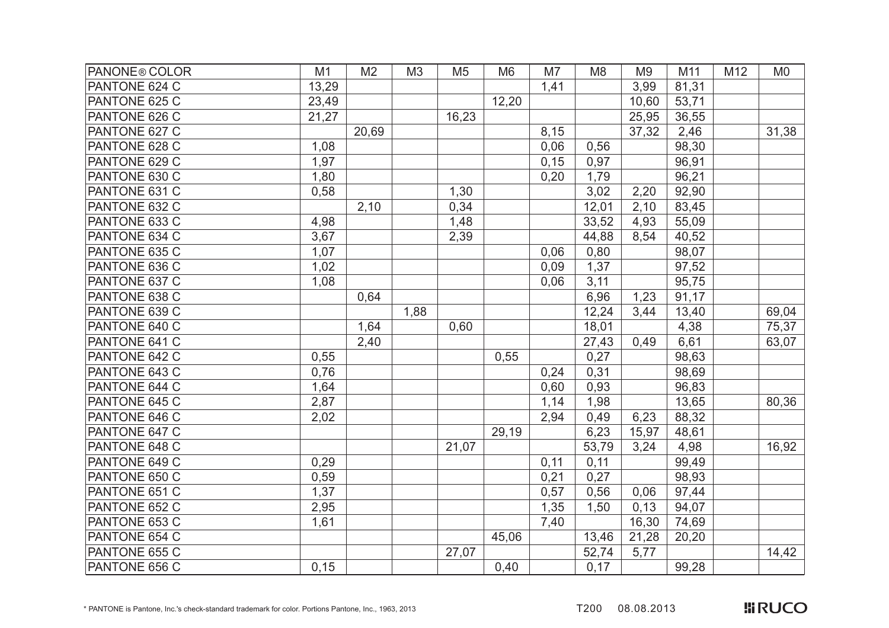| PANONE® COLOR | M1 | M2 | M3 | M5 | M6 | M7 | M8 | M9 | M11 | M12 | M0 |
|---|---|---|---|---|---|---|---|---|---|---|---|
| PANTONE 624 C | 13,29 | | | | | 1,41 | | 3,99 | 81,31 | | |
| PANTONE 625 C | 23,49 | | | | 12,20 | | | 10,60 | 53,71 | | |
| PANTONE 626 C | 21,27 | | | 16,23 | | | | 25,95 | 36,55 | | |
| PANTONE 627 C | | 20,69 | | | | 8,15 | | 37,32 | 2,46 | | 31,38 |
| PANTONE 628 C | 1,08 | | | | | 0,06 | 0,56 | | 98,30 | | |
| PANTONE 629 C | 1,97 | | | | | 0,15 | 0,97 | | 96,91 | | |
| PANTONE 630 C | 1,80 | | | | | 0,20 | 1,79 | | 96,21 | | |
| PANTONE 631 C | 0,58 | | | 1,30 | | | 3,02 | 2,20 | 92,90 | | |
| PANTONE 632 C | | 2,10 | | 0,34 | | | 12,01 | 2,10 | 83,45 | | |
| PANTONE 633 C | 4,98 | | | 1,48 | | | 33,52 | 4,93 | 55,09 | | |
| PANTONE 634 C | 3,67 | | | 2,39 | | | 44,88 | 8,54 | 40,52 | | |
| PANTONE 635 C | 1,07 | | | | | 0,06 | 0,80 | | 98,07 | | |
| PANTONE 636 C | 1,02 | | | | | 0,09 | 1,37 | | 97,52 | | |
| PANTONE 637 C | 1,08 | | | | | 0,06 | 3,11 | | 95,75 | | |
| PANTONE 638 C | | 0,64 | | | | | 6,96 | 1,23 | 91,17 | | |
| PANTONE 639 C | | | 1,88 | | | | 12,24 | 3,44 | 13,40 | | 69,04 |
| PANTONE 640 C | | 1,64 | | 0,60 | | | 18,01 | | 4,38 | | 75,37 |
| PANTONE 641 C | | 2,40 | | | | | 27,43 | 0,49 | 6,61 | | 63,07 |
| PANTONE 642 C | 0,55 | | | | 0,55 | | 0,27 | | 98,63 | | |
| PANTONE 643 C | 0,76 | | | | | 0,24 | 0,31 | | 98,69 | | |
| PANTONE 644 C | 1,64 | | | | | 0,60 | 0,93 | | 96,83 | | |
| PANTONE 645 C | 2,87 | | | | | 1,14 | 1,98 | | 13,65 | | 80,36 |
| PANTONE 646 C | 2,02 | | | | | 2,94 | 0,49 | 6,23 | 88,32 | | |
| PANTONE 647 C | | | | | 29,19 | | 6,23 | 15,97 | 48,61 | | |
| PANTONE 648 C | | | | 21,07 | | | 53,79 | 3,24 | 4,98 | | 16,92 |
| PANTONE 649 C | 0,29 | | | | | 0,11 | 0,11 | | 99,49 | | |
| PANTONE 650 C | 0,59 | | | | | 0,21 | 0,27 | | 98,93 | | |
| PANTONE 651 C | 1,37 | | | | | 0,57 | 0,56 | 0,06 | 97,44 | | |
| PANTONE 652 C | 2,95 | | | | | 1,35 | 1,50 | 0,13 | 94,07 | | |
| PANTONE 653 C | 1,61 | | | | | 7,40 | | 16,30 | 74,69 | | |
| PANTONE 654 C | | | | | 45,06 | | 13,46 | 21,28 | 20,20 | | |
| PANTONE 655 C | | | | 27,07 | | | 52,74 | 5,77 | | | 14,42 |
| PANTONE 656 C | 0,15 | | | | 0,40 | | 0,17 | | 99,28 | | |

* PANTONE is Pantone, Inc.'s check-standard trademark for color. Portions Pantone, Inc., 1963, 2013

T200 08.08.2013

RUCO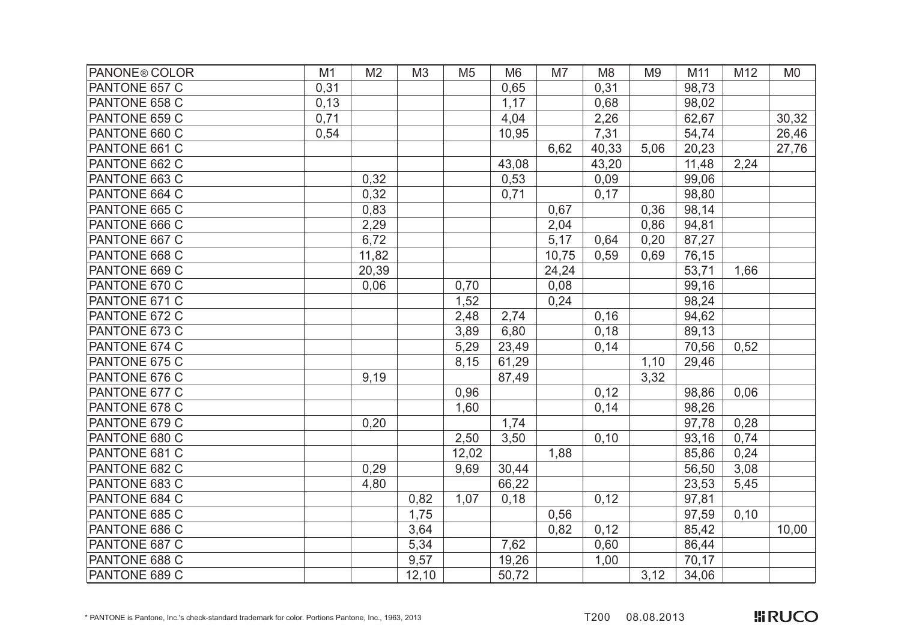| PANONE® COLOR | M1 | M2 | M3 | M5 | M6 | M7 | M8 | M9 | M11 | M12 | M0 |
|---|---|---|---|---|---|---|---|---|---|---|---|
| PANTONE 657 C | 0,31 | | | | 0,65 | | 0,31 | | 98,73 | | |
| PANTONE 658 C | 0,13 | | | | 1,17 | | 0,68 | | 98,02 | | |
| PANTONE 659 C | 0,71 | | | | 4,04 | | 2,26 | | 62,67 | | 30,32 |
| PANTONE 660 C | 0,54 | | | | 10,95 | | 7,31 | | 54,74 | | 26,46 |
| PANTONE 661 C | | | | | | 6,62 | 40,33 | 5,06 | 20,23 | | 27,76 |
| PANTONE 662 C | | | | | 43,08 | | 43,20 | | 11,48 | 2,24 | |
| PANTONE 663 C | | 0,32 | | | 0,53 | | 0,09 | | 99,06 | | |
| PANTONE 664 C | | 0,32 | | | 0,71 | | 0,17 | | 98,80 | | |
| PANTONE 665 C | | 0,83 | | | | 0,67 | | 0,36 | 98,14 | | |
| PANTONE 666 C | | 2,29 | | | | 2,04 | | 0,86 | 94,81 | | |
| PANTONE 667 C | | 6,72 | | | | 5,17 | 0,64 | 0,20 | 87,27 | | |
| PANTONE 668 C | | 11,82 | | | | 10,75 | 0,59 | 0,69 | 76,15 | | |
| PANTONE 669 C | | 20,39 | | | | 24,24 | | | 53,71 | 1,66 | |
| PANTONE 670 C | | 0,06 | | 0,70 | | 0,08 | | | 99,16 | | |
| PANTONE 671 C | | | | 1,52 | | 0,24 | | | 98,24 | | |
| PANTONE 672 C | | | | 2,48 | 2,74 | | 0,16 | | 94,62 | | |
| PANTONE 673 C | | | | 3,89 | 6,80 | | 0,18 | | 89,13 | | |
| PANTONE 674 C | | | | 5,29 | 23,49 | | 0,14 | | 70,56 | 0,52 | |
| PANTONE 675 C | | | | 8,15 | 61,29 | | | 1,10 | 29,46 | | |
| PANTONE 676 C | | 9,19 | | | 87,49 | | | 3,32 | | | |
| PANTONE 677 C | | | | 0,96 | | | 0,12 | | 98,86 | 0,06 | |
| PANTONE 678 C | | | | 1,60 | | | 0,14 | | 98,26 | | |
| PANTONE 679 C | | 0,20 | | | 1,74 | | | | 97,78 | 0,28 | |
| PANTONE 680 C | | | | 2,50 | 3,50 | | 0,10 | | 93,16 | 0,74 | |
| PANTONE 681 C | | | | 12,02 | | 1,88 | | | 85,86 | 0,24 | |
| PANTONE 682 C | | 0,29 | | 9,69 | 30,44 | | | | 56,50 | 3,08 | |
| PANTONE 683 C | | 4,80 | | | 66,22 | | | | 23,53 | 5,45 | |
| PANTONE 684 C | | | 0,82 | 1,07 | 0,18 | | 0,12 | | 97,81 | | |
| PANTONE 685 C | | | 1,75 | | | 0,56 | | | 97,59 | 0,10 | |
| PANTONE 686 C | | | 3,64 | | | 0,82 | 0,12 | | 85,42 | | 10,00 |
| PANTONE 687 C | | | 5,34 | | 7,62 | | 0,60 | | 86,44 | | |
| PANTONE 688 C | | | 9,57 | | 19,26 | | 1,00 | | 70,17 | | |
| PANTONE 689 C | | | 12,10 | | 50,72 | | | 3,12 | 34,06 | | |

* PANTONE is Pantone, Inc.'s check-standard trademark for color. Portions Pantone, Inc., 1963, 2013

T200 08.08.2013

RUCO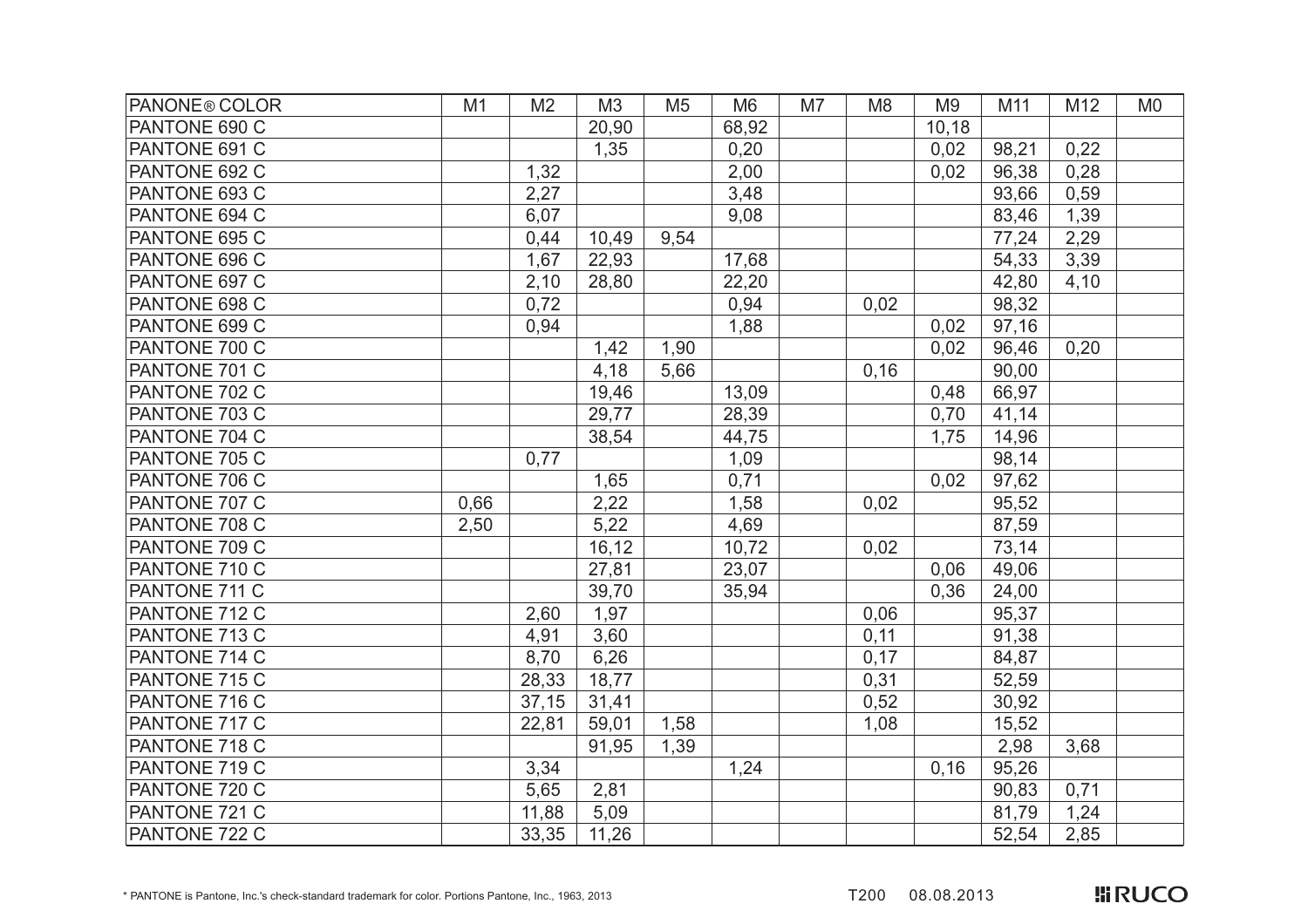| PANONE® COLOR | M1 | M2 | M3 | M5 | M6 | M7 | M8 | M9 | M11 | M12 | M0 |
|---|---|---|---|---|---|---|---|---|---|---|---|
| PANTONE 690 C | | | 20,90 | | 68,92 | | | 10,18 | | | |
| PANTONE 691 C | | | 1,35 | | 0,20 | | | 0,02 | 98,21 | 0,22 | |
| PANTONE 692 C | | 1,32 | | | 2,00 | | | 0,02 | 96,38 | 0,28 | |
| PANTONE 693 C | | 2,27 | | | 3,48 | | | | 93,66 | 0,59 | |
| PANTONE 694 C | | 6,07 | | | 9,08 | | | | 83,46 | 1,39 | |
| PANTONE 695 C | | 0,44 | 10,49 | 9,54 | | | | | 77,24 | 2,29 | |
| PANTONE 696 C | | 1,67 | 22,93 | | 17,68 | | | | 54,33 | 3,39 | |
| PANTONE 697 C | | 2,10 | 28,80 | | 22,20 | | | | 42,80 | 4,10 | |
| PANTONE 698 C | | 0,72 | | | 0,94 | | 0,02 | | 98,32 | | |
| PANTONE 699 C | | 0,94 | | | 1,88 | | | 0,02 | 97,16 | | |
| PANTONE 700 C | | | 1,42 | 1,90 | | | | 0,02 | 96,46 | 0,20 | |
| PANTONE 701 C | | | 4,18 | 5,66 | | | 0,16 | | 90,00 | | |
| PANTONE 702 C | | | 19,46 | | 13,09 | | | 0,48 | 66,97 | | |
| PANTONE 703 C | | | 29,77 | | 28,39 | | | 0,70 | 41,14 | | |
| PANTONE 704 C | | | 38,54 | | 44,75 | | | 1,75 | 14,96 | | |
| PANTONE 705 C | | 0,77 | | | 1,09 | | | | 98,14 | | |
| PANTONE 706 C | | | 1,65 | | 0,71 | | | 0,02 | 97,62 | | |
| PANTONE 707 C | 0,66 | | 2,22 | | 1,58 | | 0,02 | | 95,52 | | |
| PANTONE 708 C | 2,50 | | 5,22 | | 4,69 | | | | 87,59 | | |
| PANTONE 709 C | | | 16,12 | | 10,72 | | 0,02 | | 73,14 | | |
| PANTONE 710 C | | | 27,81 | | 23,07 | | | 0,06 | 49,06 | | |
| PANTONE 711 C | | | 39,70 | | 35,94 | | | 0,36 | 24,00 | | |
| PANTONE 712 C | | 2,60 | 1,97 | | | | 0,06 | | 95,37 | | |
| PANTONE 713 C | | 4,91 | 3,60 | | | | 0,11 | | 91,38 | | |
| PANTONE 714 C | | 8,70 | 6,26 | | | | 0,17 | | 84,87 | | |
| PANTONE 715 C | | 28,33 | 18,77 | | | | 0,31 | | 52,59 | | |
| PANTONE 716 C | | 37,15 | 31,41 | | | | 0,52 | | 30,92 | | |
| PANTONE 717 C | | 22,81 | 59,01 | 1,58 | | | 1,08 | | 15,52 | | |
| PANTONE 718 C | | | 91,95 | 1,39 | | | | | 2,98 | 3,68 | |
| PANTONE 719 C | | 3,34 | | | 1,24 | | | 0,16 | 95,26 | | |
| PANTONE 720 C | | 5,65 | 2,81 | | | | | | 90,83 | 0,71 | |
| PANTONE 721 C | | 11,88 | 5,09 | | | | | | 81,79 | 1,24 | |
| PANTONE 722 C | | 33,35 | 11,26 | | | | | | 52,54 | 2,85 | |

* PANTONE is Pantone, Inc.'s check-standard trademark for color. Portions Pantone, Inc., 1963, 2013

T200 08.08.2013

RUCO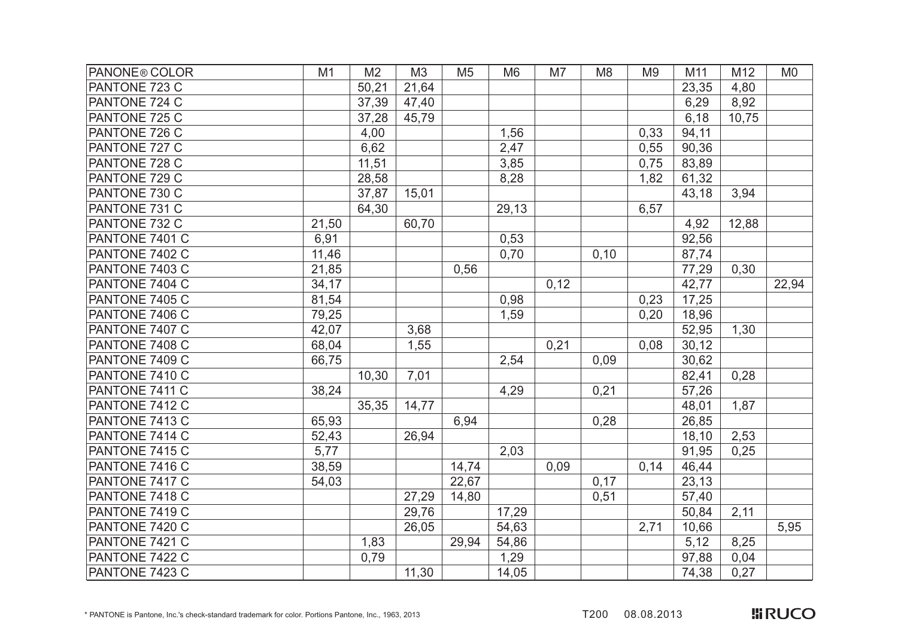| PANONE® COLOR | M1 | M2 | M3 | M5 | M6 | M7 | M8 | M9 | M11 | M12 | M0 |
|---|---|---|---|---|---|---|---|---|---|---|---|
| PANTONE 723 C | | 50,21 | 21,64 | | | | | | 23,35 | 4,80 | |
| PANTONE 724 C | | 37,39 | 47,40 | | | | | | 6,29 | 8,92 | |
| PANTONE 725 C | | 37,28 | 45,79 | | | | | | 6,18 | 10,75 | |
| PANTONE 726 C | | 4,00 | | | 1,56 | | | 0,33 | 94,11 | | |
| PANTONE 727 C | | 6,62 | | | 2,47 | | | 0,55 | 90,36 | | |
| PANTONE 728 C | | 11,51 | | | 3,85 | | | 0,75 | 83,89 | | |
| PANTONE 729 C | | 28,58 | | | 8,28 | | | 1,82 | 61,32 | | |
| PANTONE 730 C | | 37,87 | 15,01 | | | | | | 43,18 | 3,94 | |
| PANTONE 731 C | | 64,30 | | | 29,13 | | | 6,57 | | | |
| PANTONE 732 C | 21,50 | | 60,70 | | | | | | 4,92 | 12,88 | |
| PANTONE 7401 C | 6,91 | | | | 0,53 | | | | 92,56 | | |
| PANTONE 7402 C | 11,46 | | | | 0,70 | | 0,10 | | 87,74 | | |
| PANTONE 7403 C | 21,85 | | | 0,56 | | | | | 77,29 | 0,30 | |
| PANTONE 7404 C | 34,17 | | | | | 0,12 | | | 42,77 | | 22,94 |
| PANTONE 7405 C | 81,54 | | | | 0,98 | | | 0,23 | 17,25 | | |
| PANTONE 7406 C | 79,25 | | | | 1,59 | | | 0,20 | 18,96 | | |
| PANTONE 7407 C | 42,07 | | 3,68 | | | | | | 52,95 | 1,30 | |
| PANTONE 7408 C | 68,04 | | 1,55 | | | 0,21 | | 0,08 | 30,12 | | |
| PANTONE 7409 C | 66,75 | | | | 2,54 | | 0,09 | | 30,62 | | |
| PANTONE 7410 C | | 10,30 | 7,01 | | | | | | 82,41 | 0,28 | |
| PANTONE 7411 C | 38,24 | | | | 4,29 | | 0,21 | | 57,26 | | |
| PANTONE 7412 C | | 35,35 | 14,77 | | | | | | 48,01 | 1,87 | |
| PANTONE 7413 C | 65,93 | | | 6,94 | | | 0,28 | | 26,85 | | |
| PANTONE 7414 C | 52,43 | | 26,94 | | | | | | 18,10 | 2,53 | |
| PANTONE 7415 C | 5,77 | | | | 2,03 | | | | 91,95 | 0,25 | |
| PANTONE 7416 C | 38,59 | | | 14,74 | | 0,09 | | 0,14 | 46,44 | | |
| PANTONE 7417 C | 54,03 | | | 22,67 | | | 0,17 | | 23,13 | | |
| PANTONE 7418 C | | | 27,29 | 14,80 | | | 0,51 | | 57,40 | | |
| PANTONE 7419 C | | | 29,76 | | 17,29 | | | | 50,84 | 2,11 | |
| PANTONE 7420 C | | | 26,05 | | 54,63 | | | 2,71 | 10,66 | | 5,95 |
| PANTONE 7421 C | | 1,83 | | 29,94 | 54,86 | | | | 5,12 | 8,25 | |
| PANTONE 7422 C | | 0,79 | | | 1,29 | | | | 97,88 | 0,04 | |
| PANTONE 7423 C | | | 11,30 | | 14,05 | | | | 74,38 | 0,27 | |

* PANTONE is Pantone, Inc.'s check-standard trademark for color. Portions Pantone, Inc., 1963, 2013

T200 08.08.2013

RUCO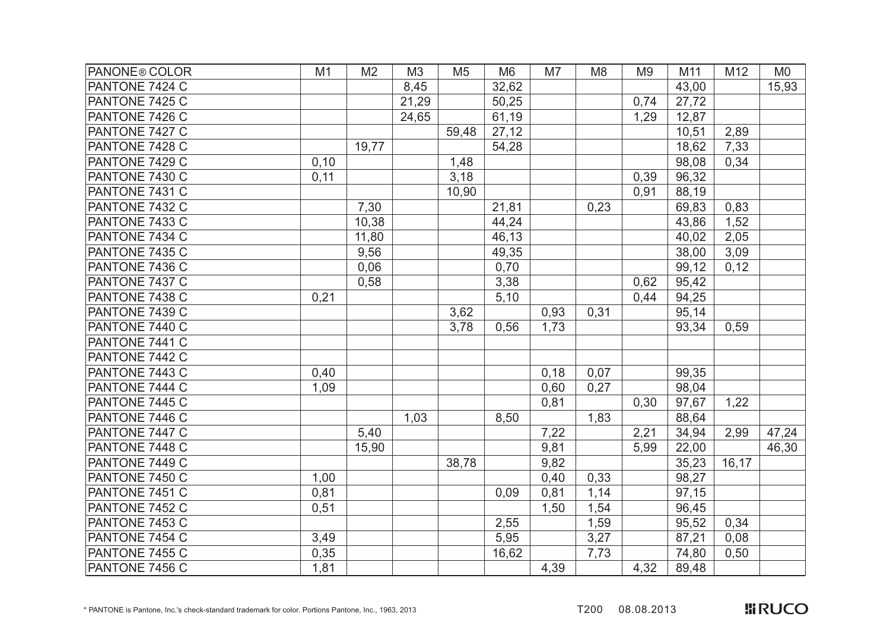| PANONE® COLOR | M1 | M2 | M3 | M5 | M6 | M7 | M8 | M9 | M11 | M12 | M0 |
|---|---|---|---|---|---|---|---|---|---|---|---|
| PANTONE 7424 C | | | 8,45 | | 32,62 | | | | 43,00 | | 15,93 |
| PANTONE 7425 C | | | 21,29 | | 50,25 | | | 0,74 | 27,72 | | |
| PANTONE 7426 C | | | 24,65 | | 61,19 | | | 1,29 | 12,87 | | |
| PANTONE 7427 C | | | | 59,48 | 27,12 | | | | 10,51 | 2,89 | |
| PANTONE 7428 C | | 19,77 | | | 54,28 | | | | 18,62 | 7,33 | |
| PANTONE 7429 C | 0,10 | | | 1,48 | | | | | 98,08 | 0,34 | |
| PANTONE 7430 C | 0,11 | | | 3,18 | | | | 0,39 | 96,32 | | |
| PANTONE 7431 C | | | | 10,90 | | | | 0,91 | 88,19 | | |
| PANTONE 7432 C | | 7,30 | | | 21,81 | | 0,23 | | 69,83 | 0,83 | |
| PANTONE 7433 C | | 10,38 | | | 44,24 | | | | 43,86 | 1,52 | |
| PANTONE 7434 C | | 11,80 | | | 46,13 | | | | 40,02 | 2,05 | |
| PANTONE 7435 C | | 9,56 | | | 49,35 | | | | 38,00 | 3,09 | |
| PANTONE 7436 C | | 0,06 | | | 0,70 | | | | 99,12 | 0,12 | |
| PANTONE 7437 C | | 0,58 | | | 3,38 | | | 0,62 | 95,42 | | |
| PANTONE 7438 C | 0,21 | | | | 5,10 | | | 0,44 | 94,25 | | |
| PANTONE 7439 C | | | | 3,62 | | 0,93 | 0,31 | | 95,14 | | |
| PANTONE 7440 C | | | | 3,78 | 0,56 | 1,73 | | | 93,34 | 0,59 | |
| PANTONE 7441 C | | | | | | | | | | | |
| PANTONE 7442 C | | | | | | | | | | | |
| PANTONE 7443 C | 0,40 | | | | | 0,18 | 0,07 | | 99,35 | | |
| PANTONE 7444 C | 1,09 | | | | | 0,60 | 0,27 | | 98,04 | | |
| PANTONE 7445 C | | | | | | 0,81 | | 0,30 | 97,67 | 1,22 | |
| PANTONE 7446 C | | | 1,03 | | 8,50 | | 1,83 | | 88,64 | | |
| PANTONE 7447 C | | 5,40 | | | | 7,22 | | 2,21 | 34,94 | 2,99 | 47,24 |
| PANTONE 7448 C | | 15,90 | | | | 9,81 | | 5,99 | 22,00 | | 46,30 |
| PANTONE 7449 C | | | | 38,78 | | 9,82 | | | 35,23 | 16,17 | |
| PANTONE 7450 C | 1,00 | | | | | 0,40 | 0,33 | | 98,27 | | |
| PANTONE 7451 C | 0,81 | | | | 0,09 | 0,81 | 1,14 | | 97,15 | | |
| PANTONE 7452 C | 0,51 | | | | | 1,50 | 1,54 | | 96,45 | | |
| PANTONE 7453 C | | | | | 2,55 | | 1,59 | | 95,52 | 0,34 | |
| PANTONE 7454 C | 3,49 | | | | 5,95 | | 3,27 | | 87,21 | 0,08 | |
| PANTONE 7455 C | 0,35 | | | | 16,62 | | 7,73 | | 74,80 | 0,50 | |
| PANTONE 7456 C | 1,81 | | | | | 4,39 | | 4,32 | 89,48 | | |

* PANTONE is Pantone, Inc.'s check-standard trademark for color. Portions Pantone, Inc., 1963, 2013

T200 08.08.2013

RUCO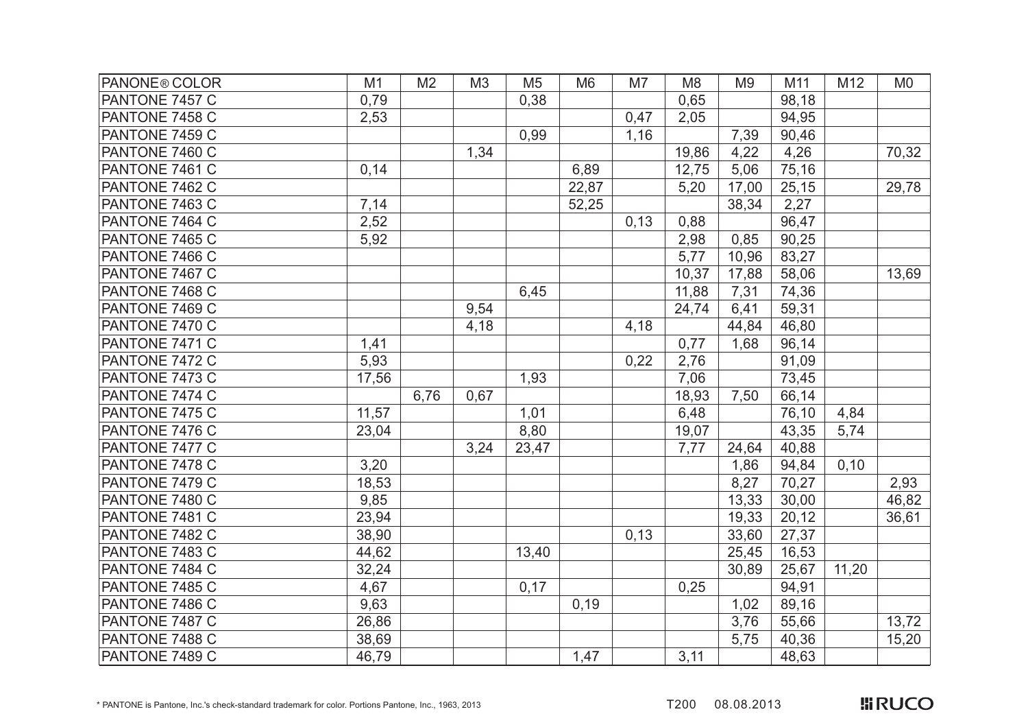| PANONE® COLOR | M1 | M2 | M3 | M5 | M6 | M7 | M8 | M9 | M11 | M12 | M0 |
|---|---|---|---|---|---|---|---|---|---|---|---|
| PANTONE 7457 C | 0,79 | | | 0,38 | | | 0,65 | | 98,18 | | |
| PANTONE 7458 C | 2,53 | | | | | 0,47 | 2,05 | | 94,95 | | |
| PANTONE 7459 C | | | | 0,99 | | 1,16 | | 7,39 | 90,46 | | |
| PANTONE 7460 C | | | 1,34 | | | | 19,86 | 4,22 | 4,26 | | 70,32 |
| PANTONE 7461 C | 0,14 | | | | 6,89 | | 12,75 | 5,06 | 75,16 | | |
| PANTONE 7462 C | | | | | 22,87 | | 5,20 | 17,00 | 25,15 | | 29,78 |
| PANTONE 7463 C | 7,14 | | | | 52,25 | | | 38,34 | 2,27 | | |
| PANTONE 7464 C | 2,52 | | | | | 0,13 | 0,88 | | 96,47 | | |
| PANTONE 7465 C | 5,92 | | | | | | 2,98 | 0,85 | 90,25 | | |
| PANTONE 7466 C | | | | | | | 5,77 | 10,96 | 83,27 | | |
| PANTONE 7467 C | | | | | | | 10,37 | 17,88 | 58,06 | | 13,69 |
| PANTONE 7468 C | | | | 6,45 | | | 11,88 | 7,31 | 74,36 | | |
| PANTONE 7469 C | | | 9,54 | | | | 24,74 | 6,41 | 59,31 | | |
| PANTONE 7470 C | | | 4,18 | | | 4,18 | | 44,84 | 46,80 | | |
| PANTONE 7471 C | 1,41 | | | | | | 0,77 | 1,68 | 96,14 | | |
| PANTONE 7472 C | 5,93 | | | | | 0,22 | 2,76 | | 91,09 | | |
| PANTONE 7473 C | 17,56 | | | 1,93 | | | 7,06 | | 73,45 | | |
| PANTONE 7474 C | | 6,76 | 0,67 | | | | 18,93 | 7,50 | 66,14 | | |
| PANTONE 7475 C | 11,57 | | | 1,01 | | | 6,48 | | 76,10 | 4,84 | |
| PANTONE 7476 C | 23,04 | | | 8,80 | | | 19,07 | | 43,35 | 5,74 | |
| PANTONE 7477 C | | | 3,24 | 23,47 | | | 7,77 | 24,64 | 40,88 | | |
| PANTONE 7478 C | 3,20 | | | | | | | 1,86 | 94,84 | 0,10 | |
| PANTONE 7479 C | 18,53 | | | | | | | 8,27 | 70,27 | | 2,93 |
| PANTONE 7480 C | 9,85 | | | | | | | 13,33 | 30,00 | | 46,82 |
| PANTONE 7481 C | 23,94 | | | | | | | 19,33 | 20,12 | | 36,61 |
| PANTONE 7482 C | 38,90 | | | | | 0,13 | | 33,60 | 27,37 | | |
| PANTONE 7483 C | 44,62 | | | 13,40 | | | | 25,45 | 16,53 | | |
| PANTONE 7484 C | 32,24 | | | | | | | 30,89 | 25,67 | 11,20 | |
| PANTONE 7485 C | 4,67 | | | 0,17 | | | 0,25 | | 94,91 | | |
| PANTONE 7486 C | 9,63 | | | | 0,19 | | | 1,02 | 89,16 | | |
| PANTONE 7487 C | 26,86 | | | | | | | 3,76 | 55,66 | | 13,72 |
| PANTONE 7488 C | 38,69 | | | | | | | 5,75 | 40,36 | | 15,20 |
| PANTONE 7489 C | 46,79 | | | | 1,47 | | 3,11 | | 48,63 | | |

* PANTONE is Pantone, Inc.'s check-standard trademark for color. Portions Pantone, Inc., 1963, 2013

T200 08.08.2013

RUCO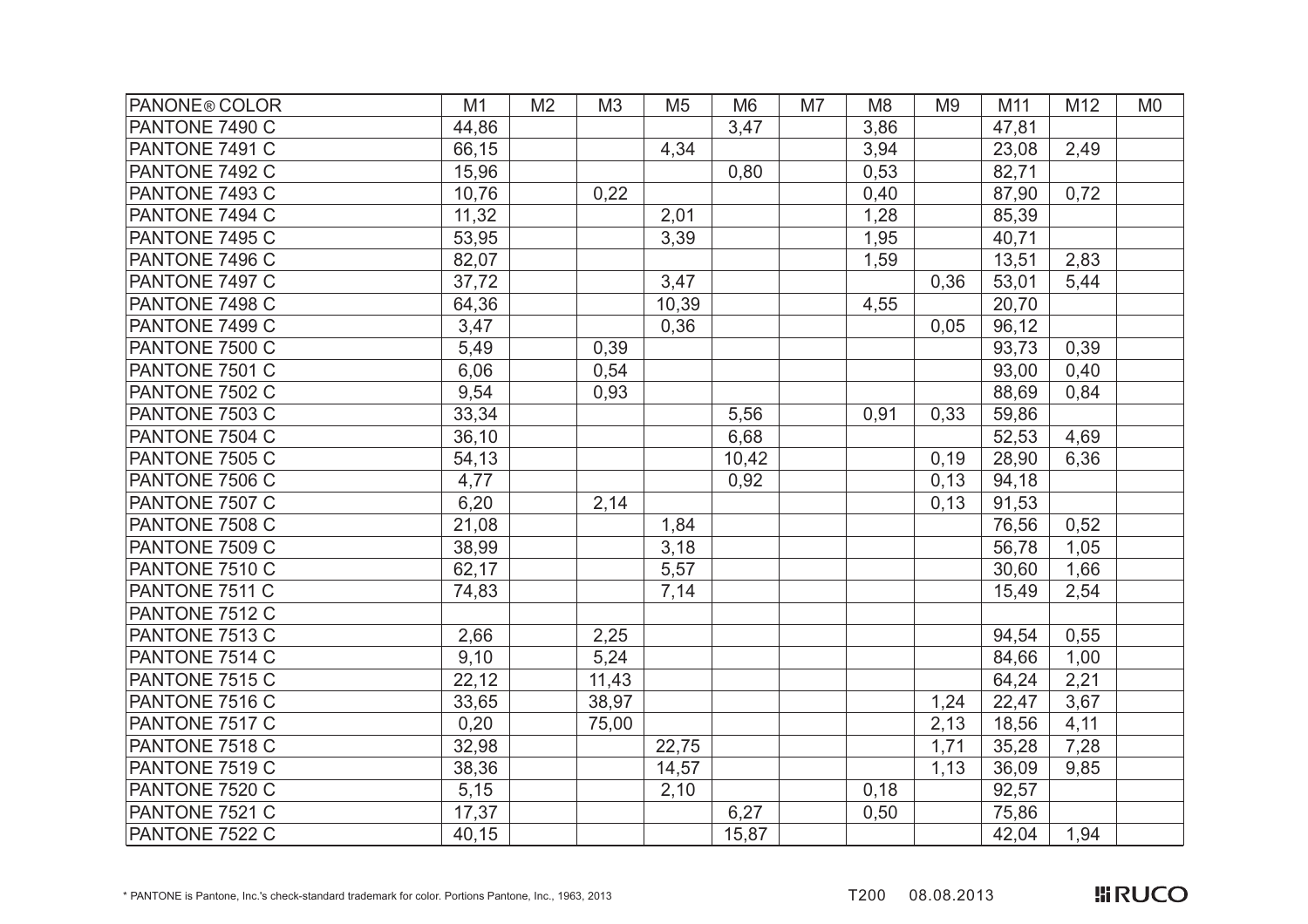| PANONE® COLOR | M1 | M2 | M3 | M5 | M6 | M7 | M8 | M9 | M11 | M12 | M0 |
|---|---|---|---|---|---|---|---|---|---|---|---|
| PANTONE 7490 C | 44,86 | | | | 3,47 | | 3,86 | | 47,81 | | |
| PANTONE 7491 C | 66,15 | | | 4,34 | | | 3,94 | | 23,08 | 2,49 | |
| PANTONE 7492 C | 15,96 | | | | 0,80 | | 0,53 | | 82,71 | | |
| PANTONE 7493 C | 10,76 | | 0,22 | | | | 0,40 | | 87,90 | 0,72 | |
| PANTONE 7494 C | 11,32 | | | 2,01 | | | 1,28 | | 85,39 | | |
| PANTONE 7495 C | 53,95 | | | 3,39 | | | 1,95 | | 40,71 | | |
| PANTONE 7496 C | 82,07 | | | | | | 1,59 | | 13,51 | 2,83 | |
| PANTONE 7497 C | 37,72 | | | 3,47 | | | | 0,36 | 53,01 | 5,44 | |
| PANTONE 7498 C | 64,36 | | | 10,39 | | | 4,55 | | 20,70 | | |
| PANTONE 7499 C | 3,47 | | | 0,36 | | | | 0,05 | 96,12 | | |
| PANTONE 7500 C | 5,49 | | 0,39 | | | | | | 93,73 | 0,39 | |
| PANTONE 7501 C | 6,06 | | 0,54 | | | | | | 93,00 | 0,40 | |
| PANTONE 7502 C | 9,54 | | 0,93 | | | | | | 88,69 | 0,84 | |
| PANTONE 7503 C | 33,34 | | | | 5,56 | | 0,91 | 0,33 | 59,86 | | |
| PANTONE 7504 C | 36,10 | | | | 6,68 | | | | 52,53 | 4,69 | |
| PANTONE 7505 C | 54,13 | | | | 10,42 | | | 0,19 | 28,90 | 6,36 | |
| PANTONE 7506 C | 4,77 | | | | 0,92 | | | 0,13 | 94,18 | | |
| PANTONE 7507 C | 6,20 | | 2,14 | | | | | 0,13 | 91,53 | | |
| PANTONE 7508 C | 21,08 | | | 1,84 | | | | | 76,56 | 0,52 | |
| PANTONE 7509 C | 38,99 | | | 3,18 | | | | | 56,78 | 1,05 | |
| PANTONE 7510 C | 62,17 | | | 5,57 | | | | | 30,60 | 1,66 | |
| PANTONE 7511 C | 74,83 | | | 7,14 | | | | | 15,49 | 2,54 | |
| PANTONE 7512 C | | | | | | | | | | | |
| PANTONE 7513 C | 2,66 | | 2,25 | | | | | | 94,54 | 0,55 | |
| PANTONE 7514 C | 9,10 | | 5,24 | | | | | | 84,66 | 1,00 | |
| PANTONE 7515 C | 22,12 | | 11,43 | | | | | | 64,24 | 2,21 | |
| PANTONE 7516 C | 33,65 | | 38,97 | | | | | 1,24 | 22,47 | 3,67 | |
| PANTONE 7517 C | 0,20 | | 75,00 | | | | | 2,13 | 18,56 | 4,11 | |
| PANTONE 7518 C | 32,98 | | | 22,75 | | | | 1,71 | 35,28 | 7,28 | |
| PANTONE 7519 C | 38,36 | | | 14,57 | | | | 1,13 | 36,09 | 9,85 | |
| PANTONE 7520 C | 5,15 | | | 2,10 | | | 0,18 | | 92,57 | | |
| PANTONE 7521 C | 17,37 | | | | 6,27 | | 0,50 | | 75,86 | | |
| PANTONE 7522 C | 40,15 | | | | 15,87 | | | | 42,04 | 1,94 | |

\* PANTONE is Pantone, Inc.'s check-standard trademark for color. Portions Pantone, Inc., 1963, 2013

T200 08.08.2013

RUCO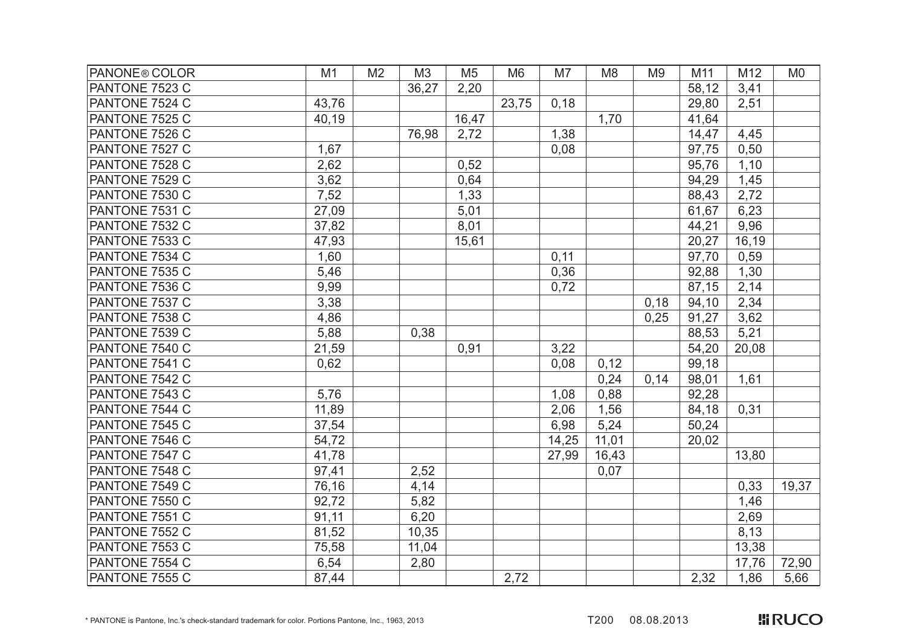| PANONE® COLOR | M1 | M2 | M3 | M5 | M6 | M7 | M8 | M9 | M11 | M12 | M0 |
|---|---|---|---|---|---|---|---|---|---|---|---|
| PANTONE 7523 C | | | 36,27 | 2,20 | | | | | 58,12 | 3,41 | |
| PANTONE 7524 C | 43,76 | | | | 23,75 | 0,18 | | | 29,80 | 2,51 | |
| PANTONE 7525 C | 40,19 | | | 16,47 | | | 1,70 | | 41,64 | | |
| PANTONE 7526 C | | | 76,98 | 2,72 | | 1,38 | | | 14,47 | 4,45 | |
| PANTONE 7527 C | 1,67 | | | | | 0,08 | | | 97,75 | 0,50 | |
| PANTONE 7528 C | 2,62 | | | 0,52 | | | | | 95,76 | 1,10 | |
| PANTONE 7529 C | 3,62 | | | 0,64 | | | | | 94,29 | 1,45 | |
| PANTONE 7530 C | 7,52 | | | 1,33 | | | | | 88,43 | 2,72 | |
| PANTONE 7531 C | 27,09 | | | 5,01 | | | | | 61,67 | 6,23 | |
| PANTONE 7532 C | 37,82 | | | 8,01 | | | | | 44,21 | 9,96 | |
| PANTONE 7533 C | 47,93 | | | 15,61 | | | | | 20,27 | 16,19 | |
| PANTONE 7534 C | 1,60 | | | | | 0,11 | | | 97,70 | 0,59 | |
| PANTONE 7535 C | 5,46 | | | | | 0,36 | | | 92,88 | 1,30 | |
| PANTONE 7536 C | 9,99 | | | | | 0,72 | | | 87,15 | 2,14 | |
| PANTONE 7537 C | 3,38 | | | | | | | 0,18 | 94,10 | 2,34 | |
| PANTONE 7538 C | 4,86 | | | | | | | 0,25 | 91,27 | 3,62 | |
| PANTONE 7539 C | 5,88 | | 0,38 | | | | | | 88,53 | 5,21 | |
| PANTONE 7540 C | 21,59 | | | 0,91 | | 3,22 | | | 54,20 | 20,08 | |
| PANTONE 7541 C | 0,62 | | | | | 0,08 | 0,12 | | 99,18 | | |
| PANTONE 7542 C | | | | | | | 0,24 | 0,14 | 98,01 | 1,61 | |
| PANTONE 7543 C | 5,76 | | | | | 1,08 | 0,88 | | 92,28 | | |
| PANTONE 7544 C | 11,89 | | | | | 2,06 | 1,56 | | 84,18 | 0,31 | |
| PANTONE 7545 C | 37,54 | | | | | 6,98 | 5,24 | | 50,24 | | |
| PANTONE 7546 C | 54,72 | | | | | 14,25 | 11,01 | | 20,02 | | |
| PANTONE 7547 C | 41,78 | | | | | 27,99 | 16,43 | | | 13,80 | |
| PANTONE 7548 C | 97,41 | | 2,52 | | | | 0,07 | | | | |
| PANTONE 7549 C | 76,16 | | 4,14 | | | | | | | 0,33 | 19,37 |
| PANTONE 7550 C | 92,72 | | 5,82 | | | | | | | 1,46 | |
| PANTONE 7551 C | 91,11 | | 6,20 | | | | | | | 2,69 | |
| PANTONE 7552 C | 81,52 | | 10,35 | | | | | | | 8,13 | |
| PANTONE 7553 C | 75,58 | | 11,04 | | | | | | | 13,38 | |
| PANTONE 7554 C | 6,54 | | 2,80 | | | | | | | 17,76 | 72,90 |
| PANTONE 7555 C | 87,44 | | | | 2,72 | | | | 2,32 | 1,86 | 5,66 |

* PANTONE is Pantone, Inc.'s check-standard trademark for color. Portions Pantone, Inc., 1963, 2013

T200 08.08.2013

RUCO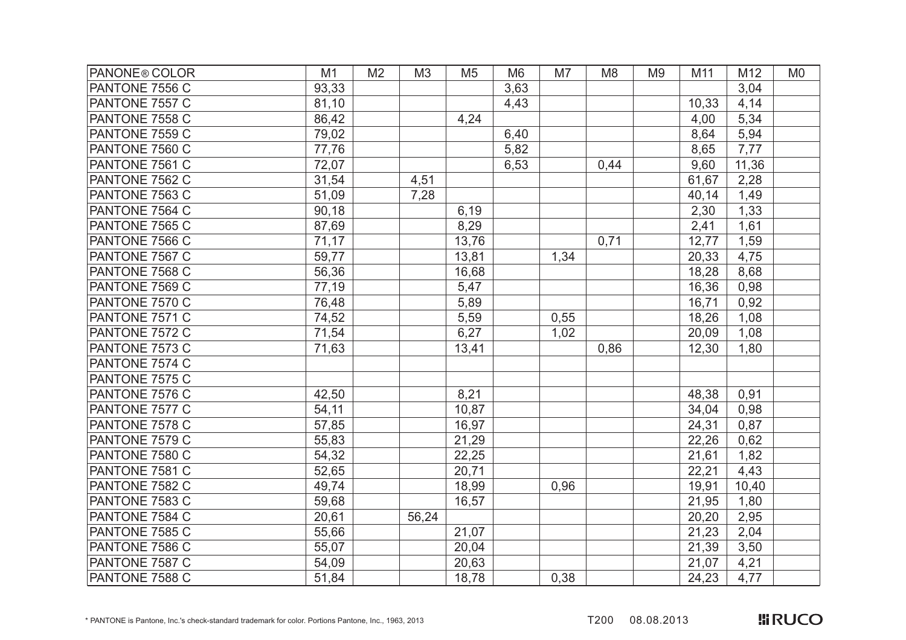| PANONE® COLOR | M1 | M2 | M3 | M5 | M6 | M7 | M8 | M9 | M11 | M12 | M0 |
|---|---|---|---|---|---|---|---|---|---|---|---|
| PANTONE 7556 C | 93,33 | | | | 3,63 | | | | | 3,04 | |
| PANTONE 7557 C | 81,10 | | | | 4,43 | | | | 10,33 | 4,14 | |
| PANTONE 7558 C | 86,42 | | | 4,24 | | | | | 4,00 | 5,34 | |
| PANTONE 7559 C | 79,02 | | | | 6,40 | | | | 8,64 | 5,94 | |
| PANTONE 7560 C | 77,76 | | | | 5,82 | | | | 8,65 | 7,77 | |
| PANTONE 7561 C | 72,07 | | | | 6,53 | | 0,44 | | 9,60 | 11,36 | |
| PANTONE 7562 C | 31,54 | | 4,51 | | | | | | 61,67 | 2,28 | |
| PANTONE 7563 C | 51,09 | | 7,28 | | | | | | 40,14 | 1,49 | |
| PANTONE 7564 C | 90,18 | | | 6,19 | | | | | 2,30 | 1,33 | |
| PANTONE 7565 C | 87,69 | | | 8,29 | | | | | 2,41 | 1,61 | |
| PANTONE 7566 C | 71,17 | | | 13,76 | | | 0,71 | | 12,77 | 1,59 | |
| PANTONE 7567 C | 59,77 | | | 13,81 | | 1,34 | | | 20,33 | 4,75 | |
| PANTONE 7568 C | 56,36 | | | 16,68 | | | | | 18,28 | 8,68 | |
| PANTONE 7569 C | 77,19 | | | 5,47 | | | | | 16,36 | 0,98 | |
| PANTONE 7570 C | 76,48 | | | 5,89 | | | | | 16,71 | 0,92 | |
| PANTONE 7571 C | 74,52 | | | 5,59 | | 0,55 | | | 18,26 | 1,08 | |
| PANTONE 7572 C | 71,54 | | | 6,27 | | 1,02 | | | 20,09 | 1,08 | |
| PANTONE 7573 C | 71,63 | | | 13,41 | | | 0,86 | | 12,30 | 1,80 | |
| PANTONE 7574 C | | | | | | | | | | | |
| PANTONE 7575 C | | | | | | | | | | | |
| PANTONE 7576 C | 42,50 | | | 8,21 | | | | | 48,38 | 0,91 | |
| PANTONE 7577 C | 54,11 | | | 10,87 | | | | | 34,04 | 0,98 | |
| PANTONE 7578 C | 57,85 | | | 16,97 | | | | | 24,31 | 0,87 | |
| PANTONE 7579 C | 55,83 | | | 21,29 | | | | | 22,26 | 0,62 | |
| PANTONE 7580 C | 54,32 | | | 22,25 | | | | | 21,61 | 1,82 | |
| PANTONE 7581 C | 52,65 | | | 20,71 | | | | | 22,21 | 4,43 | |
| PANTONE 7582 C | 49,74 | | | 18,99 | | 0,96 | | | 19,91 | 10,40 | |
| PANTONE 7583 C | 59,68 | | | 16,57 | | | | | 21,95 | 1,80 | |
| PANTONE 7584 C | 20,61 | | 56,24 | | | | | | 20,20 | 2,95 | |
| PANTONE 7585 C | 55,66 | | | 21,07 | | | | | 21,23 | 2,04 | |
| PANTONE 7586 C | 55,07 | | | 20,04 | | | | | 21,39 | 3,50 | |
| PANTONE 7587 C | 54,09 | | | 20,63 | | | | | 21,07 | 4,21 | |
| PANTONE 7588 C | 51,84 | | | 18,78 | | 0,38 | | | 24,23 | 4,77 | |

* PANTONE is Pantone, Inc.'s check-standard trademark for color. Portions Pantone, Inc., 1963, 2013

T200 08.08.2013

RUCO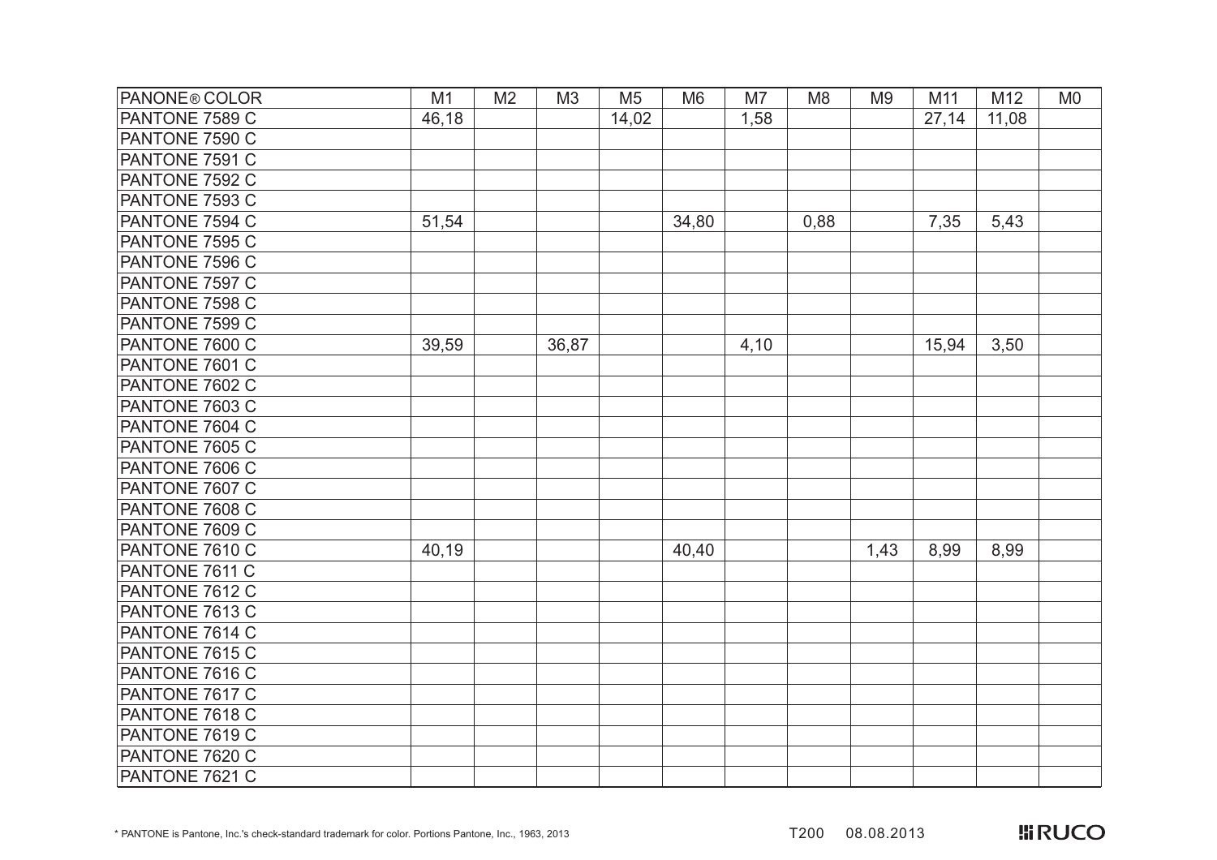| PANONE® COLOR | M1 | M2 | M3 | M5 | M6 | M7 | M8 | M9 | M11 | M12 | M0 |
|---|---|---|---|---|---|---|---|---|---|---|---|
| PANTONE 7589 C | 46,18 | | | 14,02 | | 1,58 | | | 27,14 | 11,08 | |
| PANTONE 7590 C | | | | | | | | | | | |
| PANTONE 7591 C | | | | | | | | | | | |
| PANTONE 7592 C | | | | | | | | | | | |
| PANTONE 7593 C | | | | | | | | | | | |
| PANTONE 7594 C | 51,54 | | | | 34,80 | | 0,88 | | 7,35 | 5,43 | |
| PANTONE 7595 C | | | | | | | | | | | |
| PANTONE 7596 C | | | | | | | | | | | |
| PANTONE 7597 C | | | | | | | | | | | |
| PANTONE 7598 C | | | | | | | | | | | |
| PANTONE 7599 C | | | | | | | | | | | |
| PANTONE 7600 C | 39,59 | | 36,87 | | | 4,10 | | | 15,94 | 3,50 | |
| PANTONE 7601 C | | | | | | | | | | | |
| PANTONE 7602 C | | | | | | | | | | | |
| PANTONE 7603 C | | | | | | | | | | | |
| PANTONE 7604 C | | | | | | | | | | | |
| PANTONE 7605 C | | | | | | | | | | | |
| PANTONE 7606 C | | | | | | | | | | | |
| PANTONE 7607 C | | | | | | | | | | | |
| PANTONE 7608 C | | | | | | | | | | | |
| PANTONE 7609 C | | | | | | | | | | | |
| PANTONE 7610 C | 40,19 | | | | 40,40 | | | 1,43 | 8,99 | 8,99 | |
| PANTONE 7611 C | | | | | | | | | | | |
| PANTONE 7612 C | | | | | | | | | | | |
| PANTONE 7613 C | | | | | | | | | | | |
| PANTONE 7614 C | | | | | | | | | | | |
| PANTONE 7615 C | | | | | | | | | | | |
| PANTONE 7616 C | | | | | | | | | | | |
| PANTONE 7617 C | | | | | | | | | | | |
| PANTONE 7618 C | | | | | | | | | | | |
| PANTONE 7619 C | | | | | | | | | | | |
| PANTONE 7620 C | | | | | | | | | | | |
| PANTONE 7621 C | | | | | | | | | | | |

* PANTONE is Pantone, Inc.'s check-standard trademark for color. Portions Pantone, Inc., 1963, 2013

T200 08.08.2013

RUCO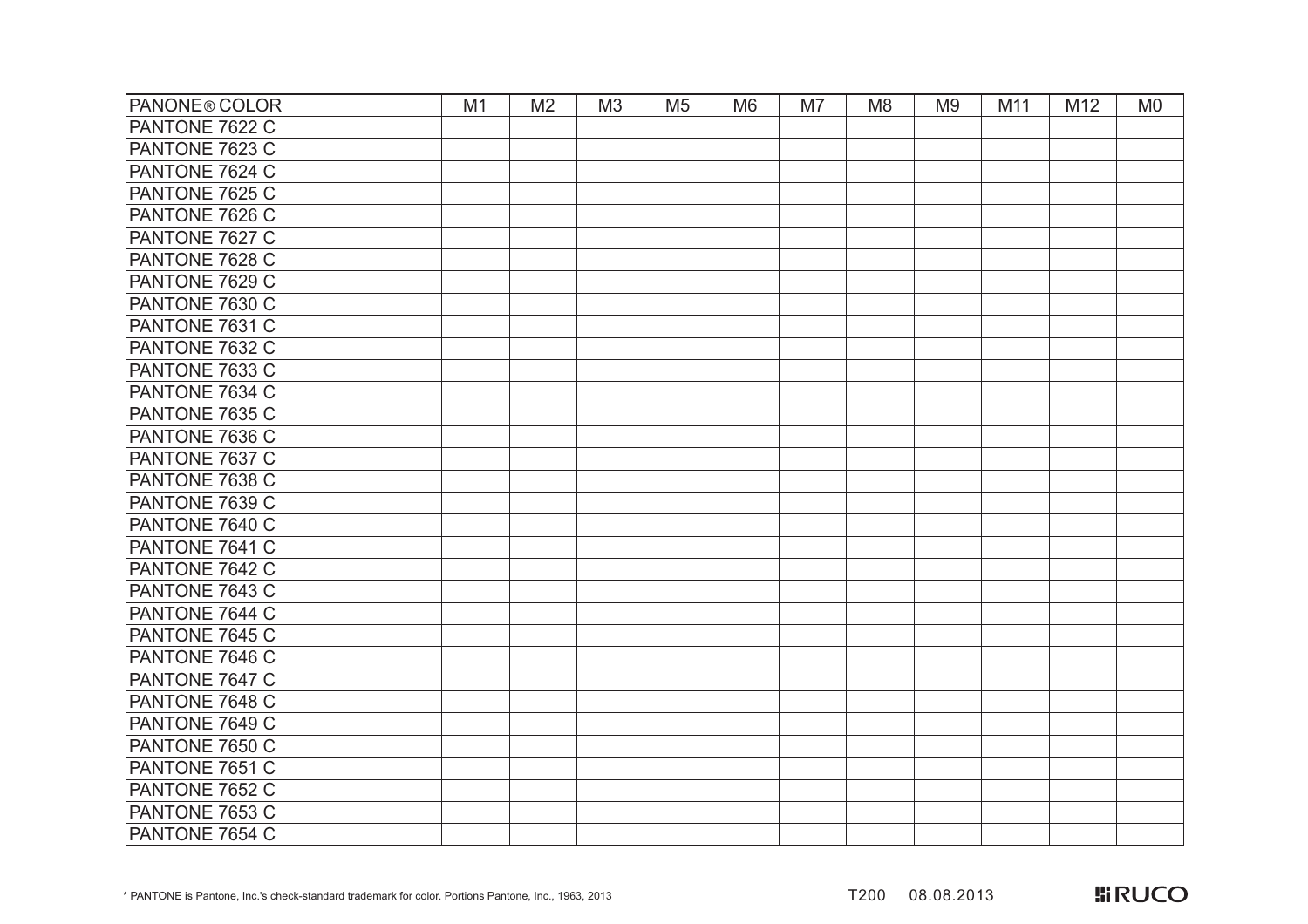| PANONE® COLOR | M1 | M2 | M3 | M5 | M6 | M7 | M8 | M9 | M11 | M12 | M0 |
|---|---|---|---|---|---|---|---|---|---|---|---|
| PANTONE 7622 C | | | | | | | | | | | |
| PANTONE 7623 C | | | | | | | | | | | |
| PANTONE 7624 C | | | | | | | | | | | |
| PANTONE 7625 C | | | | | | | | | | | |
| PANTONE 7626 C | | | | | | | | | | | |
| PANTONE 7627 C | | | | | | | | | | | |
| PANTONE 7628 C | | | | | | | | | | | |
| PANTONE 7629 C | | | | | | | | | | | |
| PANTONE 7630 C | | | | | | | | | | | |
| PANTONE 7631 C | | | | | | | | | | | |
| PANTONE 7632 C | | | | | | | | | | | |
| PANTONE 7633 C | | | | | | | | | | | |
| PANTONE 7634 C | | | | | | | | | | | |
| PANTONE 7635 C | | | | | | | | | | | |
| PANTONE 7636 C | | | | | | | | | | | |
| PANTONE 7637 C | | | | | | | | | | | |
| PANTONE 7638 C | | | | | | | | | | | |
| PANTONE 7639 C | | | | | | | | | | | |
| PANTONE 7640 C | | | | | | | | | | | |
| PANTONE 7641 C | | | | | | | | | | | |
| PANTONE 7642 C | | | | | | | | | | | |
| PANTONE 7643 C | | | | | | | | | | | |
| PANTONE 7644 C | | | | | | | | | | | |
| PANTONE 7645 C | | | | | | | | | | | |
| PANTONE 7646 C | | | | | | | | | | | |
| PANTONE 7647 C | | | | | | | | | | | |
| PANTONE 7648 C | | | | | | | | | | | |
| PANTONE 7649 C | | | | | | | | | | | |
| PANTONE 7650 C | | | | | | | | | | | |
| PANTONE 7651 C | | | | | | | | | | | |
| PANTONE 7652 C | | | | | | | | | | | |
| PANTONE 7653 C | | | | | | | | | | | |
| PANTONE 7654 C | | | | | | | | | | | |

* PANTONE is Pantone, Inc.'s check-standard trademark for color. Portions Pantone, Inc., 1963, 2013

T200 08.08.2013

RUCO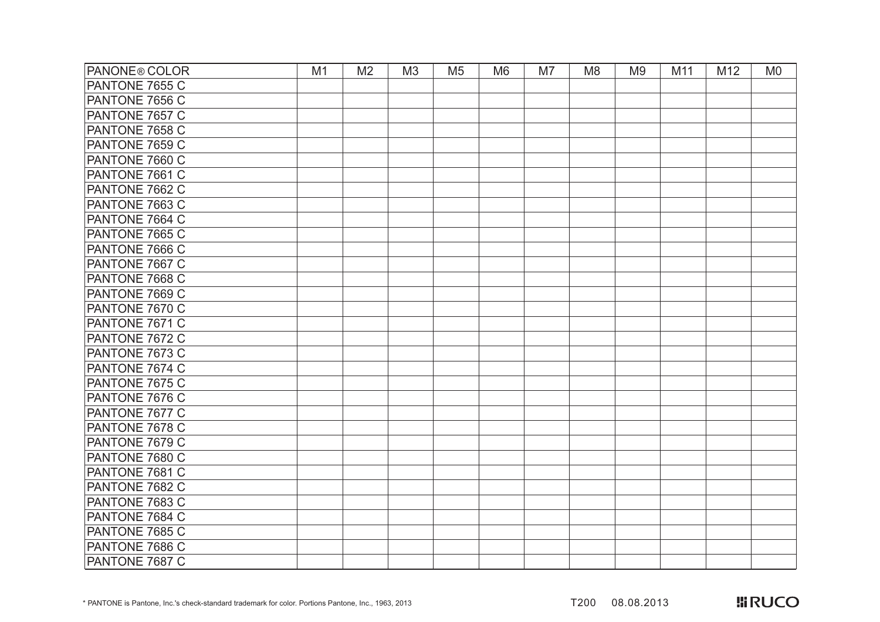| PANONE® COLOR | M1 | M2 | M3 | M5 | M6 | M7 | M8 | M9 | M11 | M12 | M0 |
|---|---|---|---|---|---|---|---|---|---|---|---|
| PANTONE 7655 C | | | | | | | | | | | |
| PANTONE 7656 C | | | | | | | | | | | |
| PANTONE 7657 C | | | | | | | | | | | |
| PANTONE 7658 C | | | | | | | | | | | |
| PANTONE 7659 C | | | | | | | | | | | |
| PANTONE 7660 C | | | | | | | | | | | |
| PANTONE 7661 C | | | | | | | | | | | |
| PANTONE 7662 C | | | | | | | | | | | |
| PANTONE 7663 C | | | | | | | | | | | |
| PANTONE 7664 C | | | | | | | | | | | |
| PANTONE 7665 C | | | | | | | | | | | |
| PANTONE 7666 C | | | | | | | | | | | |
| PANTONE 7667 C | | | | | | | | | | | |
| PANTONE 7668 C | | | | | | | | | | | |
| PANTONE 7669 C | | | | | | | | | | | |
| PANTONE 7670 C | | | | | | | | | | | |
| PANTONE 7671 C | | | | | | | | | | | |
| PANTONE 7672 C | | | | | | | | | | | |
| PANTONE 7673 C | | | | | | | | | | | |
| PANTONE 7674 C | | | | | | | | | | | |
| PANTONE 7675 C | | | | | | | | | | | |
| PANTONE 7676 C | | | | | | | | | | | |
| PANTONE 7677 C | | | | | | | | | | | |
| PANTONE 7678 C | | | | | | | | | | | |
| PANTONE 7679 C | | | | | | | | | | | |
| PANTONE 7680 C | | | | | | | | | | | |
| PANTONE 7681 C | | | | | | | | | | | |
| PANTONE 7682 C | | | | | | | | | | | |
| PANTONE 7683 C | | | | | | | | | | | |
| PANTONE 7684 C | | | | | | | | | | | |
| PANTONE 7685 C | | | | | | | | | | | |
| PANTONE 7686 C | | | | | | | | | | | |
| PANTONE 7687 C | | | | | | | | | | | |

* PANTONE is Pantone, Inc.'s check-standard trademark for color. Portions Pantone, Inc., 1963, 2013

T200 08.08.2013

RUCO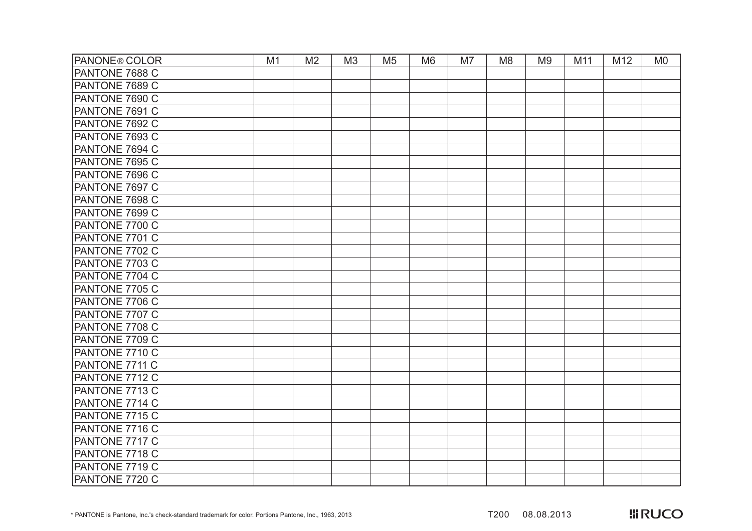| PANONE® COLOR | M1 | M2 | M3 | M5 | M6 | M7 | M8 | M9 | M11 | M12 | M0 |
|---|---|---|---|---|---|---|---|---|---|---|---|
| PANTONE 7688 C | | | | | | | | | | | |
| PANTONE 7689 C | | | | | | | | | | | |
| PANTONE 7690 C | | | | | | | | | | | |
| PANTONE 7691 C | | | | | | | | | | | |
| PANTONE 7692 C | | | | | | | | | | | |
| PANTONE 7693 C | | | | | | | | | | | |
| PANTONE 7694 C | | | | | | | | | | | |
| PANTONE 7695 C | | | | | | | | | | | |
| PANTONE 7696 C | | | | | | | | | | | |
| PANTONE 7697 C | | | | | | | | | | | |
| PANTONE 7698 C | | | | | | | | | | | |
| PANTONE 7699 C | | | | | | | | | | | |
| PANTONE 7700 C | | | | | | | | | | | |
| PANTONE 7701 C | | | | | | | | | | | |
| PANTONE 7702 C | | | | | | | | | | | |
| PANTONE 7703 C | | | | | | | | | | | |
| PANTONE 7704 C | | | | | | | | | | | |
| PANTONE 7705 C | | | | | | | | | | | |
| PANTONE 7706 C | | | | | | | | | | | |
| PANTONE 7707 C | | | | | | | | | | | |
| PANTONE 7708 C | | | | | | | | | | | |
| PANTONE 7709 C | | | | | | | | | | | |
| PANTONE 7710 C | | | | | | | | | | | |
| PANTONE 7711 C | | | | | | | | | | | |
| PANTONE 7712 C | | | | | | | | | | | |
| PANTONE 7713 C | | | | | | | | | | | |
| PANTONE 7714 C | | | | | | | | | | | |
| PANTONE 7715 C | | | | | | | | | | | |
| PANTONE 7716 C | | | | | | | | | | | |
| PANTONE 7717 C | | | | | | | | | | | |
| PANTONE 7718 C | | | | | | | | | | | |
| PANTONE 7719 C | | | | | | | | | | | |
| PANTONE 7720 C | | | | | | | | | | | |

* PANTONE is Pantone, Inc.'s check-standard trademark for color. Portions Pantone, Inc., 1963, 2013

T200 08.08.2013

RUCO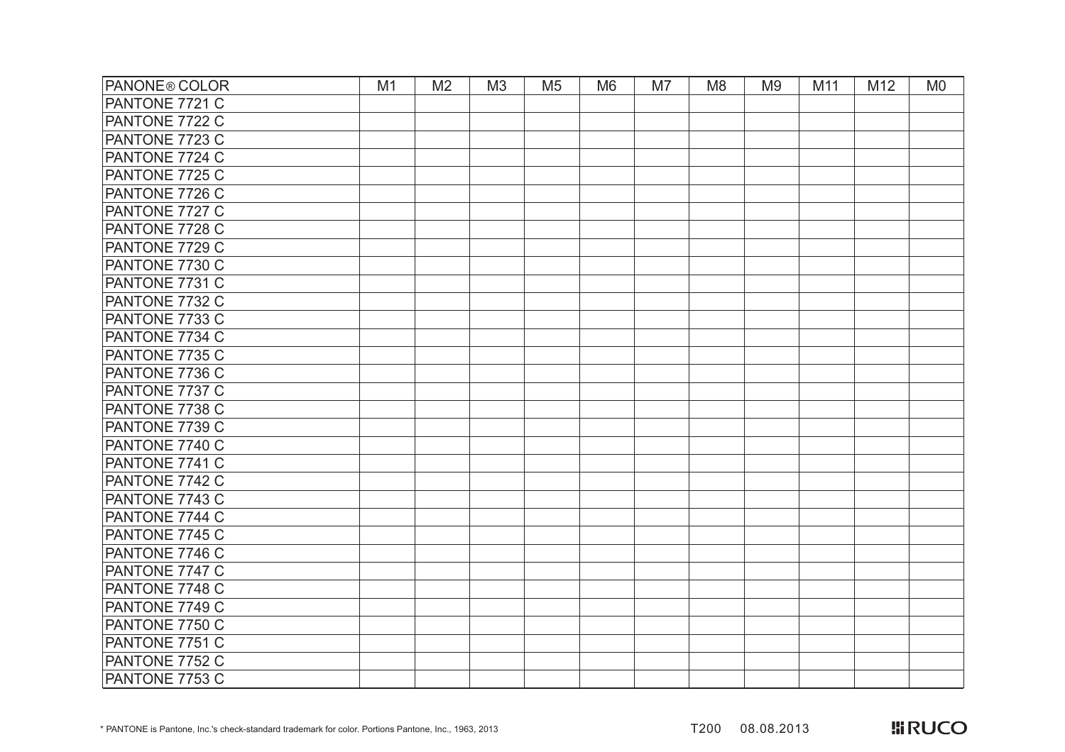| PANONE® COLOR | M1 | M2 | M3 | M5 | M6 | M7 | M8 | M9 | M11 | M12 | M0 |
|---|---|---|---|---|---|---|---|---|---|---|---|
| PANTONE 7721 C | | | | | | | | | | | |
| PANTONE 7722 C | | | | | | | | | | | |
| PANTONE 7723 C | | | | | | | | | | | |
| PANTONE 7724 C | | | | | | | | | | | |
| PANTONE 7725 C | | | | | | | | | | | |
| PANTONE 7726 C | | | | | | | | | | | |
| PANTONE 7727 C | | | | | | | | | | | |
| PANTONE 7728 C | | | | | | | | | | | |
| PANTONE 7729 C | | | | | | | | | | | |
| PANTONE 7730 C | | | | | | | | | | | |
| PANTONE 7731 C | | | | | | | | | | | |
| PANTONE 7732 C | | | | | | | | | | | |
| PANTONE 7733 C | | | | | | | | | | | |
| PANTONE 7734 C | | | | | | | | | | | |
| PANTONE 7735 C | | | | | | | | | | | |
| PANTONE 7736 C | | | | | | | | | | | |
| PANTONE 7737 C | | | | | | | | | | | |
| PANTONE 7738 C | | | | | | | | | | | |
| PANTONE 7739 C | | | | | | | | | | | |
| PANTONE 7740 C | | | | | | | | | | | |
| PANTONE 7741 C | | | | | | | | | | | |
| PANTONE 7742 C | | | | | | | | | | | |
| PANTONE 7743 C | | | | | | | | | | | |
| PANTONE 7744 C | | | | | | | | | | | |
| PANTONE 7745 C | | | | | | | | | | | |
| PANTONE 7746 C | | | | | | | | | | | |
| PANTONE 7747 C | | | | | | | | | | | |
| PANTONE 7748 C | | | | | | | | | | | |
| PANTONE 7749 C | | | | | | | | | | | |
| PANTONE 7750 C | | | | | | | | | | | |
| PANTONE 7751 C | | | | | | | | | | | |
| PANTONE 7752 C | | | | | | | | | | | |
| PANTONE 7753 C | | | | | | | | | | | |

* PANTONE is Pantone, Inc.'s check-standard trademark for color. Portions Pantone, Inc., 1963, 2013

T200 08.08.2013

RUCO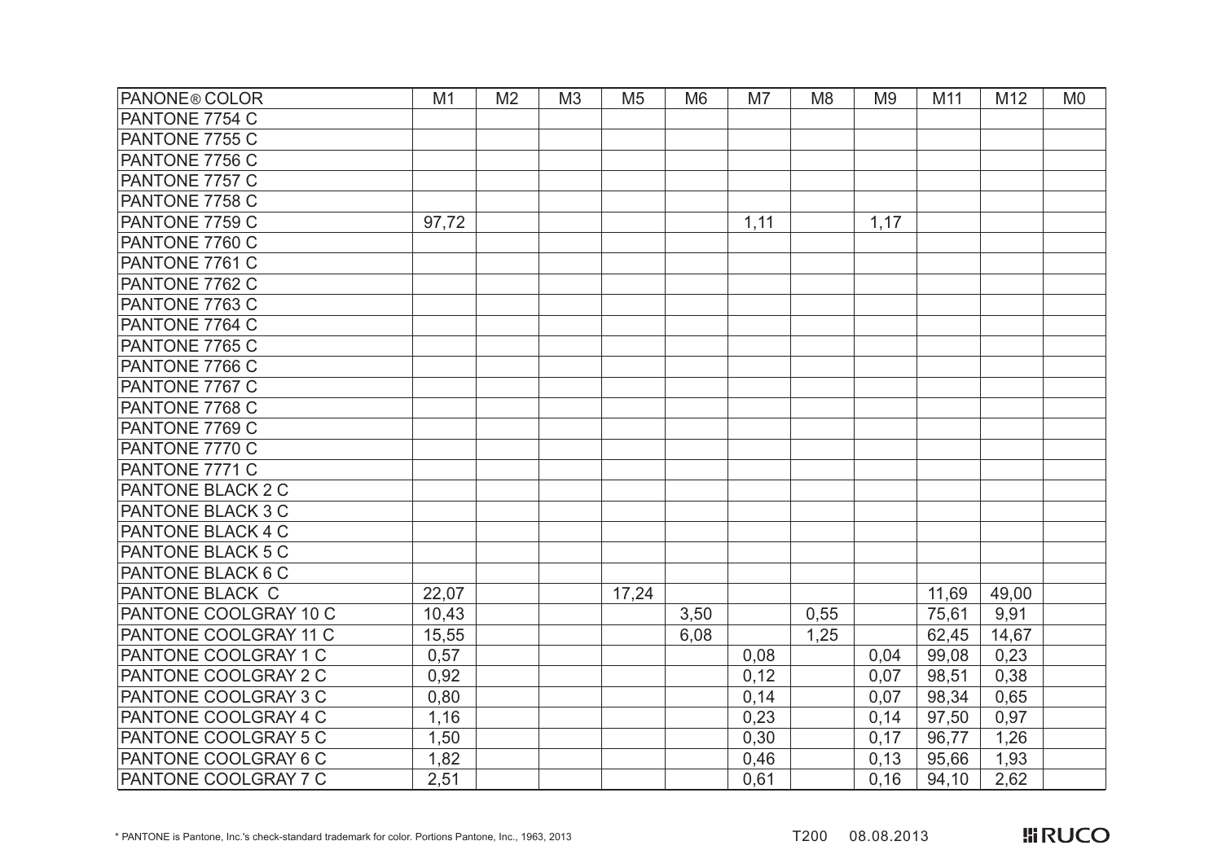| PANONE® COLOR | M1 | M2 | M3 | M5 | M6 | M7 | M8 | M9 | M11 | M12 | M0 |
|---|---|---|---|---|---|---|---|---|---|---|---|
| PANTONE 7754 C | | | | | | | | | | | |
| PANTONE 7755 C | | | | | | | | | | | |
| PANTONE 7756 C | | | | | | | | | | | |
| PANTONE 7757 C | | | | | | | | | | | |
| PANTONE 7758 C | | | | | | | | | | | |
| PANTONE 7759 C | 97,72 | | | | | 1,11 | | 1,17 | | | |
| PANTONE 7760 C | | | | | | | | | | | |
| PANTONE 7761 C | | | | | | | | | | | |
| PANTONE 7762 C | | | | | | | | | | | |
| PANTONE 7763 C | | | | | | | | | | | |
| PANTONE 7764 C | | | | | | | | | | | |
| PANTONE 7765 C | | | | | | | | | | | |
| PANTONE 7766 C | | | | | | | | | | | |
| PANTONE 7767 C | | | | | | | | | | | |
| PANTONE 7768 C | | | | | | | | | | | |
| PANTONE 7769 C | | | | | | | | | | | |
| PANTONE 7770 C | | | | | | | | | | | |
| PANTONE 7771 C | | | | | | | | | | | |
| PANTONE BLACK 2 C | | | | | | | | | | | |
| PANTONE BLACK 3 C | | | | | | | | | | | |
| PANTONE BLACK 4 C | | | | | | | | | | | |
| PANTONE BLACK 5 C | | | | | | | | | | | |
| PANTONE BLACK 6 C | | | | | | | | | | | |
| PANTONE BLACK C | 22,07 | | | 17,24 | | | | | 11,69 | 49,00 | |
| PANTONE COOLGRAY 10 C | 10,43 | | | | 3,50 | | 0,55 | | 75,61 | 9,91 | |
| PANTONE COOLGRAY 11 C | 15,55 | | | | 6,08 | | 1,25 | | 62,45 | 14,67 | |
| PANTONE COOLGRAY 1 C | 0,57 | | | | | 0,08 | | 0,04 | 99,08 | 0,23 | |
| PANTONE COOLGRAY 2 C | 0,92 | | | | | 0,12 | | 0,07 | 98,51 | 0,38 | |
| PANTONE COOLGRAY 3 C | 0,80 | | | | | 0,14 | | 0,07 | 98,34 | 0,65 | |
| PANTONE COOLGRAY 4 C | 1,16 | | | | | 0,23 | | 0,14 | 97,50 | 0,97 | |
| PANTONE COOLGRAY 5 C | 1,50 | | | | | 0,30 | | 0,17 | 96,77 | 1,26 | |
| PANTONE COOLGRAY 6 C | 1,82 | | | | | 0,46 | | 0,13 | 95,66 | 1,93 | |
| PANTONE COOLGRAY 7 C | 2,51 | | | | | 0,61 | | 0,16 | 94,10 | 2,62 | |

* PANTONE is Pantone, Inc.'s check-standard trademark for color. Portions Pantone, Inc., 1963, 2013

T200 08.08.2013

RUCO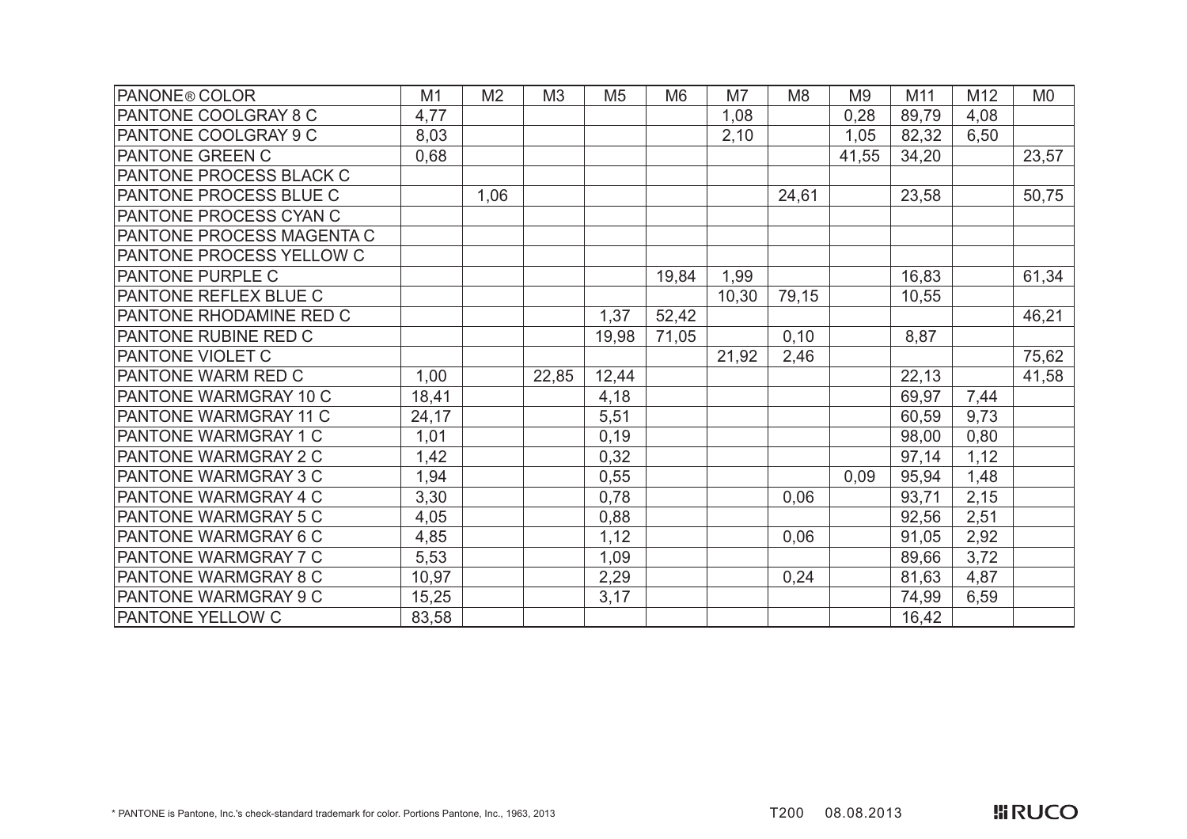| PANONE® COLOR | M1 | M2 | M3 | M5 | M6 | M7 | M8 | M9 | M11 | M12 | M0 |
|---|---|---|---|---|---|---|---|---|---|---|---|
| PANTONE COOLGRAY 8 C | 4,77 | | | | | 1,08 | | 0,28 | 89,79 | 4,08 | |
| PANTONE COOLGRAY 9 C | 8,03 | | | | | 2,10 | | 1,05 | 82,32 | 6,50 | |
| PANTONE GREEN C | 0,68 | | | | | | | 41,55 | 34,20 | | 23,57 |
| PANTONE PROCESS BLACK C | | | | | | | | | | | |
| PANTONE PROCESS BLUE C | | 1,06 | | | | | 24,61 | | 23,58 | | 50,75 |
| PANTONE PROCESS CYAN C | | | | | | | | | | | |
| PANTONE PROCESS MAGENTA C | | | | | | | | | | | |
| PANTONE PROCESS YELLOW C | | | | | | | | | | | |
| PANTONE PURPLE C | | | | | 19,84 | 1,99 | | | 16,83 | | 61,34 |
| PANTONE REFLEX BLUE C | | | | | | 10,30 | 79,15 | | 10,55 | | |
| PANTONE RHODAMINE RED C | | | | 1,37 | 52,42 | | | | | | 46,21 |
| PANTONE RUBINE RED C | | | | 19,98 | 71,05 | | 0,10 | | 8,87 | | |
| PANTONE VIOLET C | | | | | | 21,92 | 2,46 | | | | 75,62 |
| PANTONE WARM RED C | 1,00 | | 22,85 | 12,44 | | | | | 22,13 | | 41,58 |
| PANTONE WARMGRAY 10 C | 18,41 | | | 4,18 | | | | | 69,97 | 7,44 | |
| PANTONE WARMGRAY 11 C | 24,17 | | | 5,51 | | | | | 60,59 | 9,73 | |
| PANTONE WARMGRAY 1 C | 1,01 | | | 0,19 | | | | | 98,00 | 0,80 | |
| PANTONE WARMGRAY 2 C | 1,42 | | | 0,32 | | | | | 97,14 | 1,12 | |
| PANTONE WARMGRAY 3 C | 1,94 | | | 0,55 | | | | 0,09 | 95,94 | 1,48 | |
| PANTONE WARMGRAY 4 C | 3,30 | | | 0,78 | | | 0,06 | | 93,71 | 2,15 | |
| PANTONE WARMGRAY 5 C | 4,05 | | | 0,88 | | | | | 92,56 | 2,51 | |
| PANTONE WARMGRAY 6 C | 4,85 | | | 1,12 | | | 0,06 | | 91,05 | 2,92 | |
| PANTONE WARMGRAY 7 C | 5,53 | | | 1,09 | | | | | 89,66 | 3,72 | |
| PANTONE WARMGRAY 8 C | 10,97 | | | 2,29 | | | 0,24 | | 81,63 | 4,87 | |
| PANTONE WARMGRAY 9 C | 15,25 | | | 3,17 | | | | | 74,99 | 6,59 | |
| PANTONE YELLOW C | 83,58 | | | | | | | | 16,42 | | |

* PANTONE is Pantone, Inc.'s check-standard trademark for color. Portions Pantone, Inc., 1963, 2013

T200 08.08.2013

RUCO